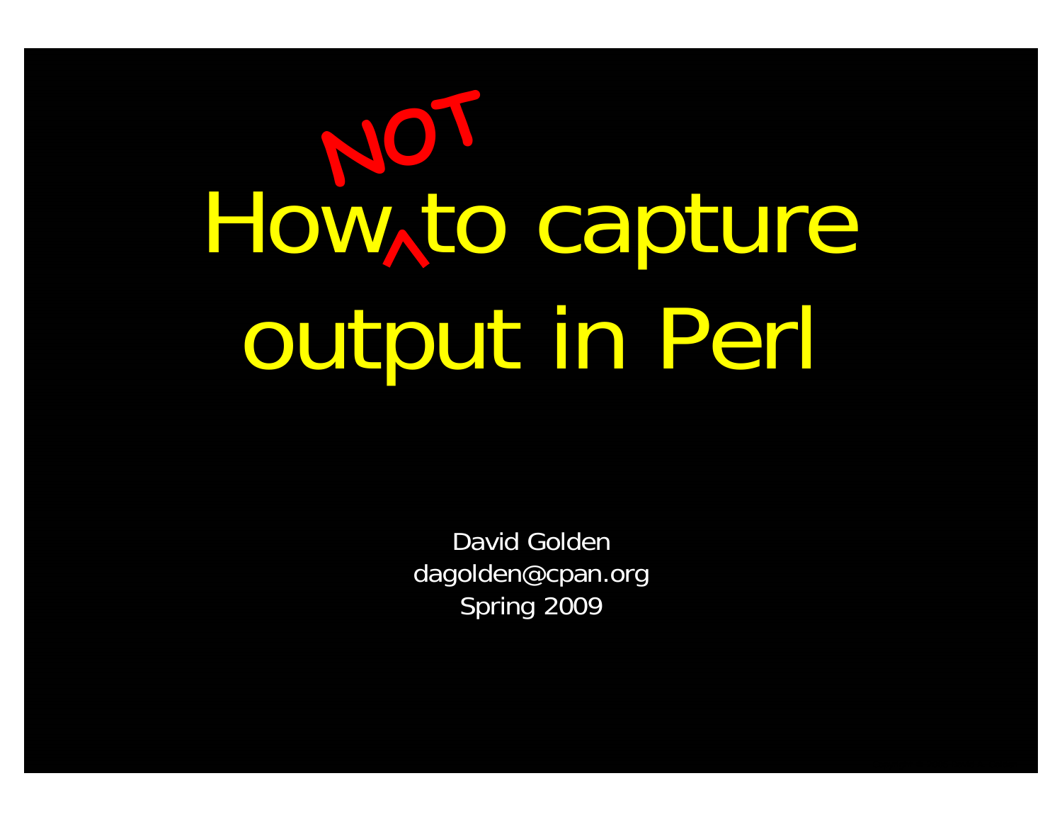# How NOT to capture output in Perl

David Golden
dagolden@cpan.org
Spring 2009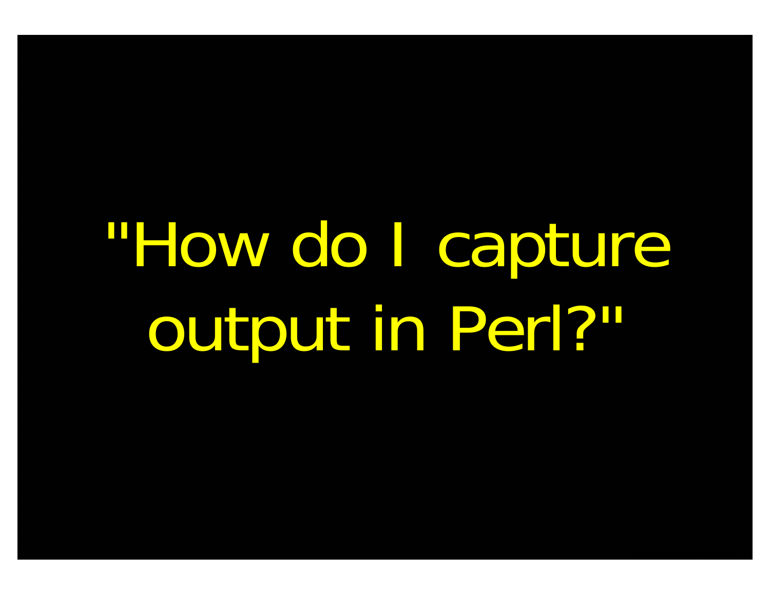"How do I capture output in Perl?"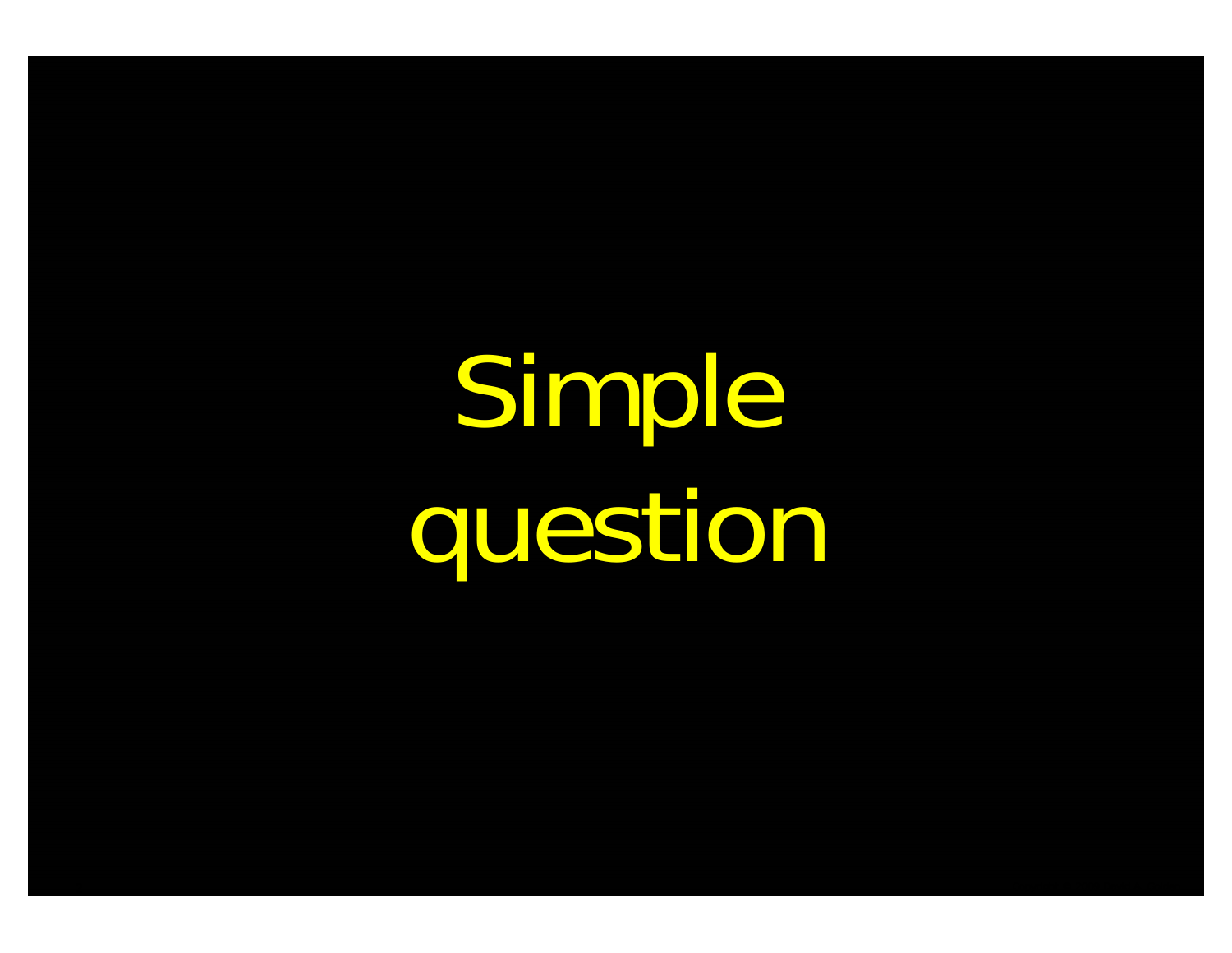# Simple question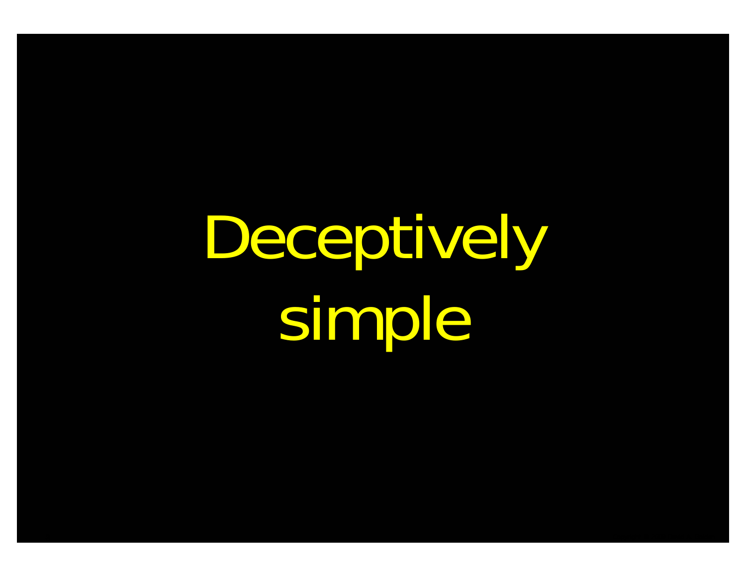Deceptively simple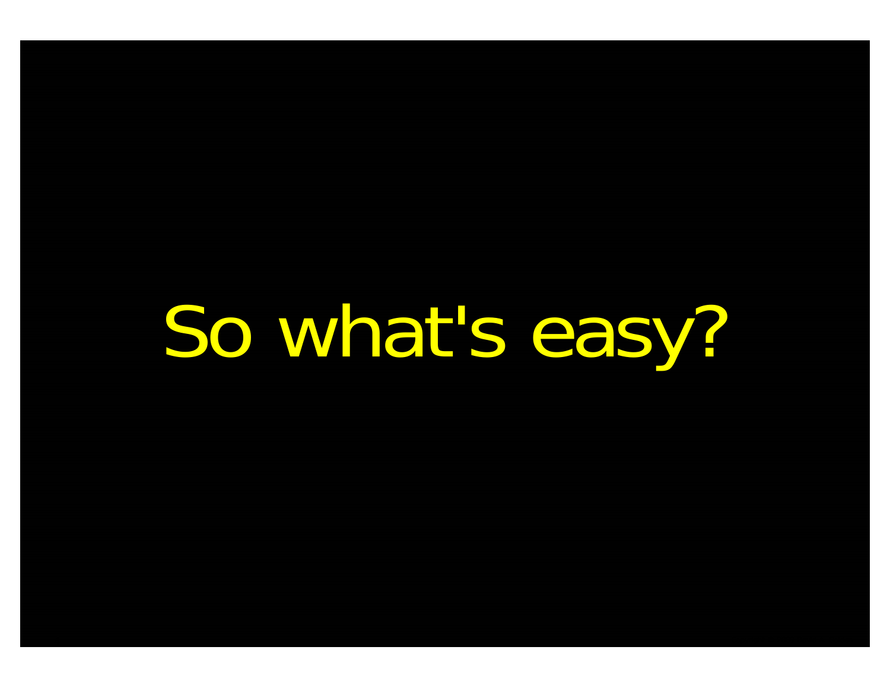# So what's easy?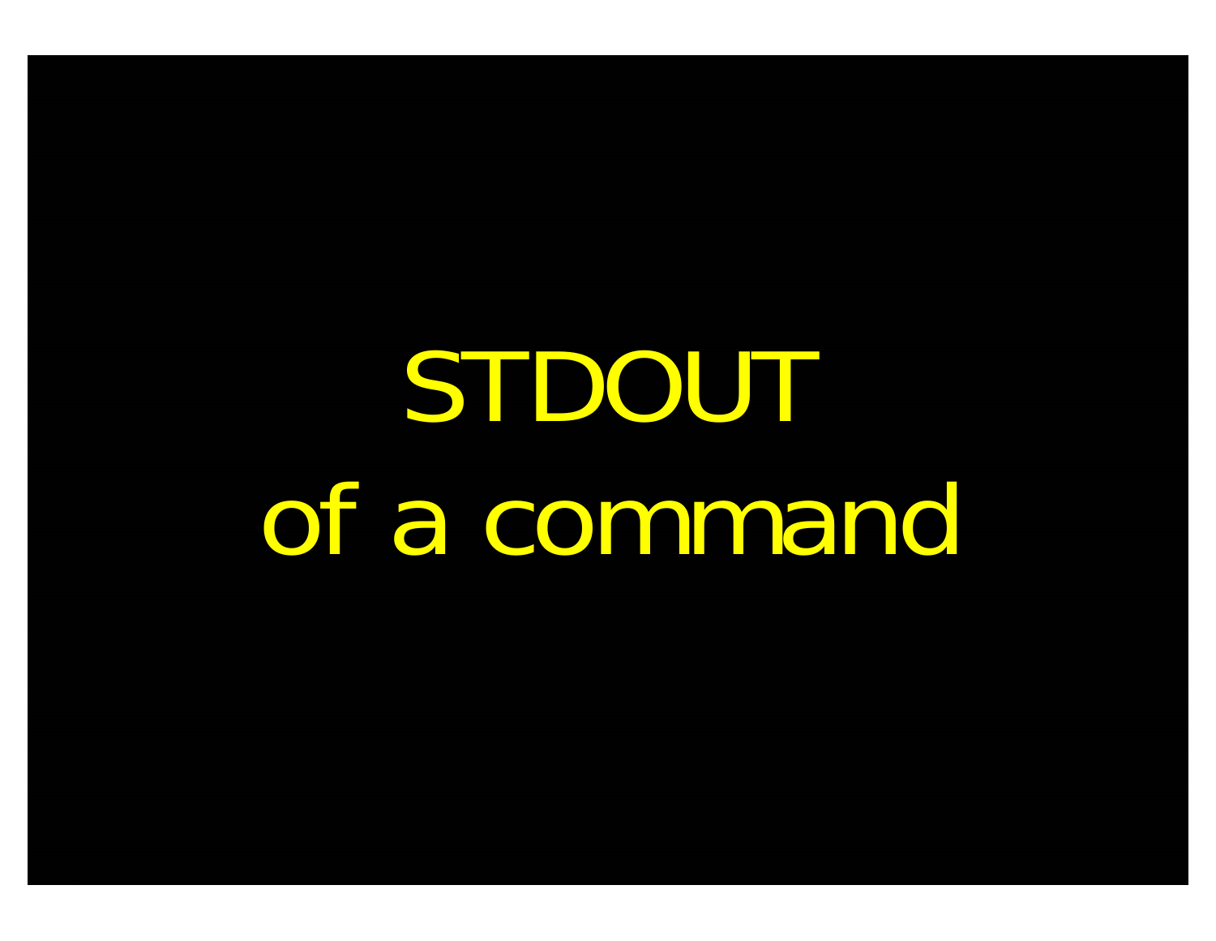# STDOUT
# of a command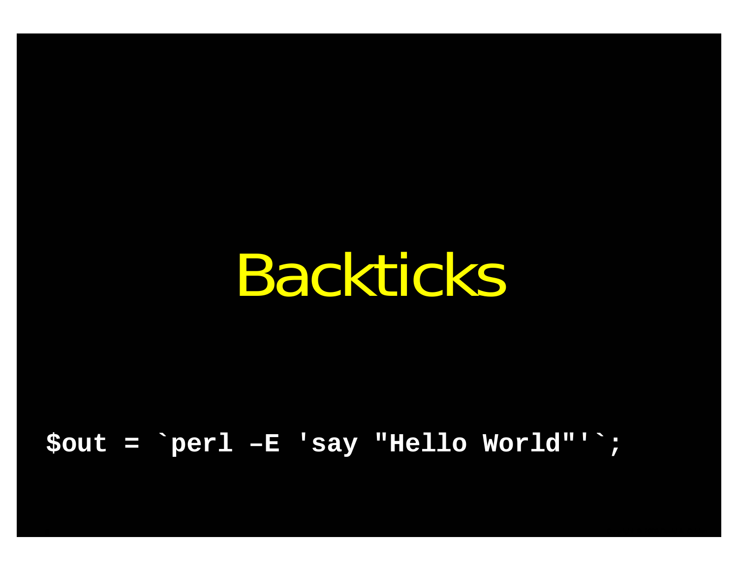# Backticks

```
$out = `perl –E 'say "Hello World"'`;
```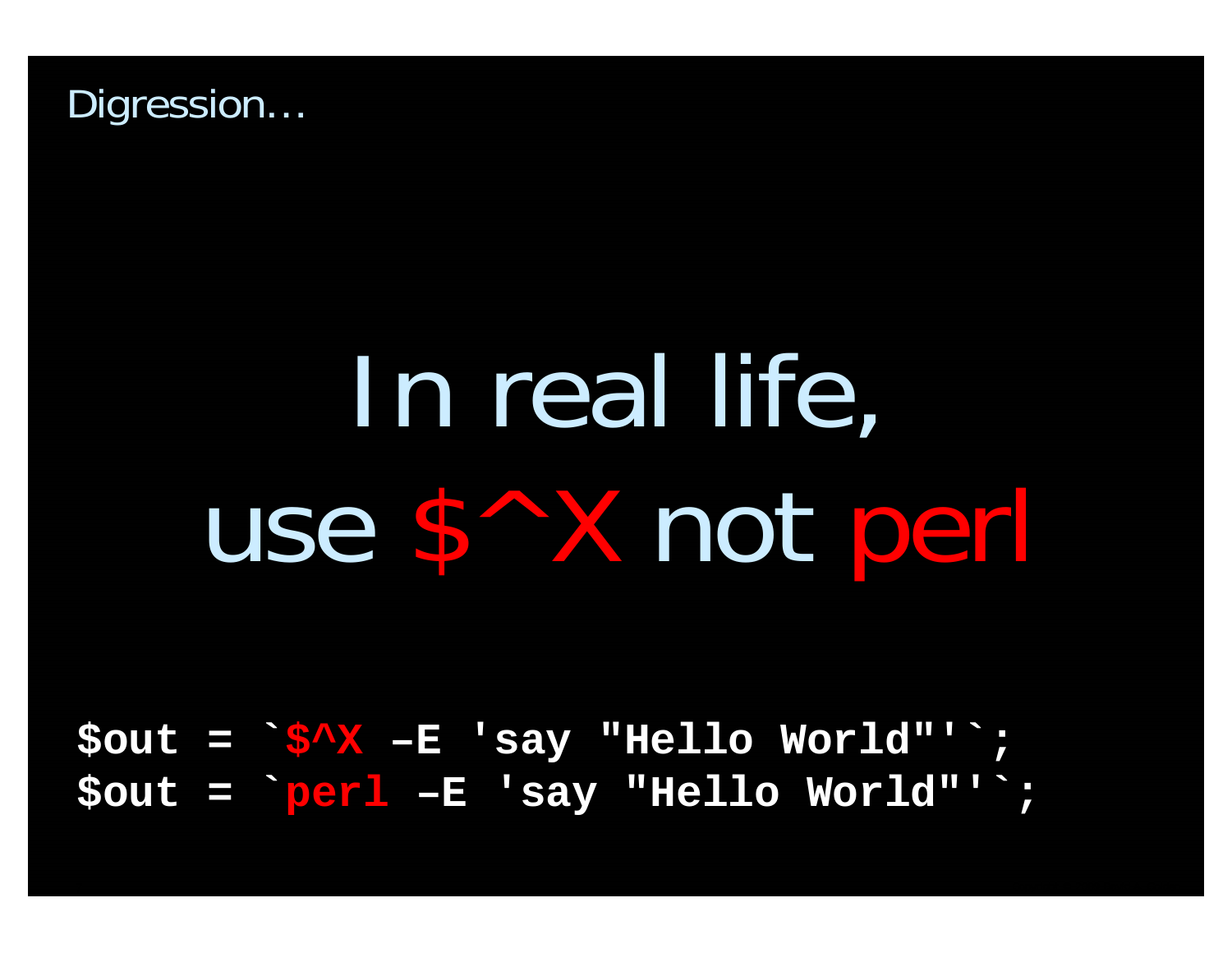Digression…

# In real life, use $^X not perl

```
$out = `$^X –E 'say "Hello World"'`;
$out = `perl –E 'say "Hello World"'`;
```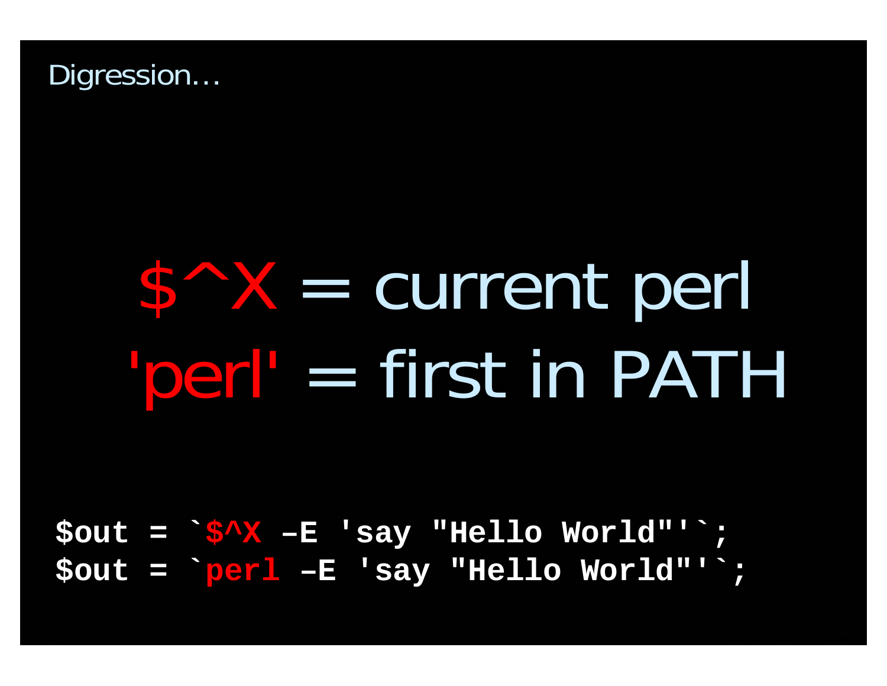Digression…

**$^X** = current perl

**'perl'** = first in PATH

```
$out = `$^X –E 'say "Hello World"'`;
$out = `perl –E 'say "Hello World"'`;
```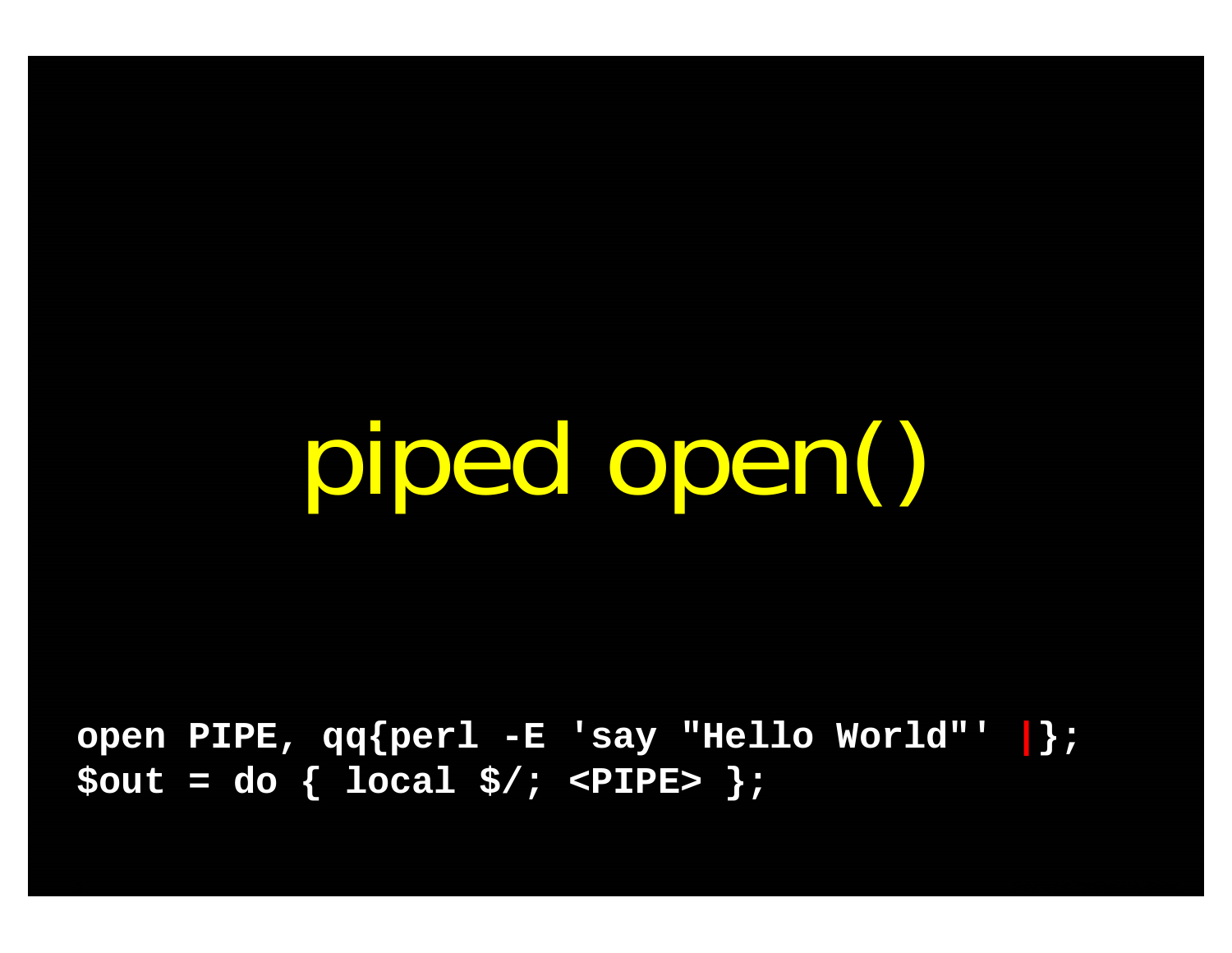# piped open()

```
open PIPE, qq{perl -E 'say "Hello World"' |};
$out = do { local $/; <PIPE> };
```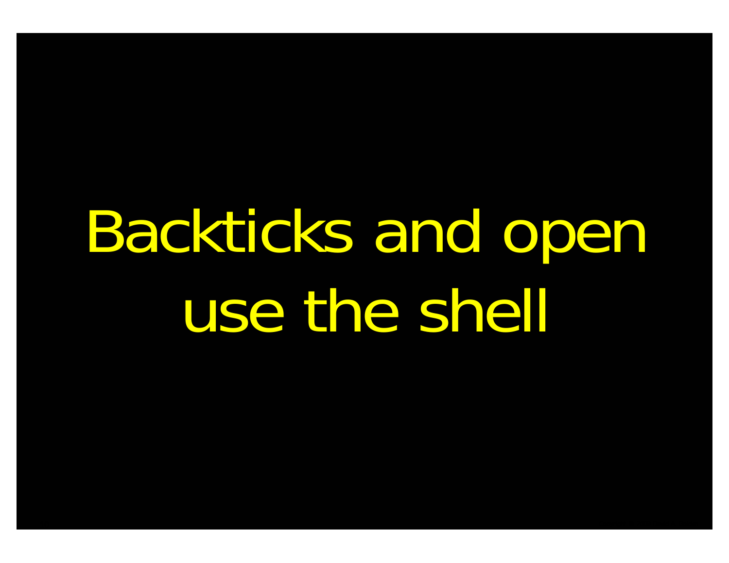# Backticks and open use the shell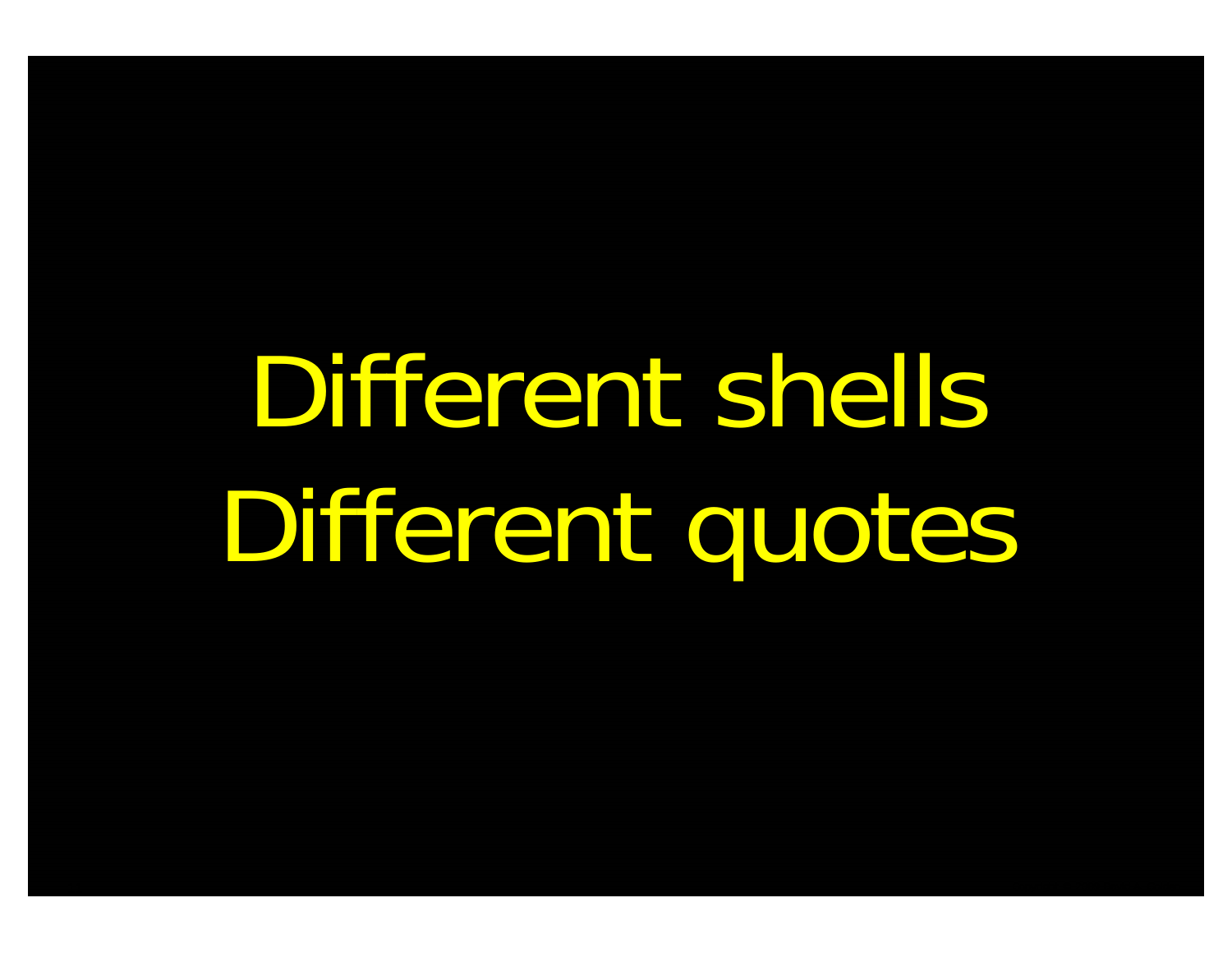Different shells
Different quotes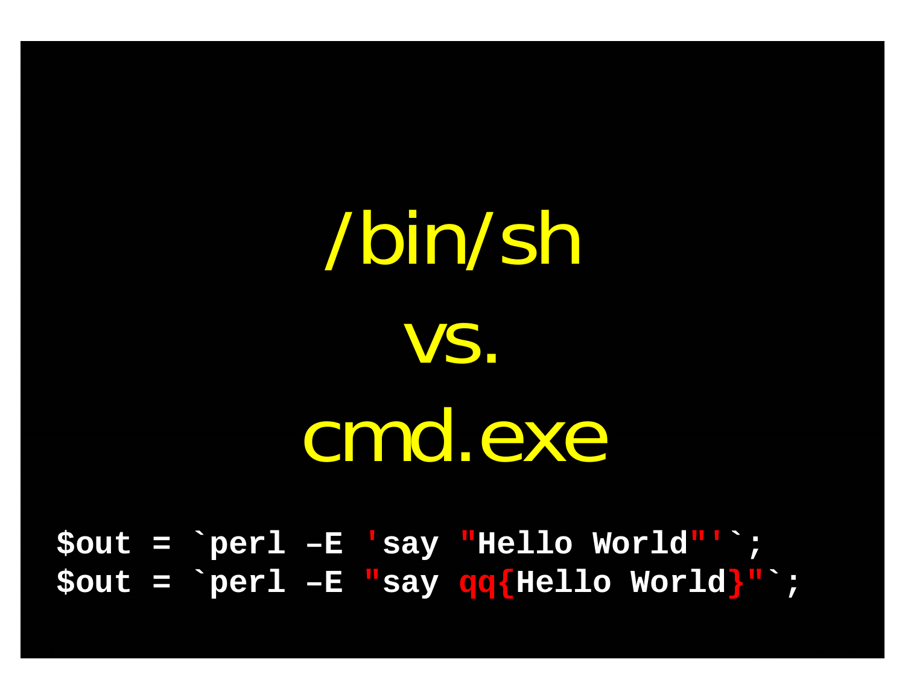# /bin/sh

# vs.

# cmd.exe

```
$out = `perl –E 'say "Hello World"'`;
$out = `perl –E "say qq{Hello World}"`;
```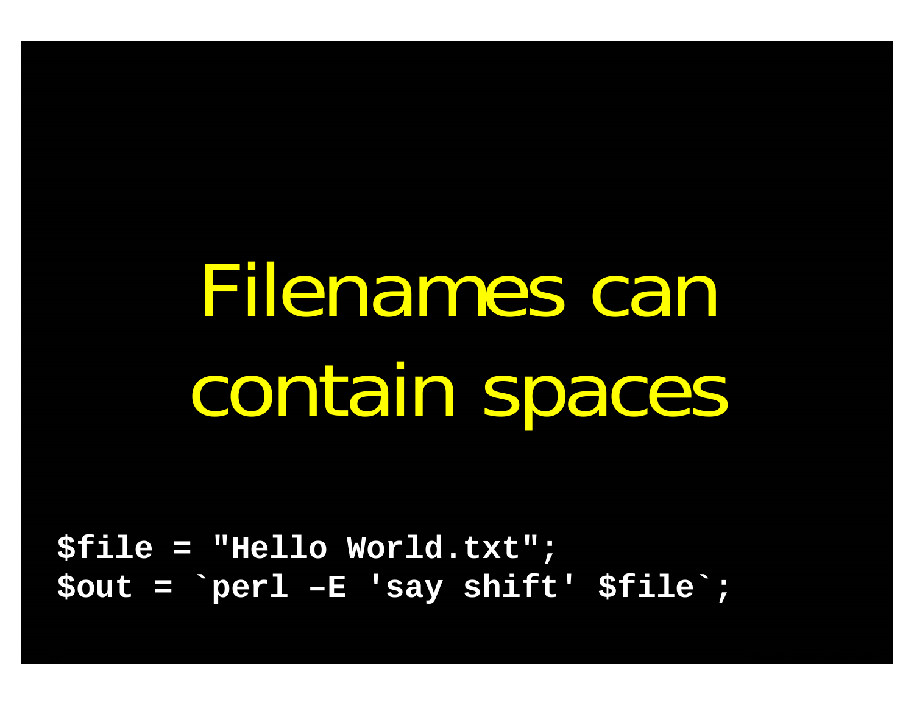# Filenames can contain spaces

```
$file = "Hello World.txt";
$out = `perl –E 'say shift' $file`;
```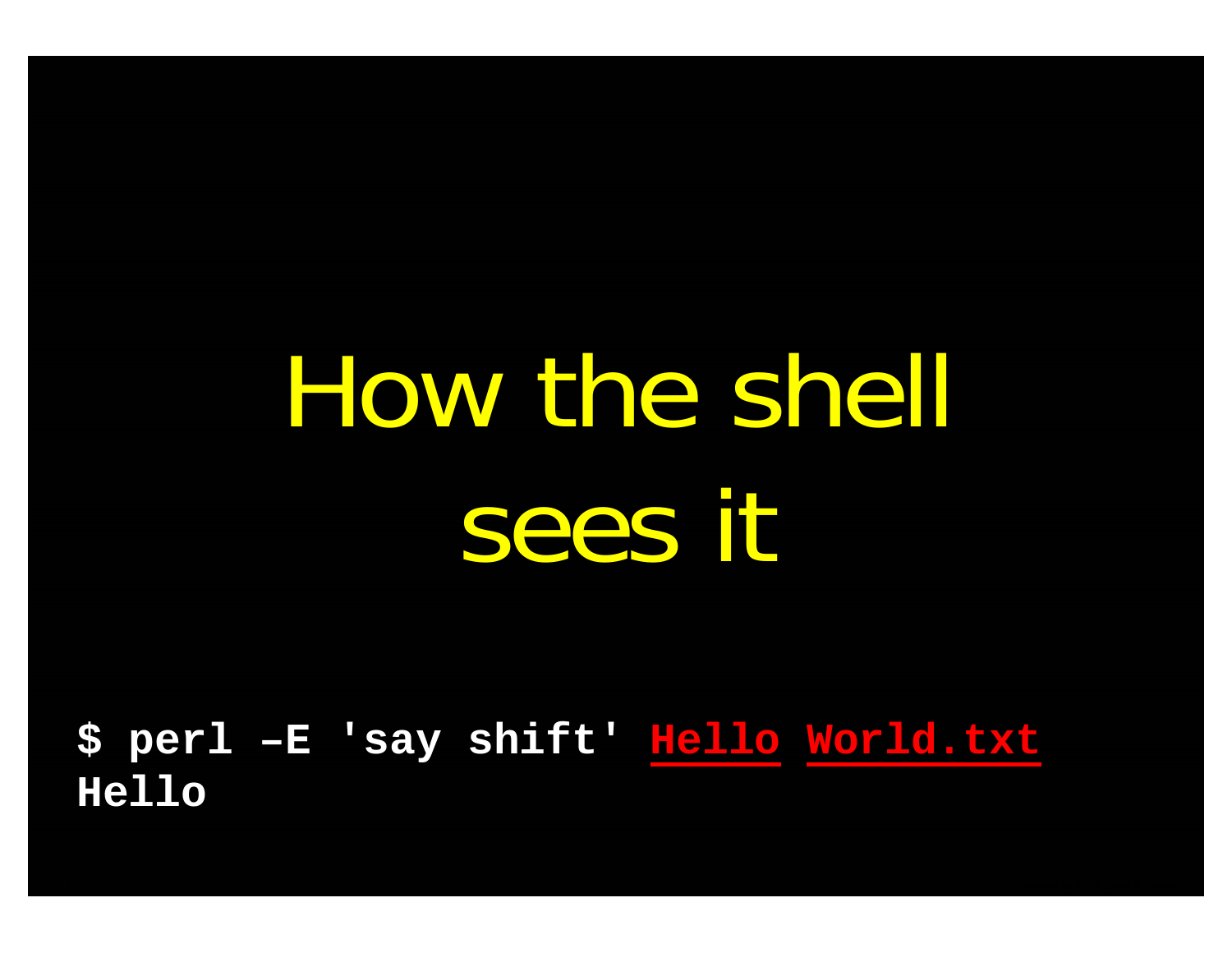# How the shell sees it

```
$ perl –E 'say shift' Hello World.txt
Hello
```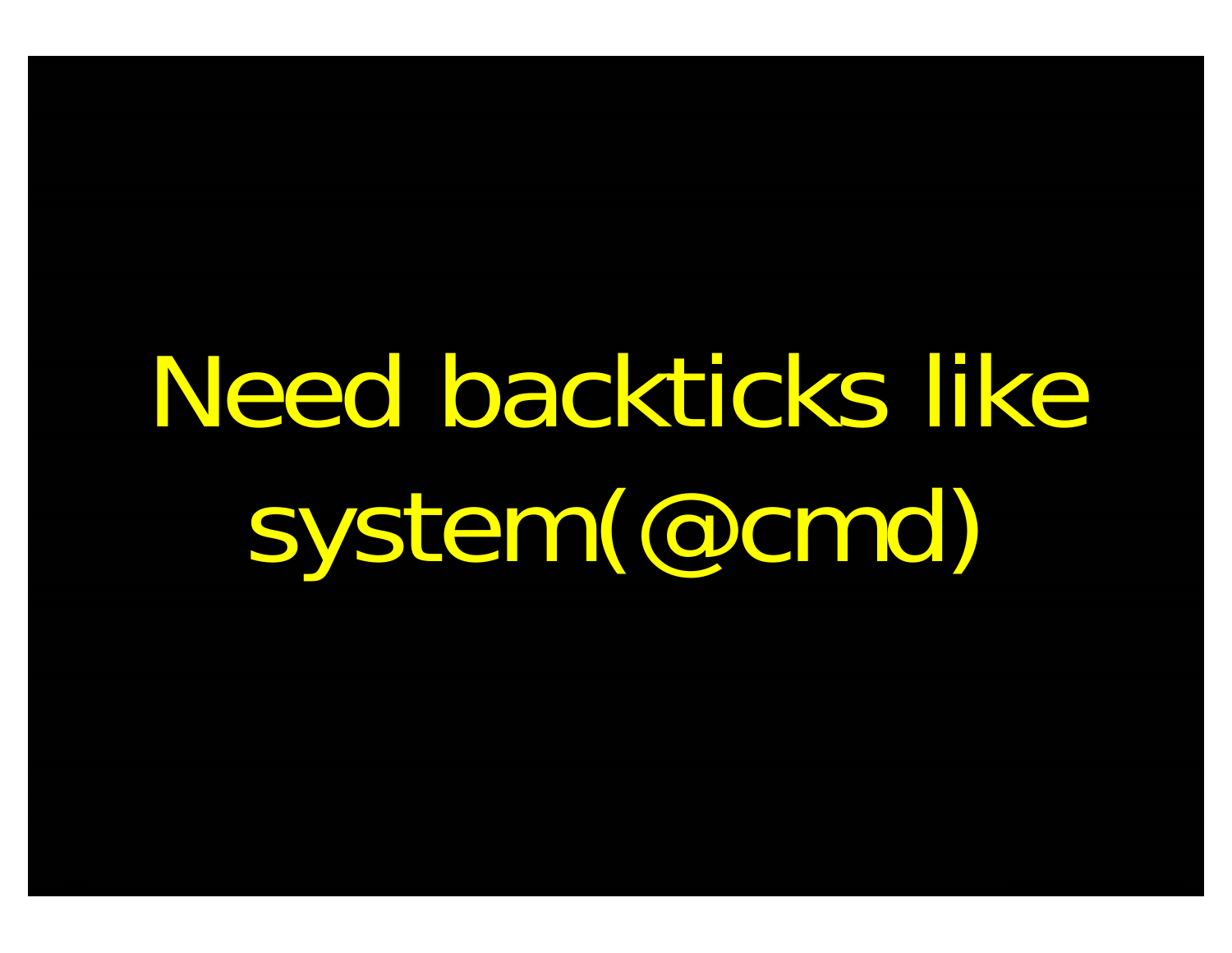Need backticks like system(@cmd)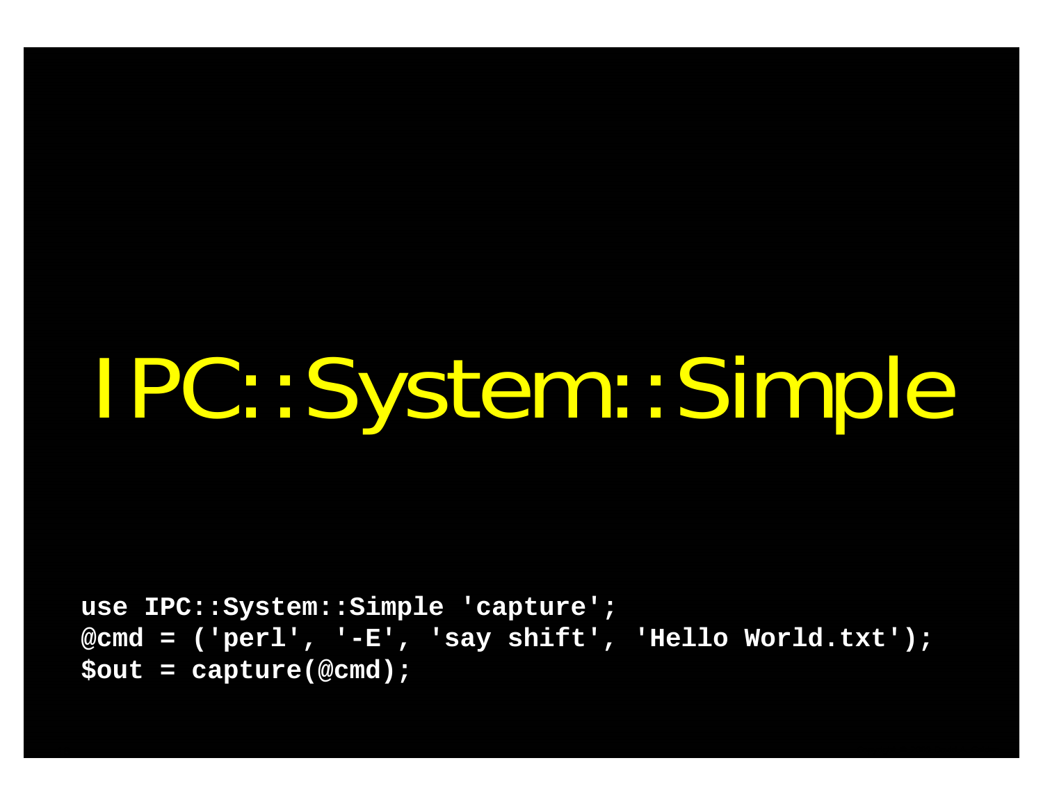# IPC::System::Simple

```
use IPC::System::Simple 'capture';
@cmd = ('perl', '-E', 'say shift', 'Hello World.txt');
$out = capture(@cmd);
```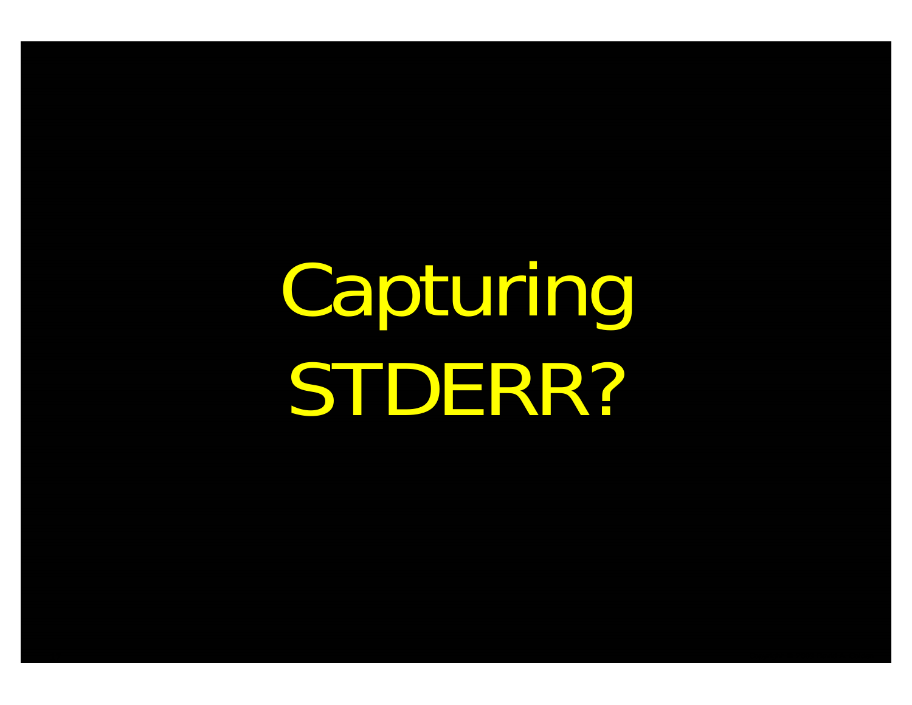# Capturing STDERR?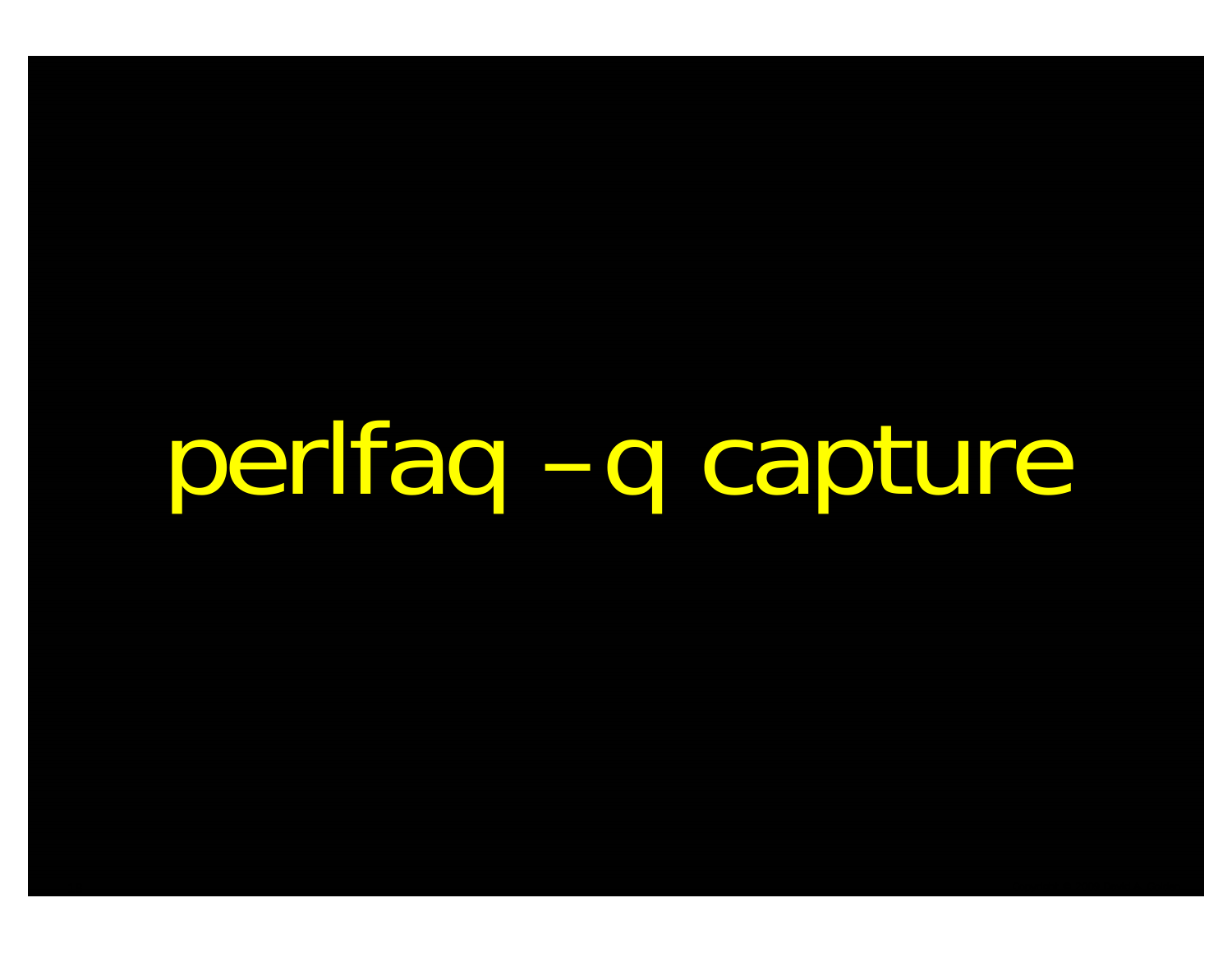perlfaq –q capture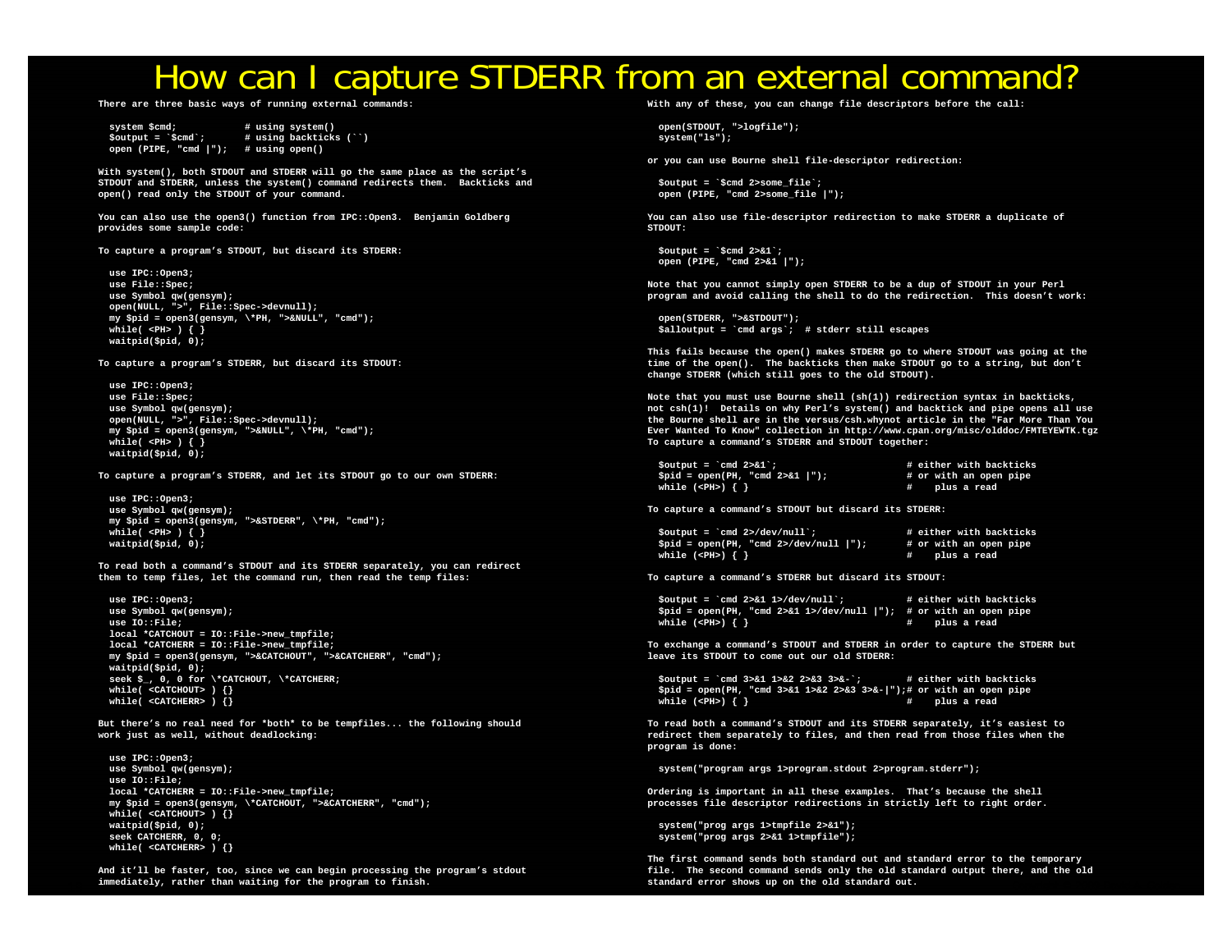# How can I capture STDERR from an external command?

There are three basic ways of running external commands:

```
system $cmd;            # using system()
$output = `$cmd`;       # using backticks (``)
open (PIPE, "cmd |");   # using open()
```

With system(), both STDOUT and STDERR will go the same place as the script's STDOUT and STDERR, unless the system() command redirects them. Backticks and open() read only the STDOUT of your command.

You can also use the open3() function from IPC::Open3. Benjamin Goldberg provides some sample code:

To capture a program's STDOUT, but discard its STDERR:

```
use IPC::Open3;
use File::Spec;
use Symbol qw(gensym);
open(NULL, ">", File::Spec->devnull);
my $pid = open3(gensym, \*PH, ">&NULL", "cmd");
while( <PH> ) { }
waitpid($pid, 0);
```

To capture a program's STDERR, but discard its STDOUT:

```
use IPC::Open3;
use File::Spec;
use Symbol qw(gensym);
open(NULL, ">", File::Spec->devnull);
my $pid = open3(gensym, ">&NULL", \*PH, "cmd");
while( <PH> ) { }
waitpid($pid, 0);
```

To capture a program's STDERR, and let its STDOUT go to our own STDERR:

```
use IPC::Open3;
use Symbol qw(gensym);
my $pid = open3(gensym, ">&STDERR", \*PH, "cmd");
while( <PH> ) { }
waitpid($pid, 0);
```

To read both a command's STDOUT and its STDERR separately, you can redirect them to temp files, let the command run, then read the temp files:

```
use IPC::Open3;
use Symbol qw(gensym);
use IO::File;
local *CATCHOUT = IO::File->new_tmpfile;
local *CATCHERR = IO::File->new_tmpfile;
my $pid = open3(gensym, ">&CATCHOUT", ">&CATCHERR", "cmd");
waitpid($pid, 0);
seek $_, 0, 0 for \*CATCHOUT, \*CATCHERR;
while( <CATCHOUT> ) {}
while( <CATCHERR> ) {}
```

But there's no real need for *both* to be tempfiles... the following should work just as well, without deadlocking:

```
use IPC::Open3;
use Symbol qw(gensym);
use IO::File;
local *CATCHERR = IO::File->new_tmpfile;
my $pid = open3(gensym, \*CATCHOUT, ">&CATCHERR", "cmd");
while( <CATCHOUT> ) {}
waitpid($pid, 0);
seek CATCHERR, 0, 0;
while( <CATCHERR> ) {}
```

And it'll be faster, too, since we can begin processing the program's stdout immediately, rather than waiting for the program to finish.

With any of these, you can change file descriptors before the call:

```
open(STDOUT, ">logfile");
system("ls");
```

or you can use Bourne shell file-descriptor redirection:

```
$output = `$cmd 2>some_file`;
open (PIPE, "cmd 2>some_file |");
```

You can also use file-descriptor redirection to make STDERR a duplicate of STDOUT:

```
$output = `$cmd 2>&1`;
open (PIPE, "cmd 2>&1 |");
```

Note that you cannot simply open STDERR to be a dup of STDOUT in your Perl program and avoid calling the shell to do the redirection. This doesn't work:

```
open(STDERR, ">&STDOUT");
$alloutput = `cmd args`;  # stderr still escapes
```

This fails because the open() makes STDERR go to where STDOUT was going at the time of the open(). The backticks then make STDOUT go to a string, but don't change STDERR (which still goes to the old STDOUT).

Note that you must use Bourne shell (sh(1)) redirection syntax in backticks, not csh(1)! Details on why Perl's system() and backtick and pipe opens all use the Bourne shell are in the versus/csh.whynot article in the "Far More Than You Ever Wanted To Know" collection in http://www.cpan.org/misc/olddoc/FMTEYEWTK.tgz
To capture a command's STDERR and STDOUT together:

```
$output = `cmd 2>&1`;                          # either with backticks
$pid = open(PH, "cmd 2>&1 |");                 # or with an open pipe
while (<PH>) { }                               #    plus a read
```

To capture a command's STDOUT but discard its STDERR:

```
$output = `cmd 2>/dev/null`;                   # either with backticks
$pid = open(PH, "cmd 2>/dev/null |");          # or with an open pipe
while (<PH>) { }                               #    plus a read
```

To capture a command's STDERR but discard its STDOUT:

```
$output = `cmd 2>&1 1>/dev/null`;              # either with backticks
$pid = open(PH, "cmd 2>&1 1>/dev/null |");     # or with an open pipe
while (<PH>) { }                               #    plus a read
```

To exchange a command's STDOUT and STDERR in order to capture the STDERR but leave its STDOUT to come out our old STDERR:

```
$output = `cmd 3>&1 1>&2 2>&3 3>&-`;           # either with backticks
$pid = open(PH, "cmd 3>&1 1>&2 2>&3 3>&-|");# or with an open pipe
while (<PH>) { }                               #    plus a read
```

To read both a command's STDOUT and its STDERR separately, it's easiest to redirect them separately to files, and then read from those files when the program is done:

```
system("program args 1>program.stdout 2>program.stderr");
```

Ordering is important in all these examples. That's because the shell processes file descriptor redirections in strictly left to right order.

```
system("prog args 1>tmpfile 2>&1");
system("prog args 2>&1 1>tmpfile");
```

The first command sends both standard out and standard error to the temporary file. The second command sends only the old standard output there, and the old standard error shows up on the old standard out.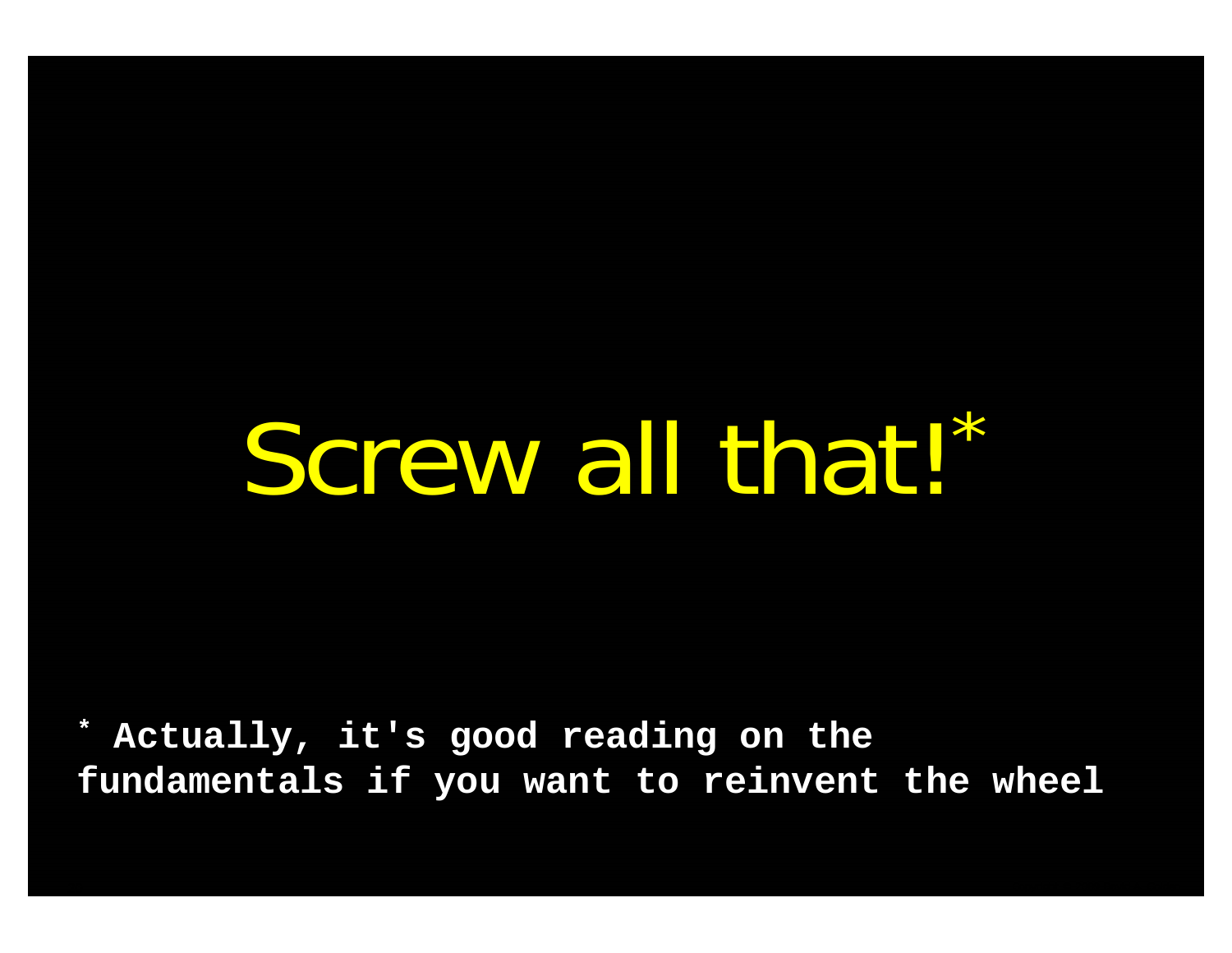# Screw all that![*]

[*] Actually, it's good reading on the fundamentals if you want to reinvent the wheel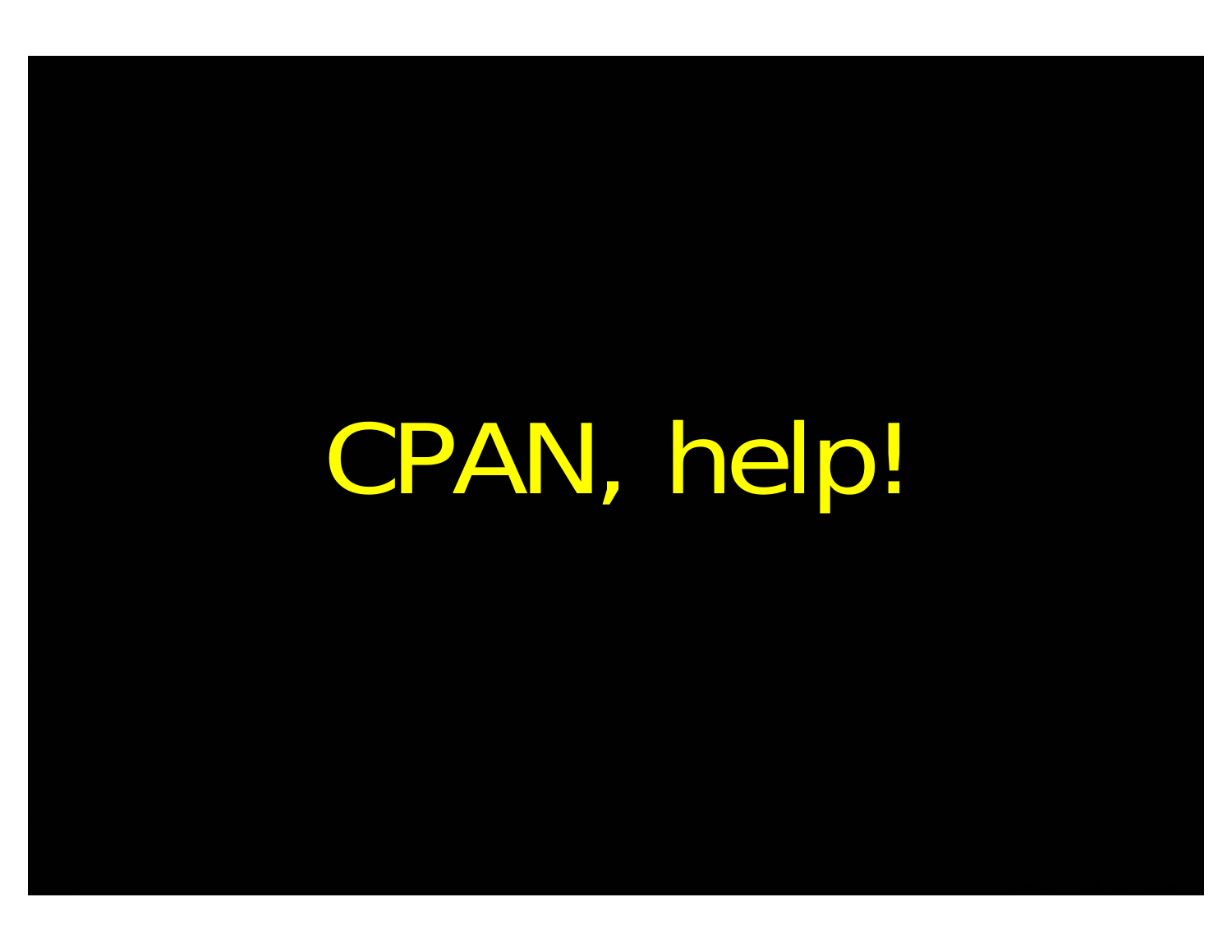# CPAN, help!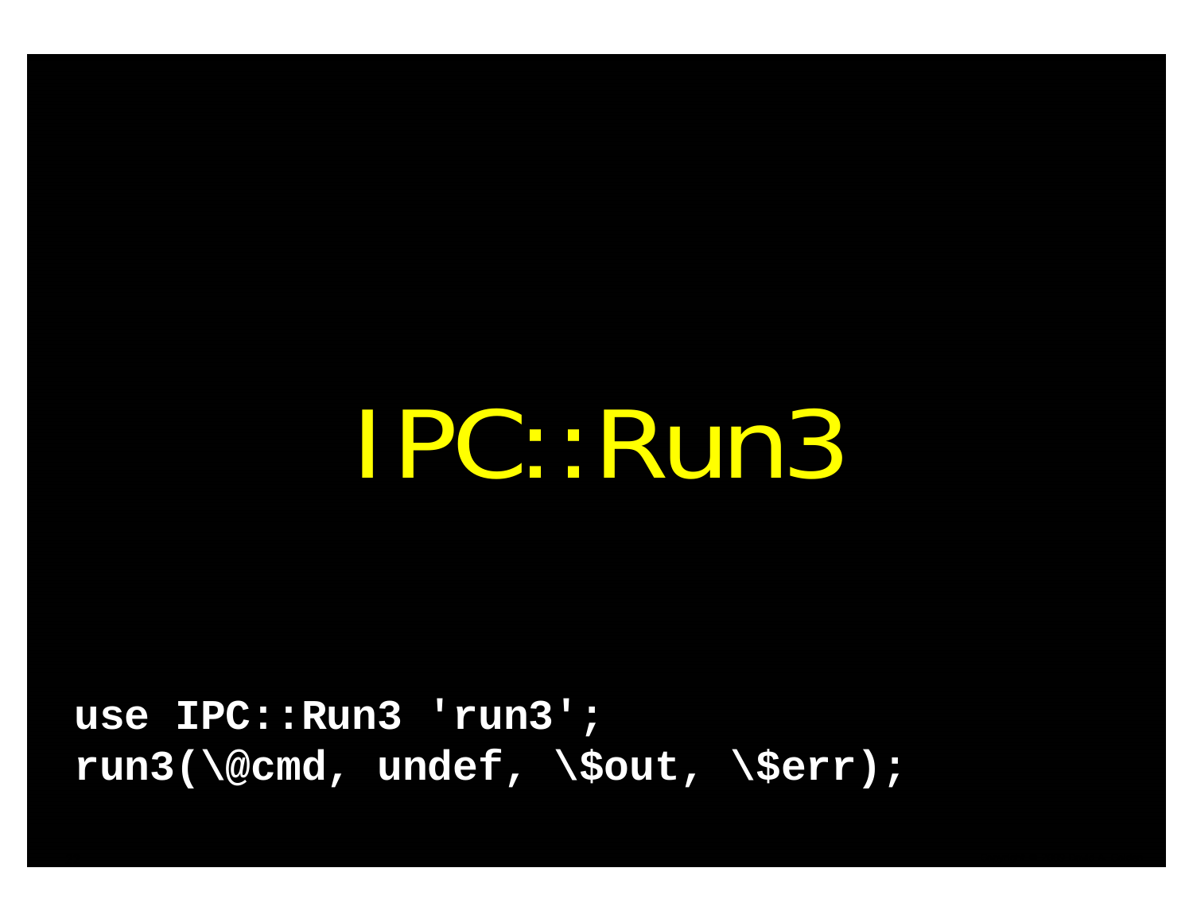# IPC::Run3

```
use IPC::Run3 'run3';
run3(\@cmd, undef, \$out, \$err);
```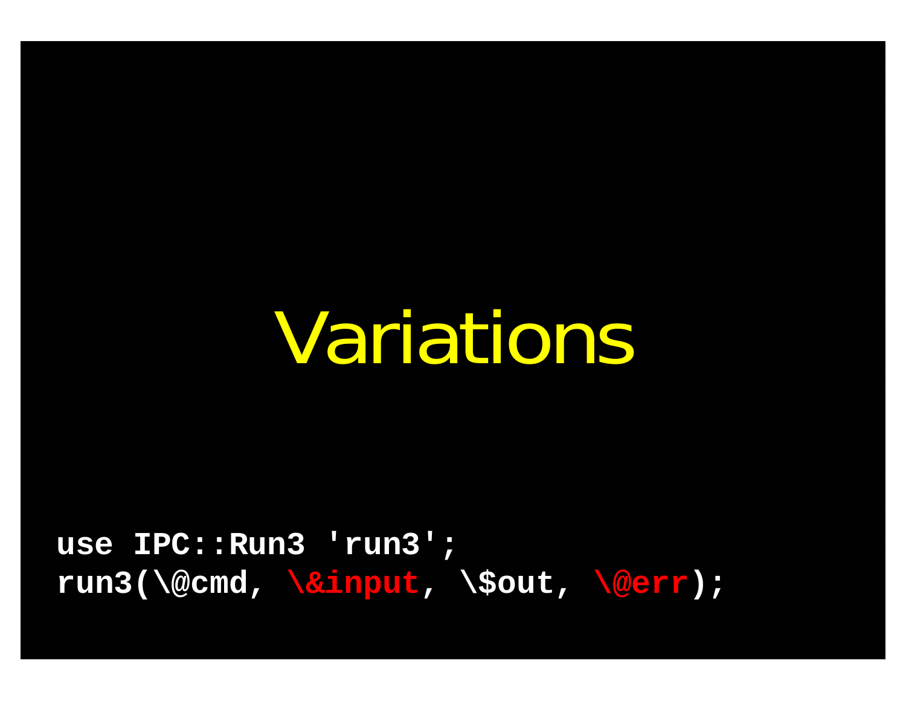# Variations

```
use IPC::Run3 'run3';
run3(\@cmd, \&input, \$out, \@err);
```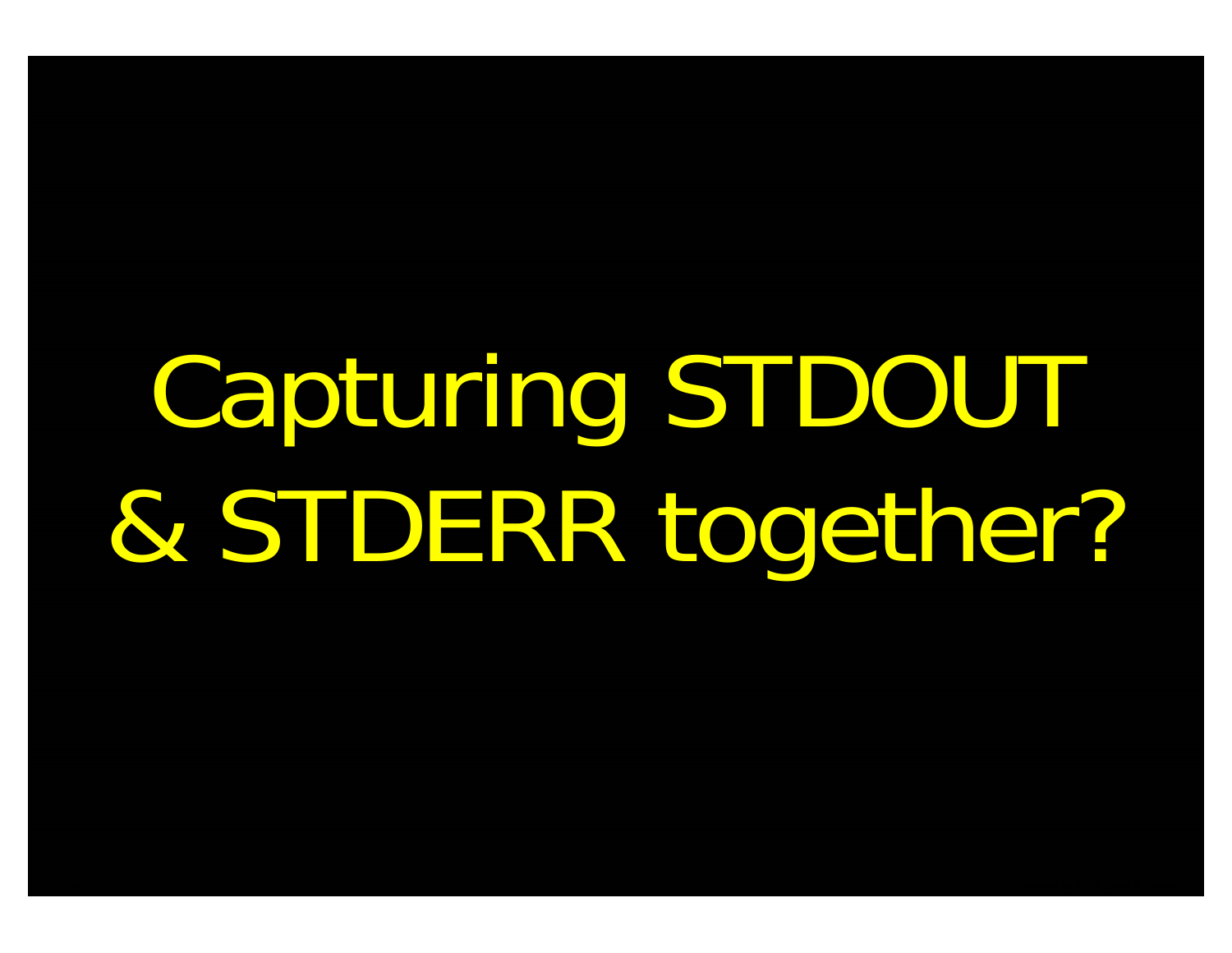# Capturing STDOUT & STDERR together?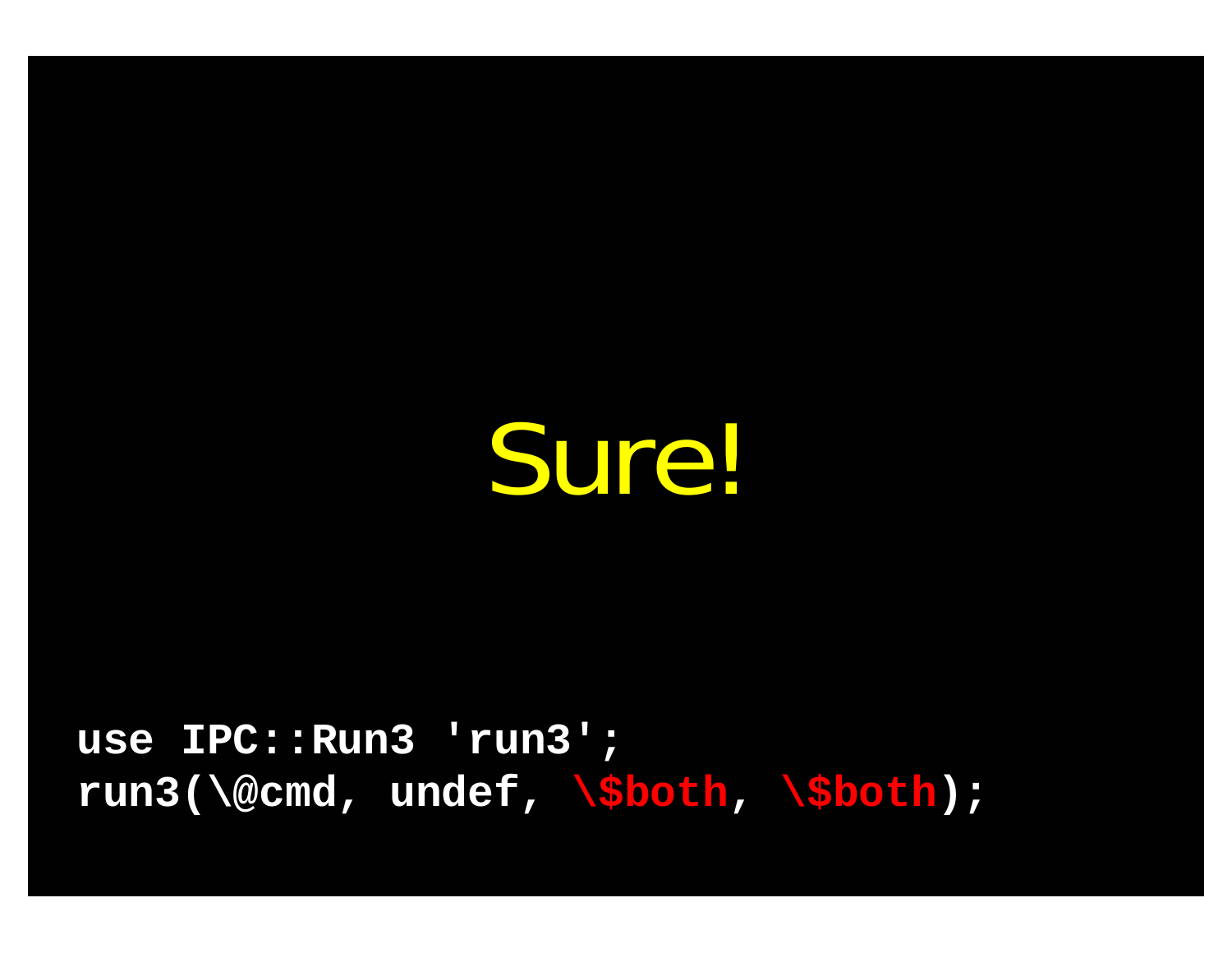# Sure!

```
use IPC::Run3 'run3';
run3(\@cmd, undef, \$both, \$both);
```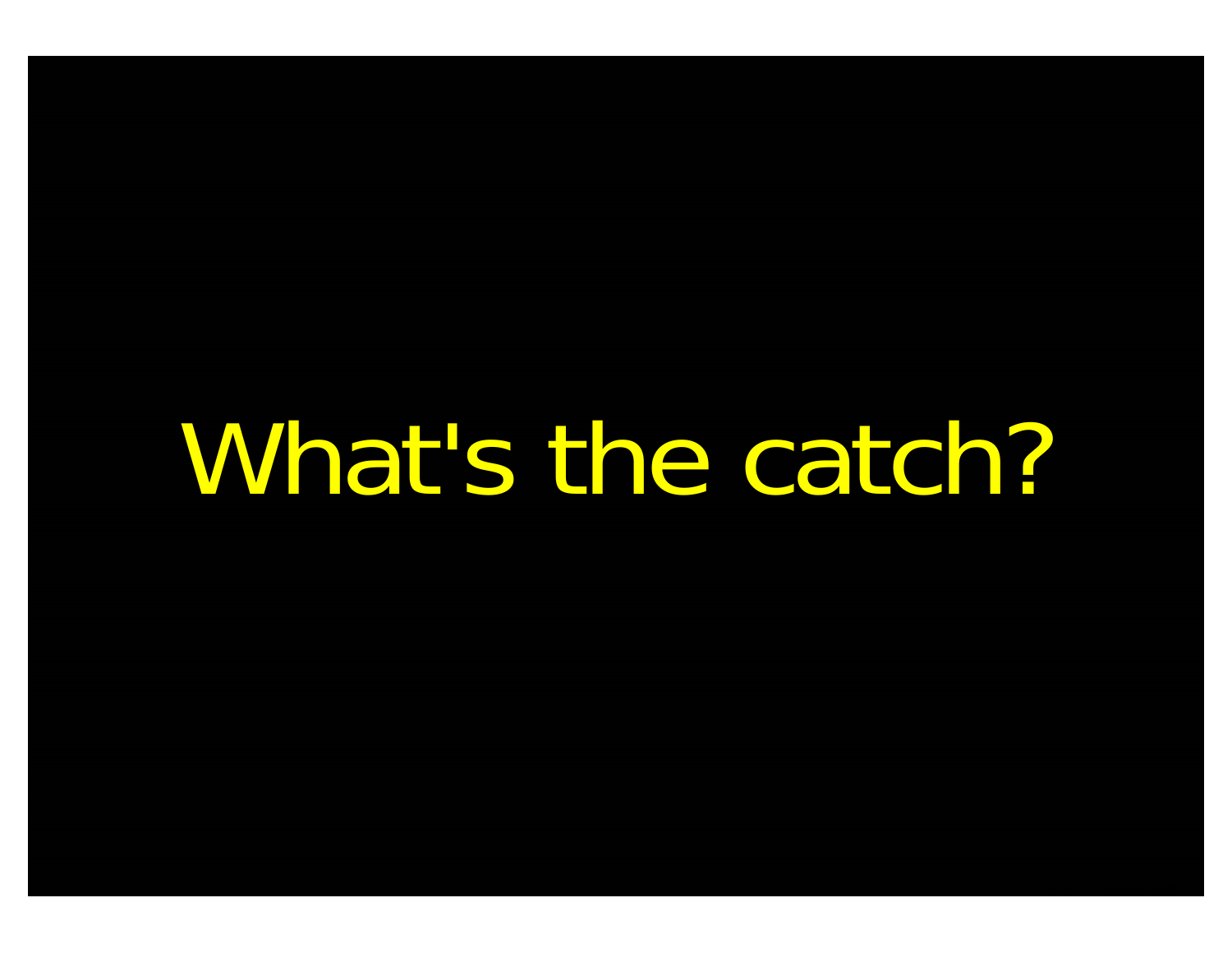# What's the catch?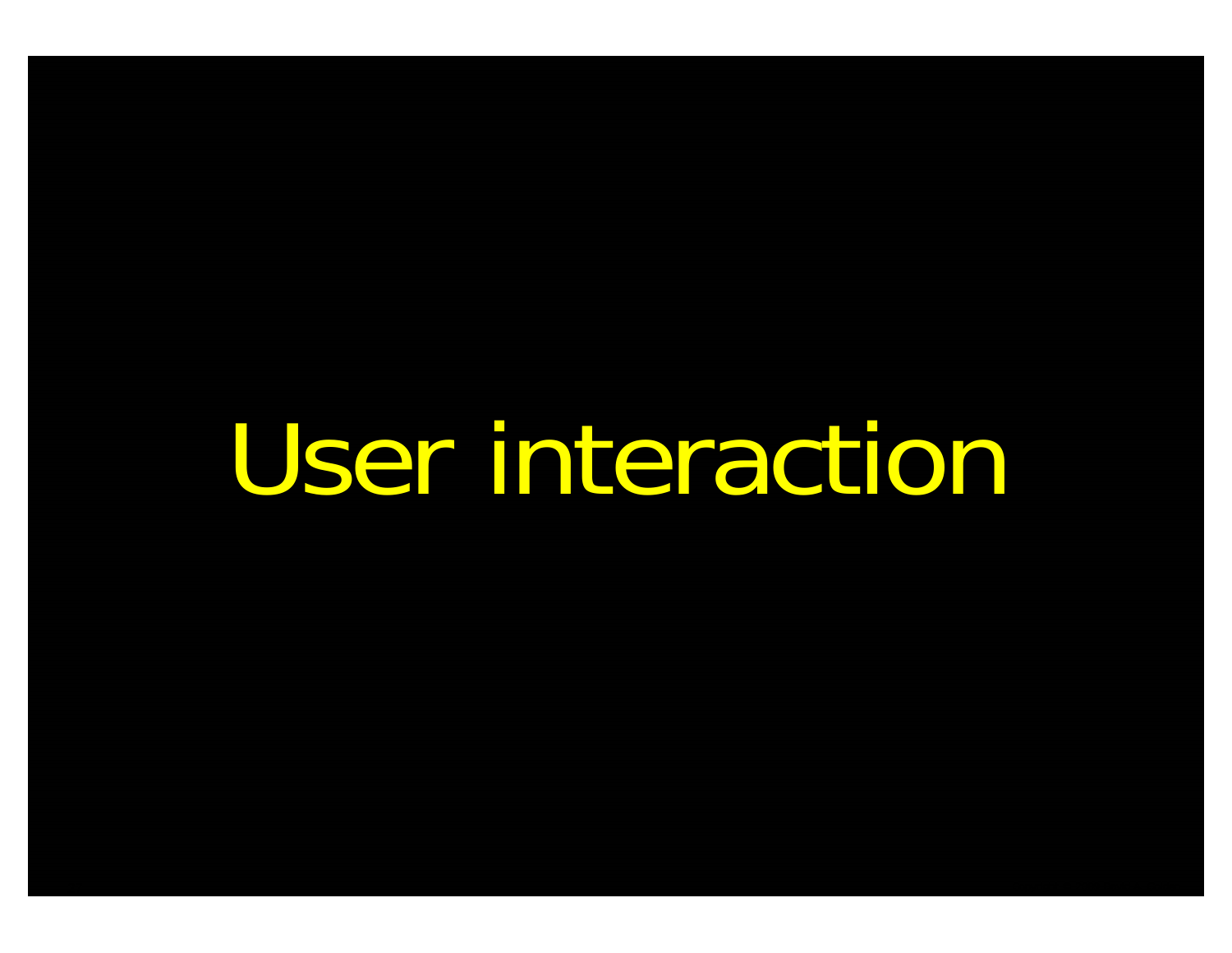# User interaction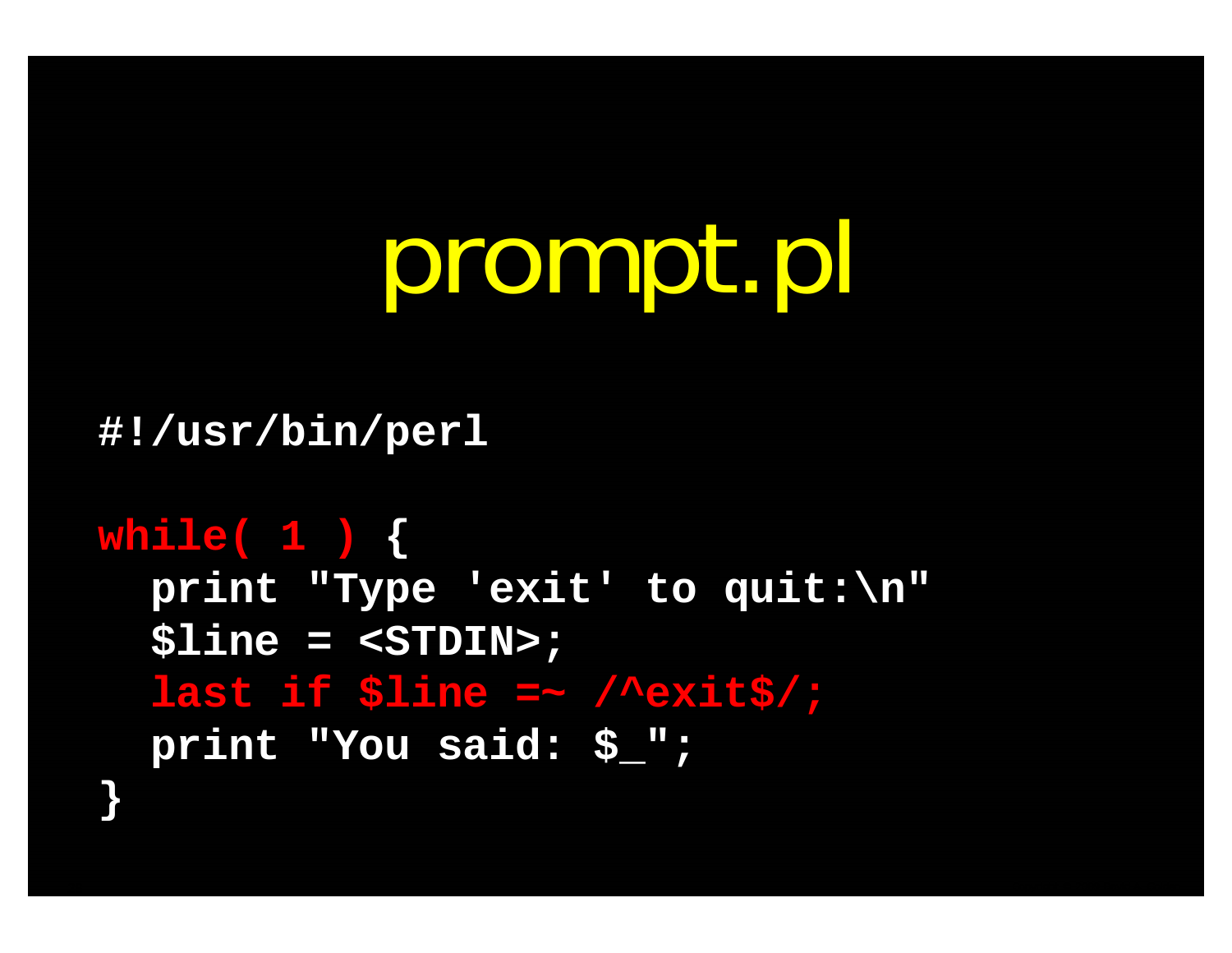# prompt.pl

```
#!/usr/bin/perl

while( 1 ) {
  print "Type 'exit' to quit:\n"
  $line = <STDIN>;
  last if $line =~ /^exit$/;
  print "You said: $_";
}
```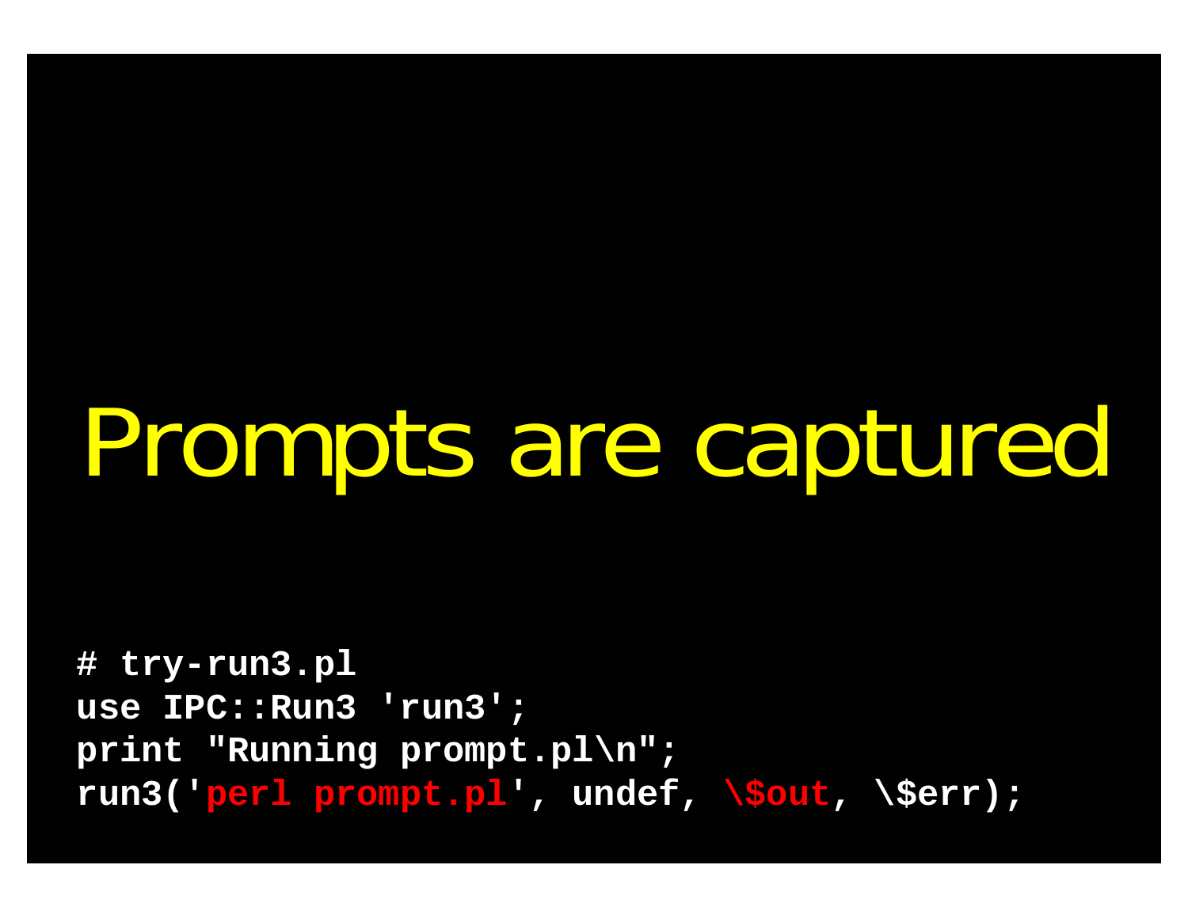# Prompts are captured

```
# try-run3.pl
use IPC::Run3 'run3';
print "Running prompt.pl\n";
run3('perl prompt.pl', undef, \$out, \$err);
```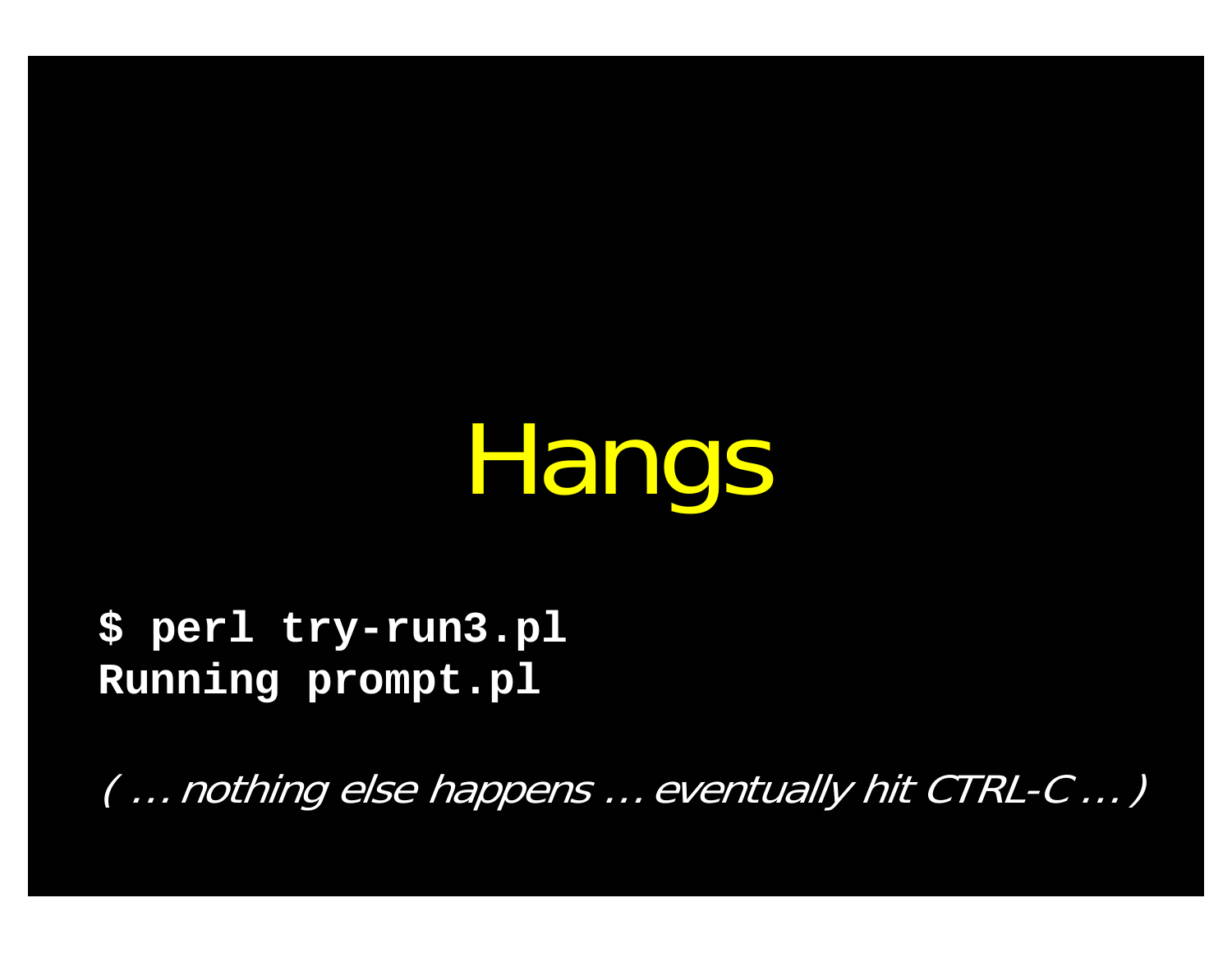# Hangs

```
$ perl try-run3.pl
Running prompt.pl
```

*( … nothing else happens … eventually hit CTRL-C … )*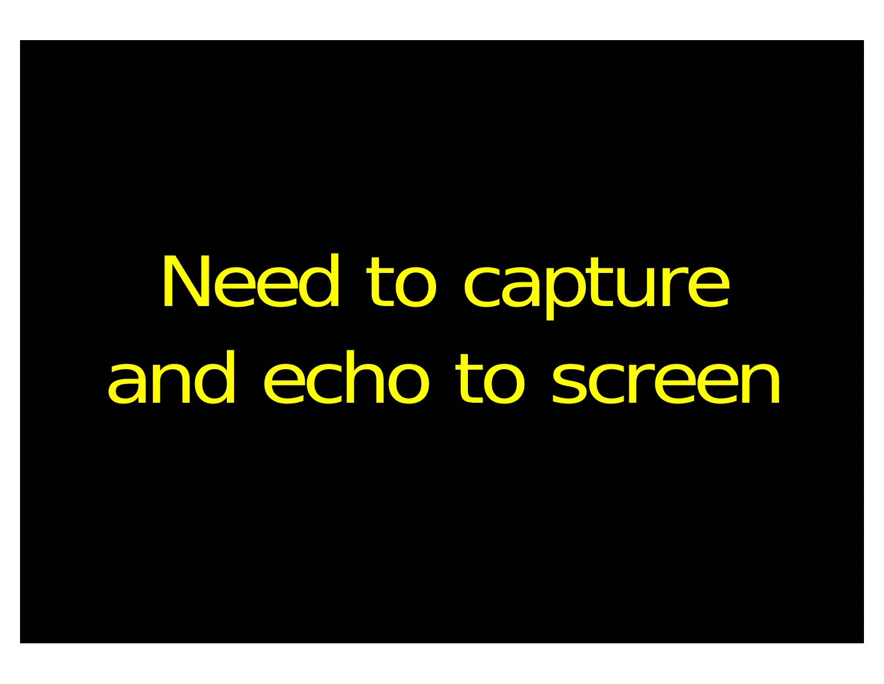Need to capture and echo to screen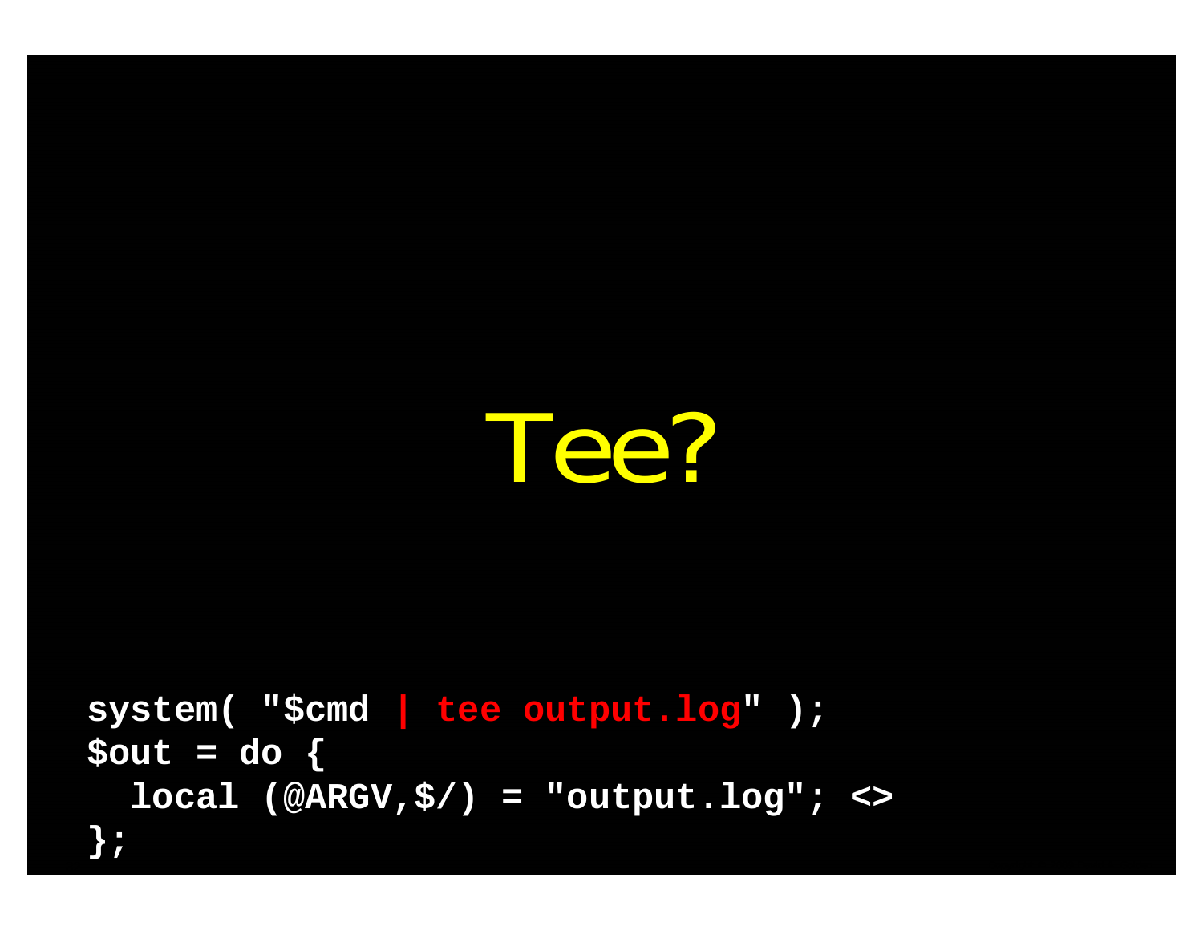# Tee?

```
system( "$cmd | tee output.log" );
$out = do {
  local (@ARGV,$/) = "output.log"; <>
};
```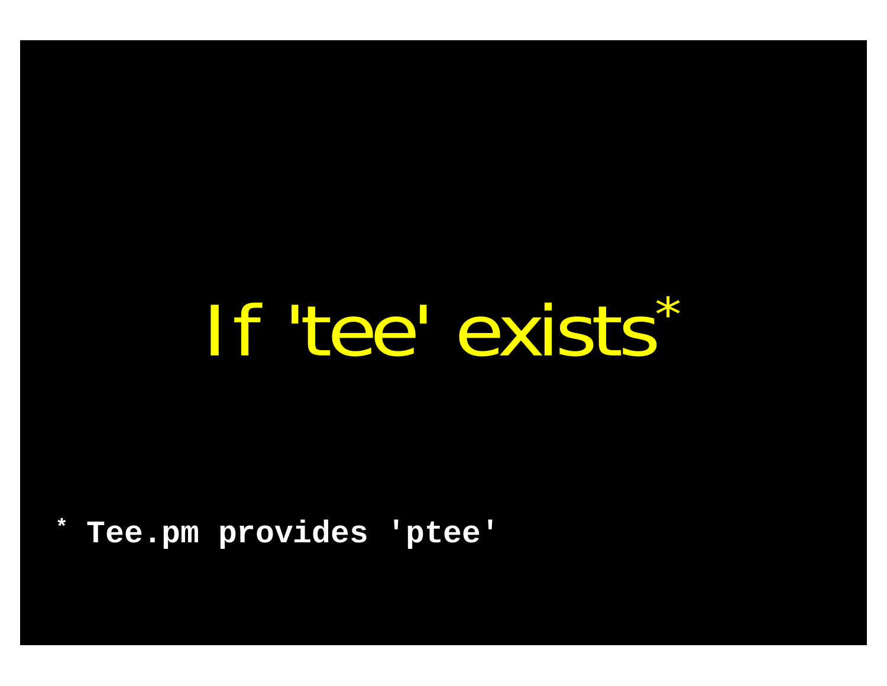# If 'tee' exists*

\* Tee.pm provides 'ptee'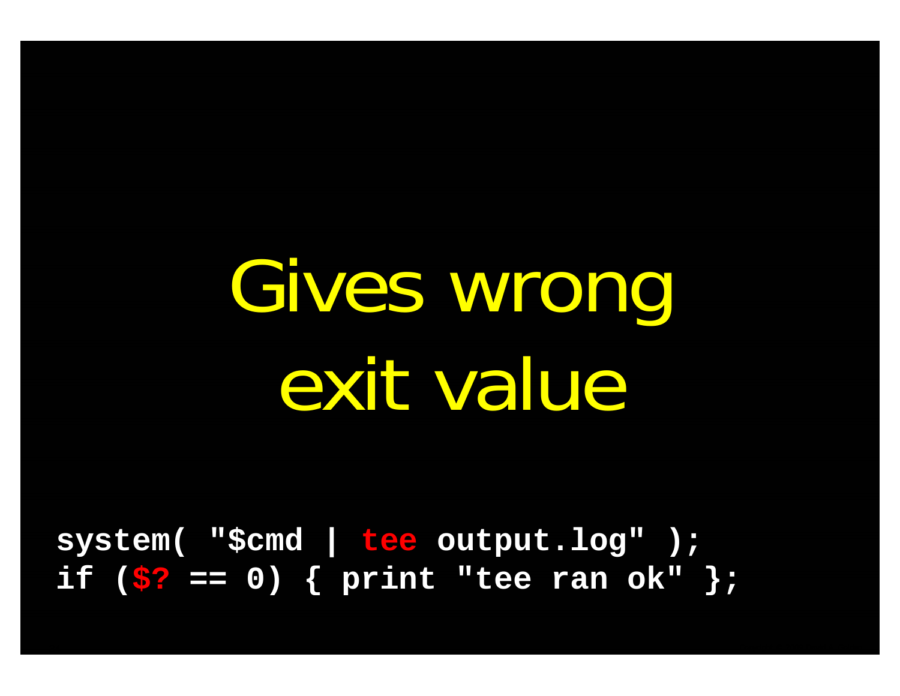# Gives wrong exit value

```
system( "$cmd | tee output.log" );
if ($? == 0) { print "tee ran ok" };
```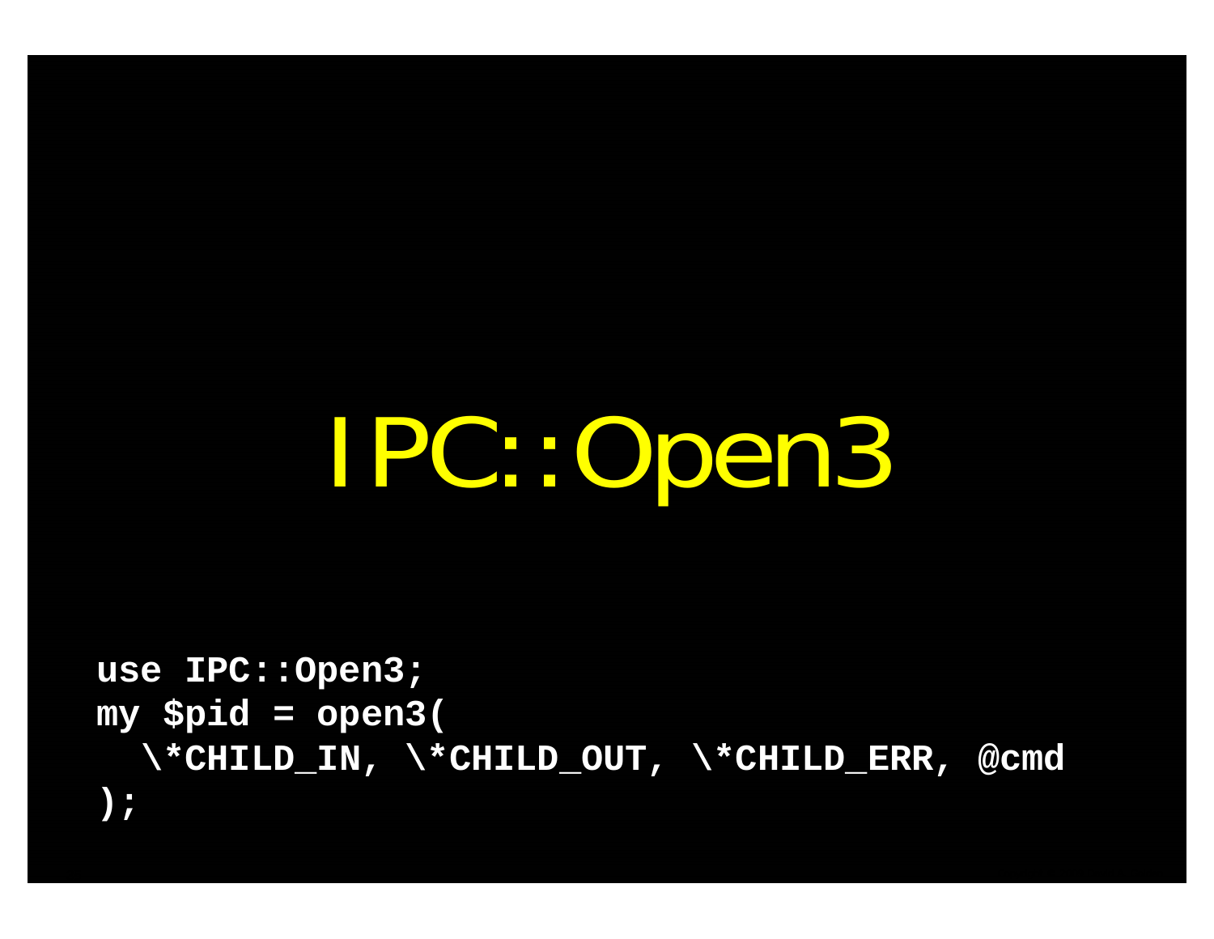# IPC::Open3

```
use IPC::Open3;
my $pid = open3(
  \*CHILD_IN, \*CHILD_OUT, \*CHILD_ERR, @cmd
);
```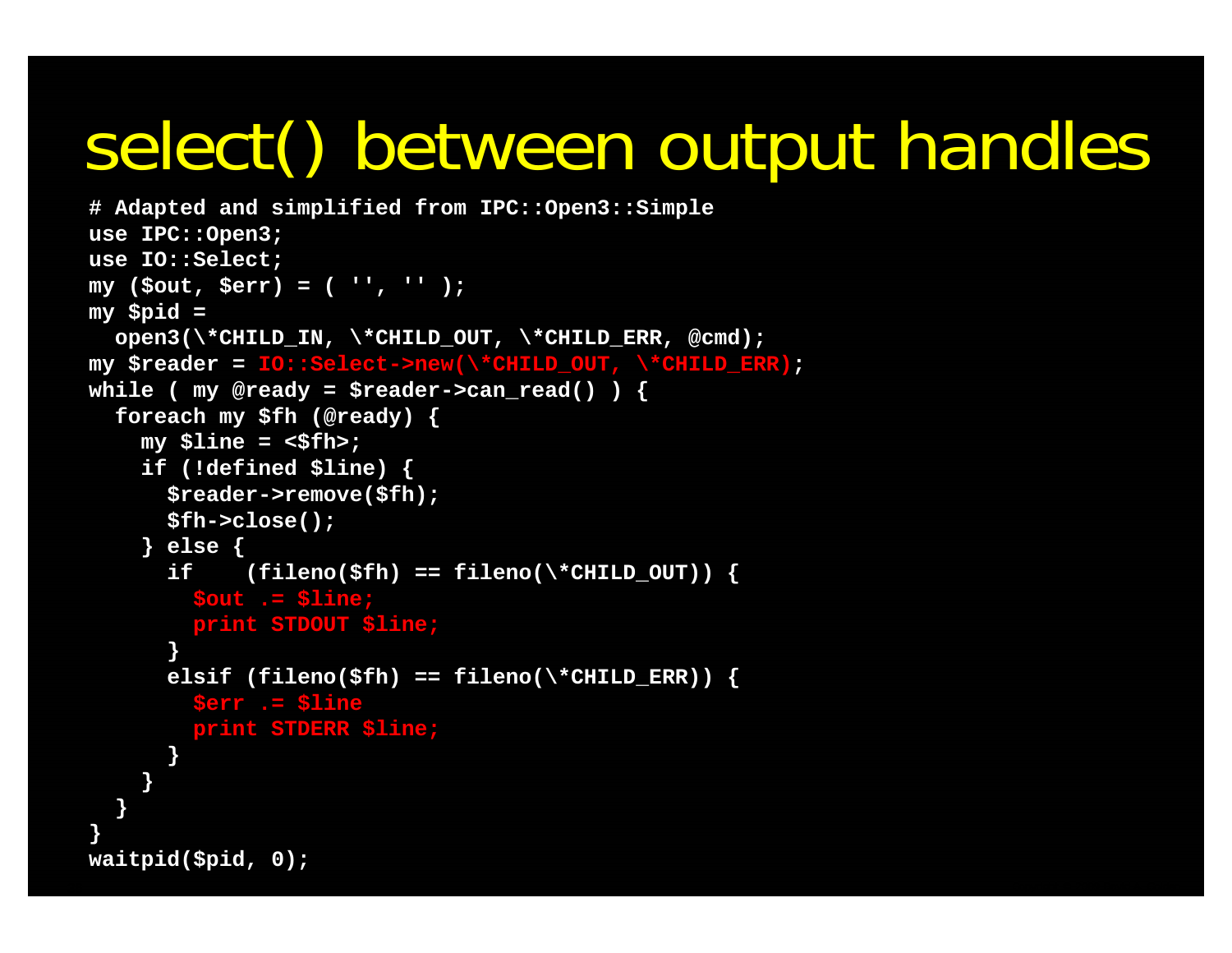# select() between output handles

```
# Adapted and simplified from IPC::Open3::Simple
use IPC::Open3;
use IO::Select;
my ($out, $err) = ( '', '' );
my $pid =
  open3(\*CHILD_IN, \*CHILD_OUT, \*CHILD_ERR, @cmd);
my $reader = IO::Select->new(\*CHILD_OUT, \*CHILD_ERR);
while ( my @ready = $reader->can_read() ) {
  foreach my $fh (@ready) {
    my $line = <$fh>;
    if (!defined $line) {
      $reader->remove($fh);
      $fh->close();
    } else {
      if    (fileno($fh) == fileno(\*CHILD_OUT)) {
        $out .= $line;
        print STDOUT $line;
      }
      elsif (fileno($fh) == fileno(\*CHILD_ERR)) {
        $err .= $line
        print STDERR $line;
      }
    }
  }
}
waitpid($pid, 0);
```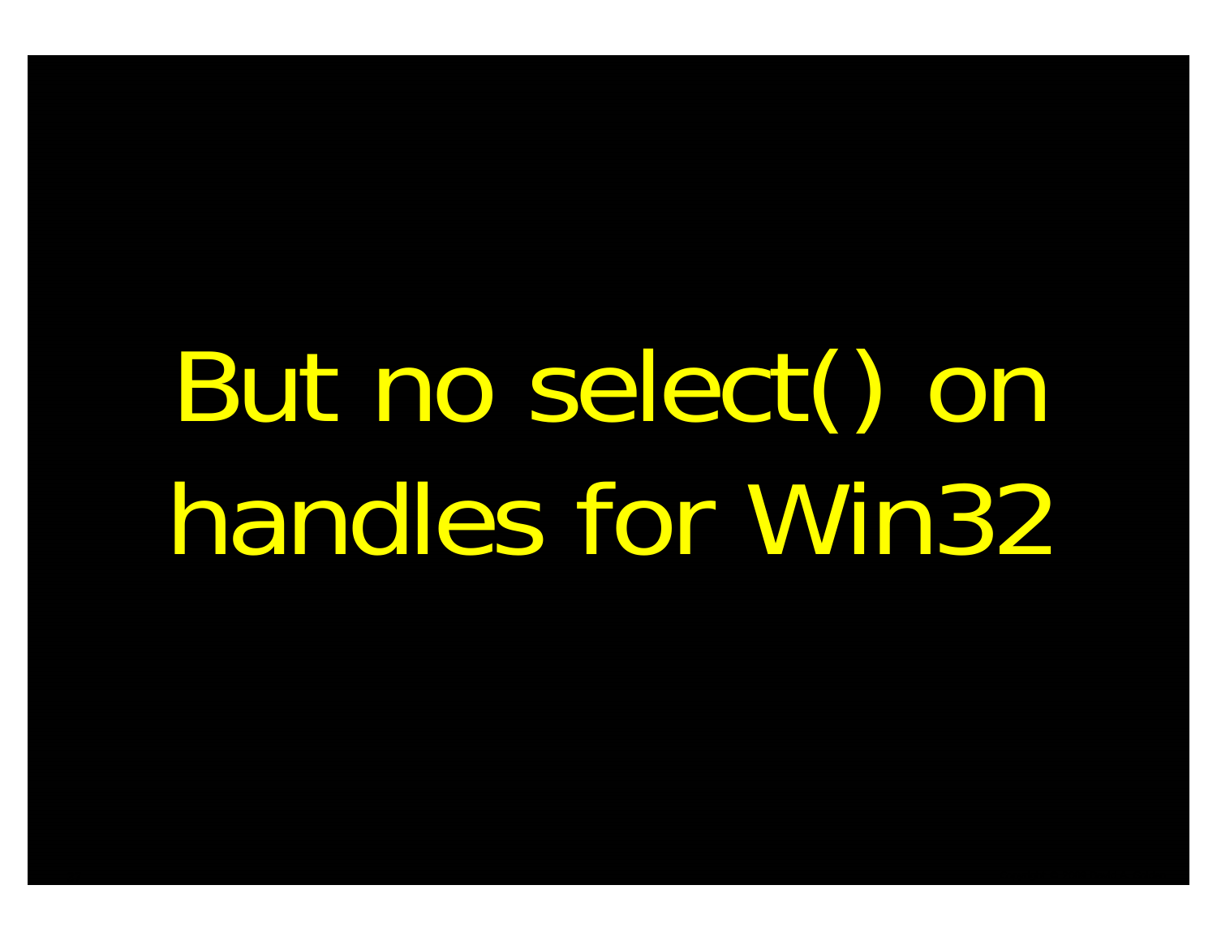But no select() on handles for Win32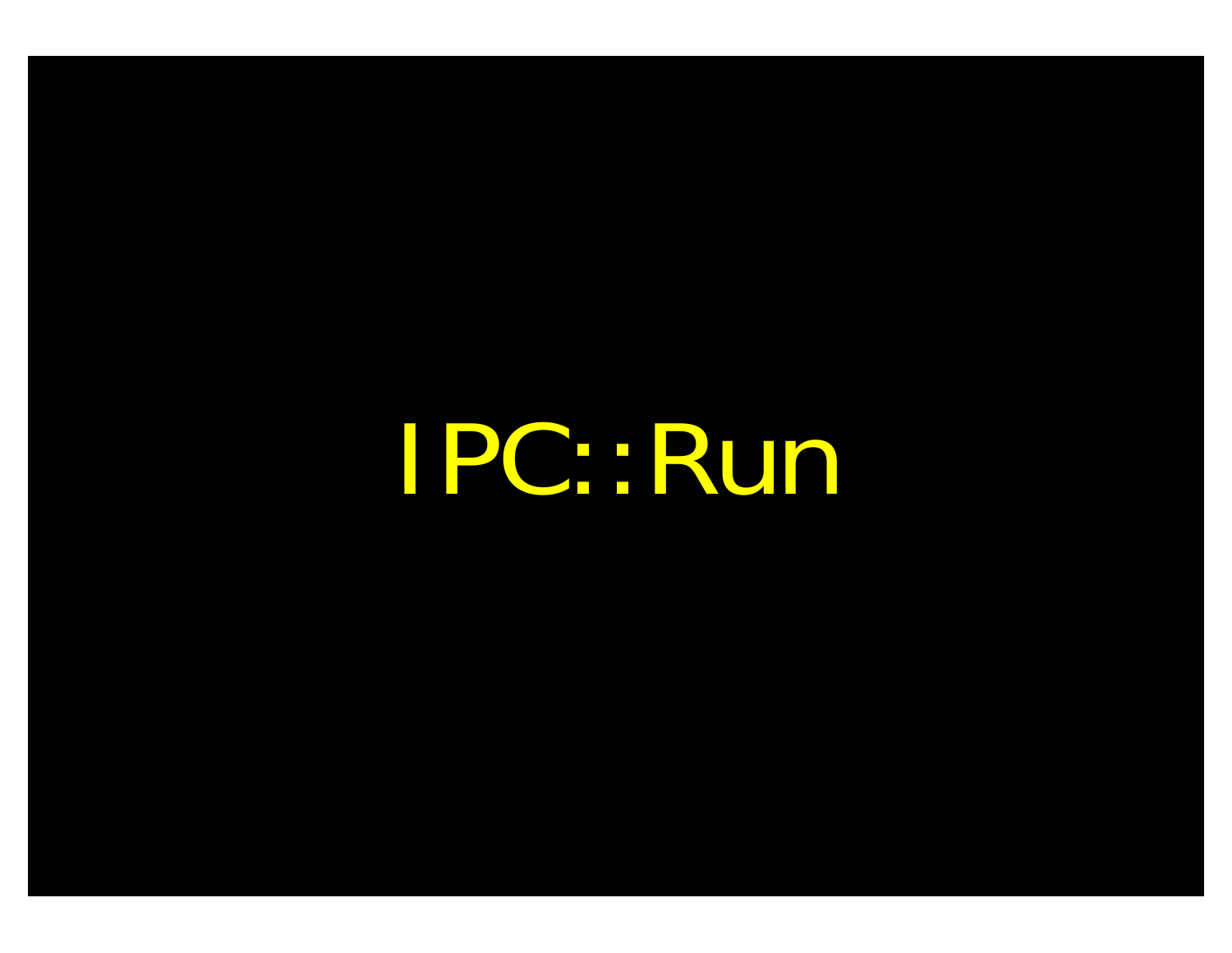# IPC::Run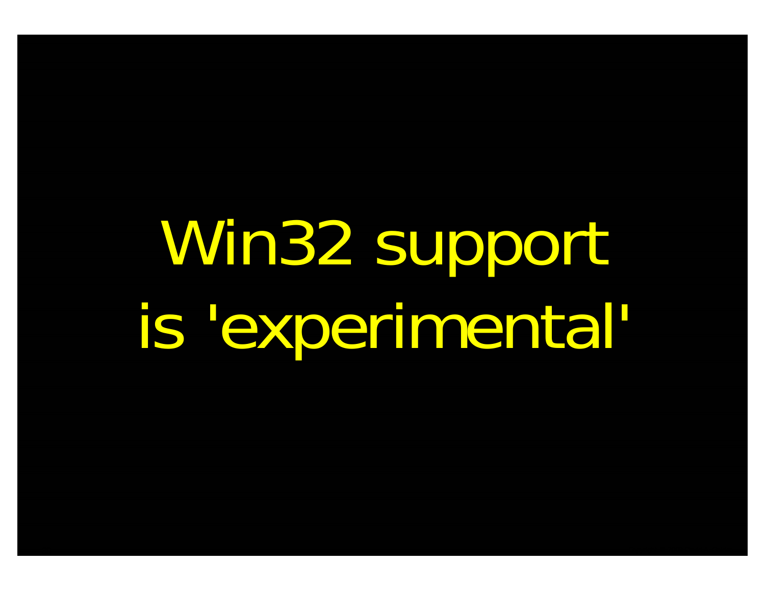Win32 support
is 'experimental'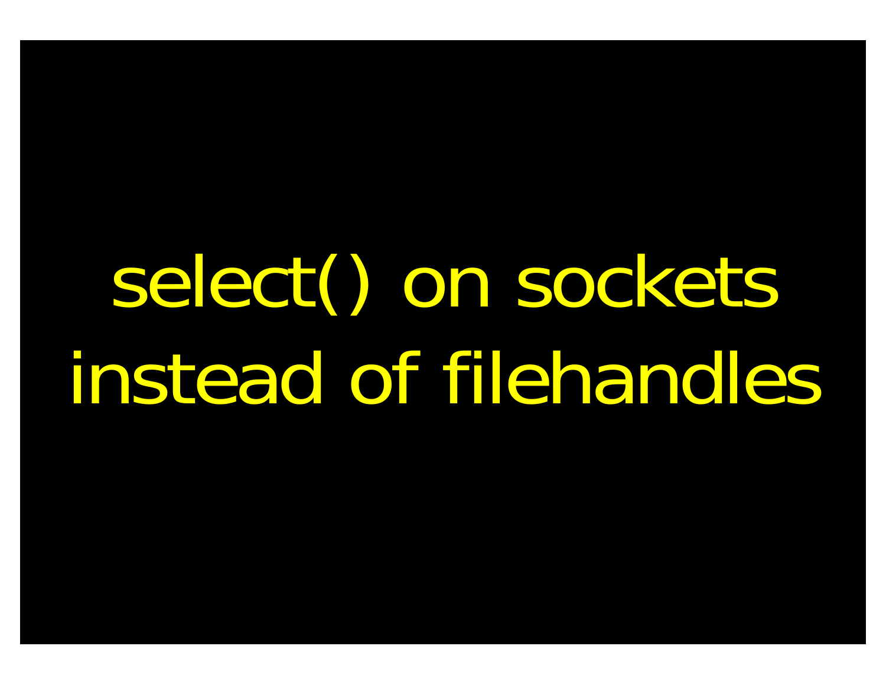select() on sockets instead of filehandles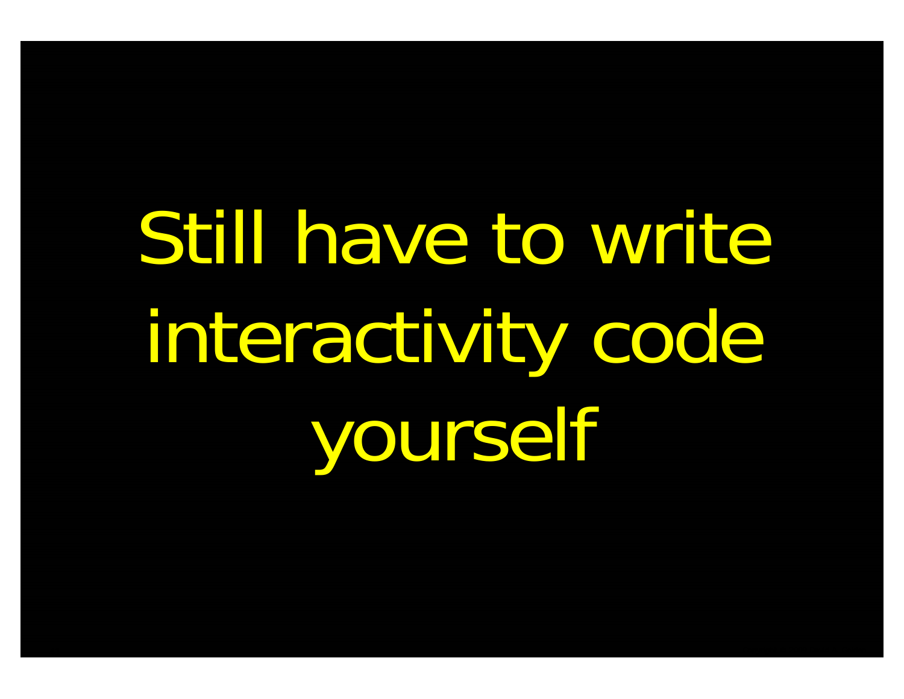Still have to write interactivity code yourself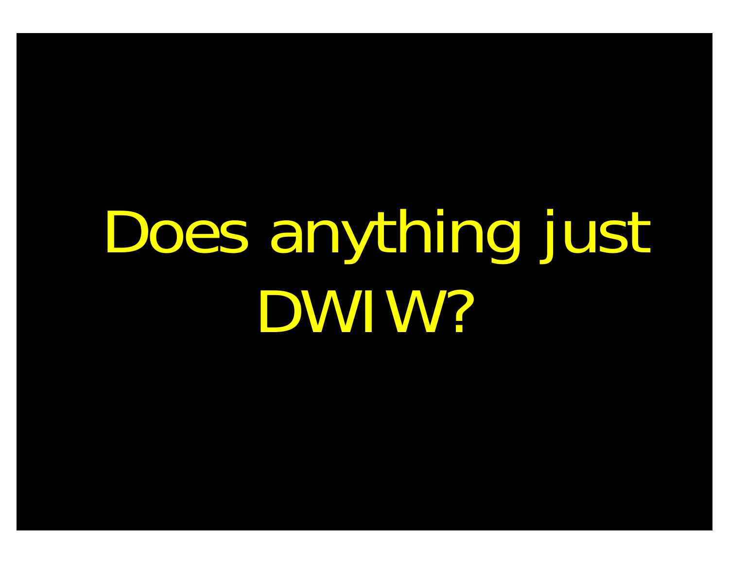# Does anything just DWIW?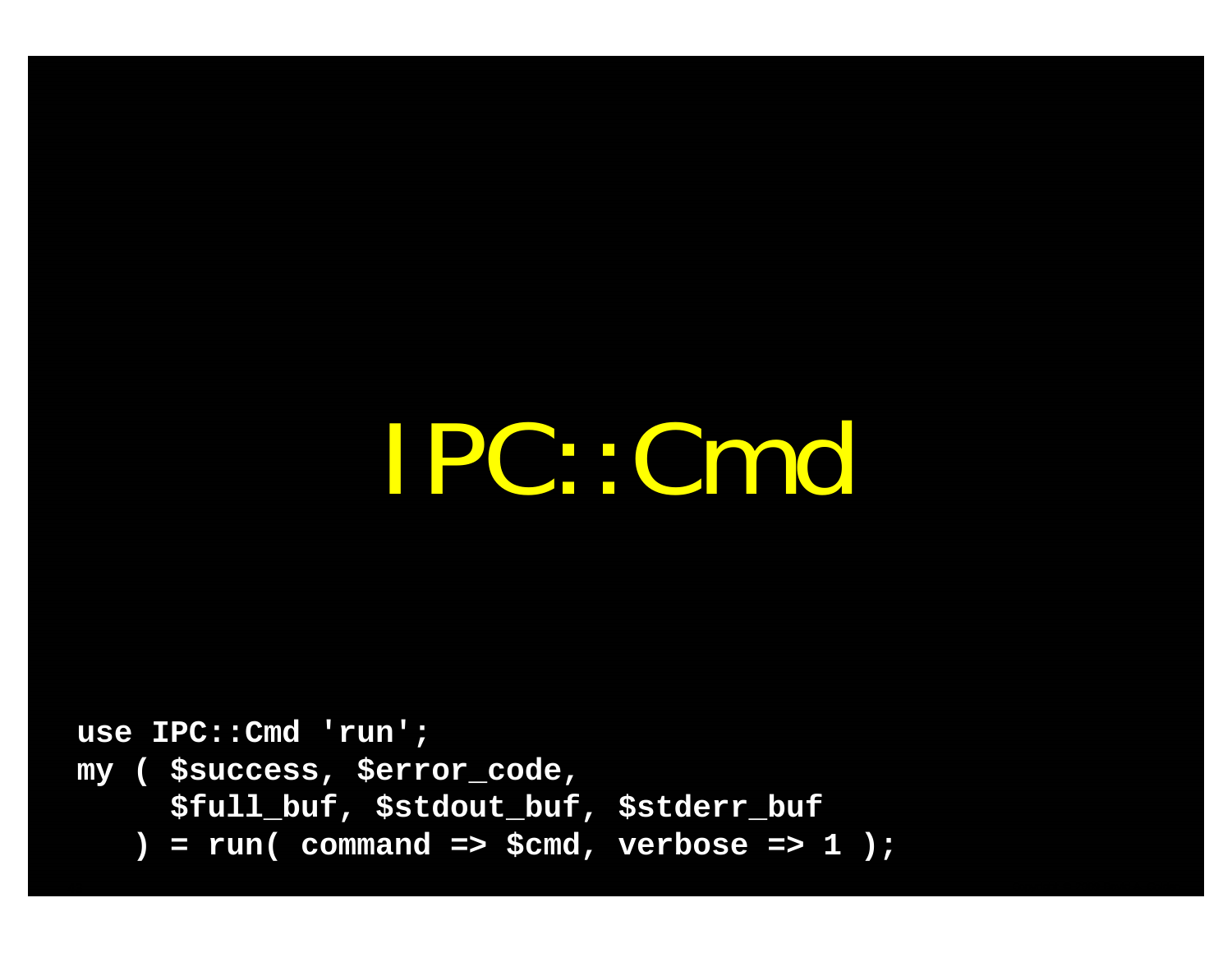# IPC::Cmd

```
use IPC::Cmd 'run';
my ( $success, $error_code,
     $full_buf, $stdout_buf, $stderr_buf
   ) = run( command => $cmd, verbose => 1 );
```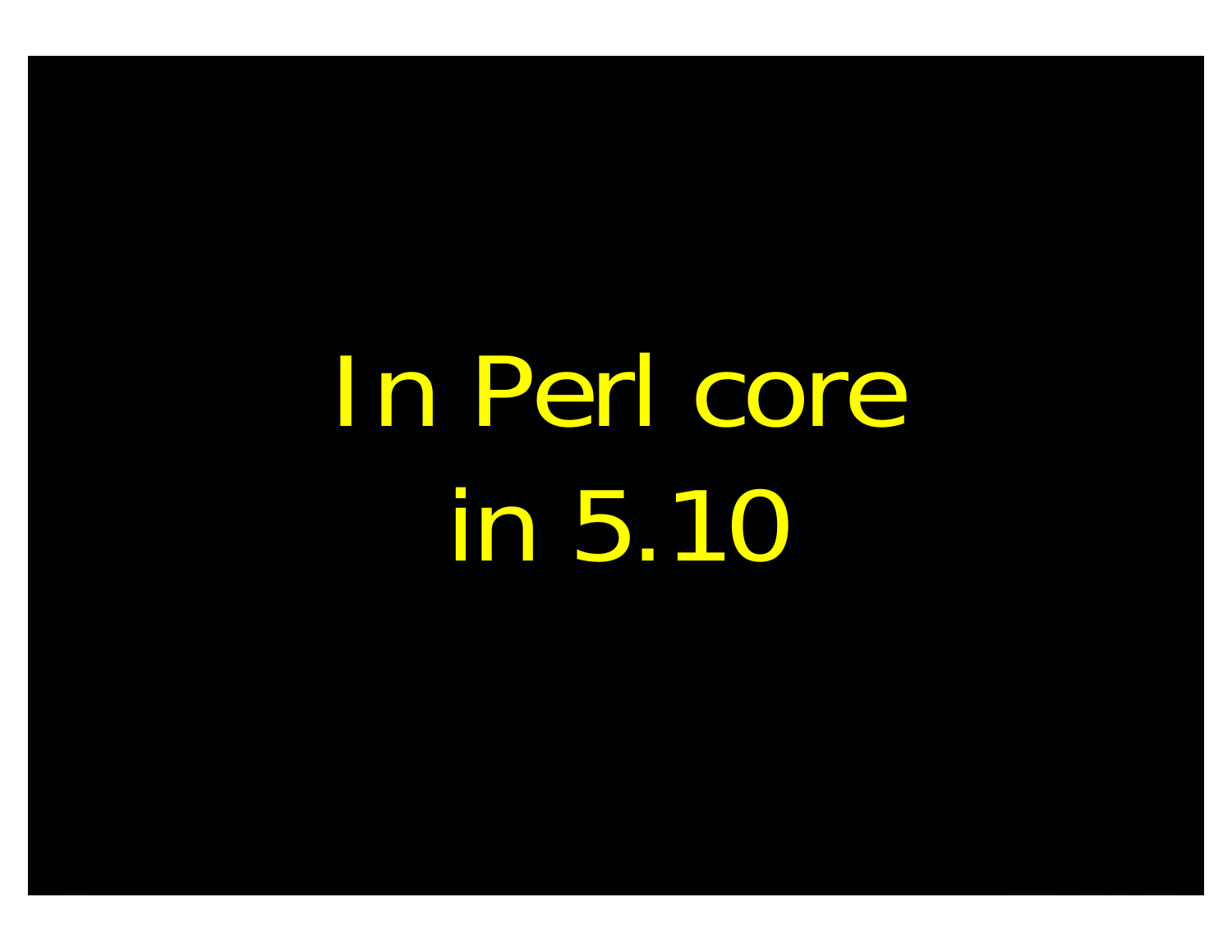In Perl core

in 5.10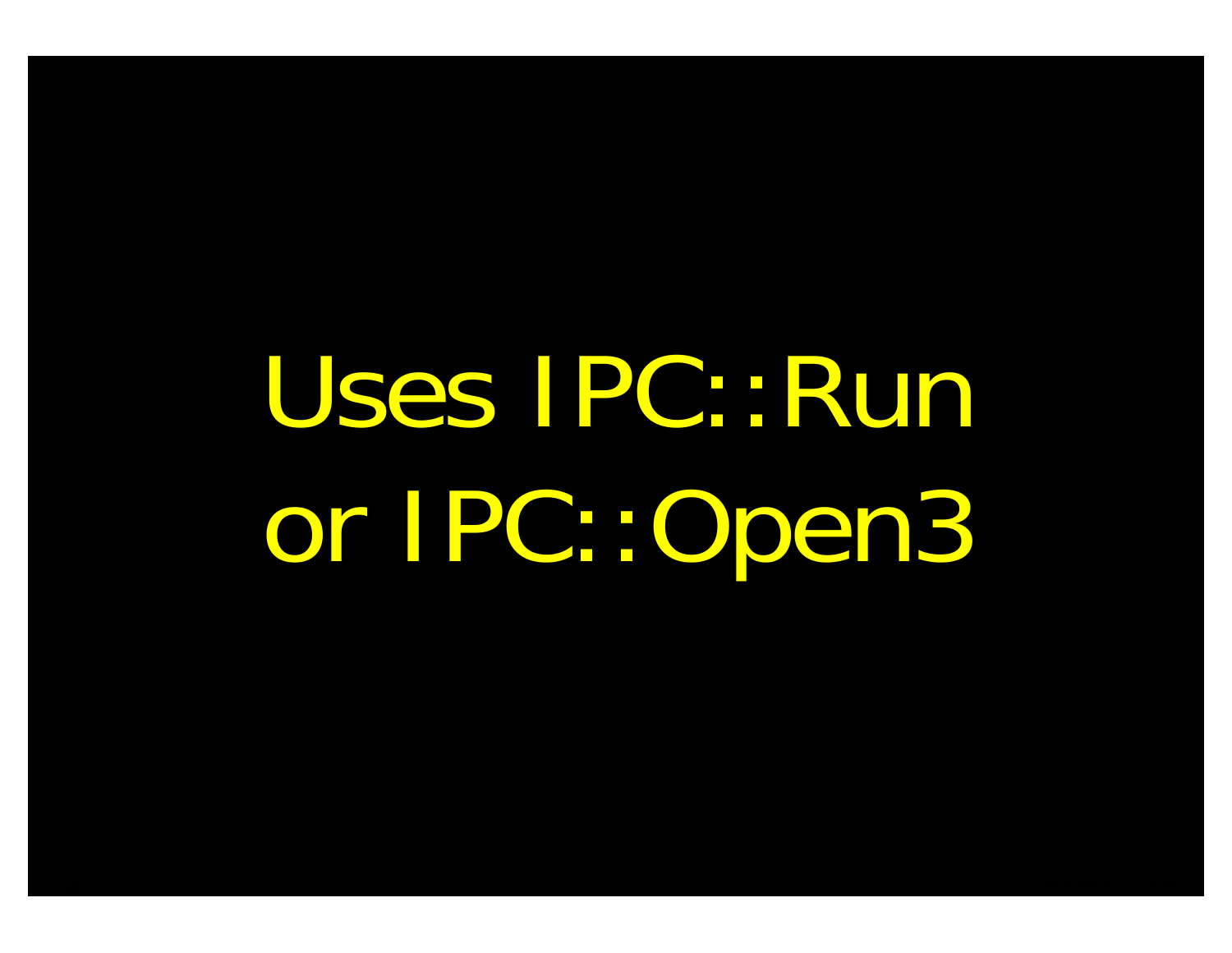Uses IPC::Run
or IPC::Open3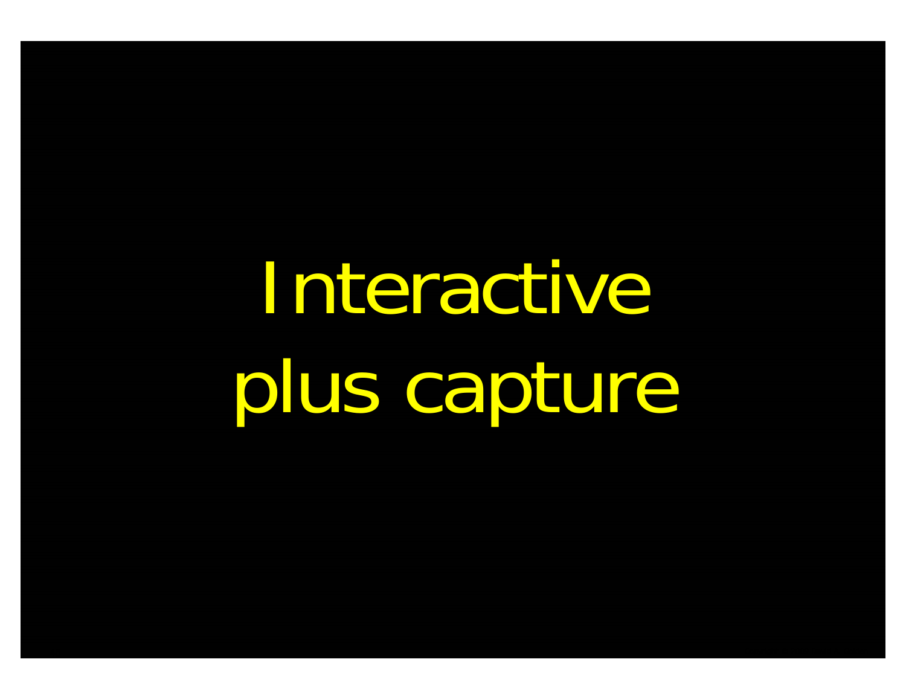# Interactive plus capture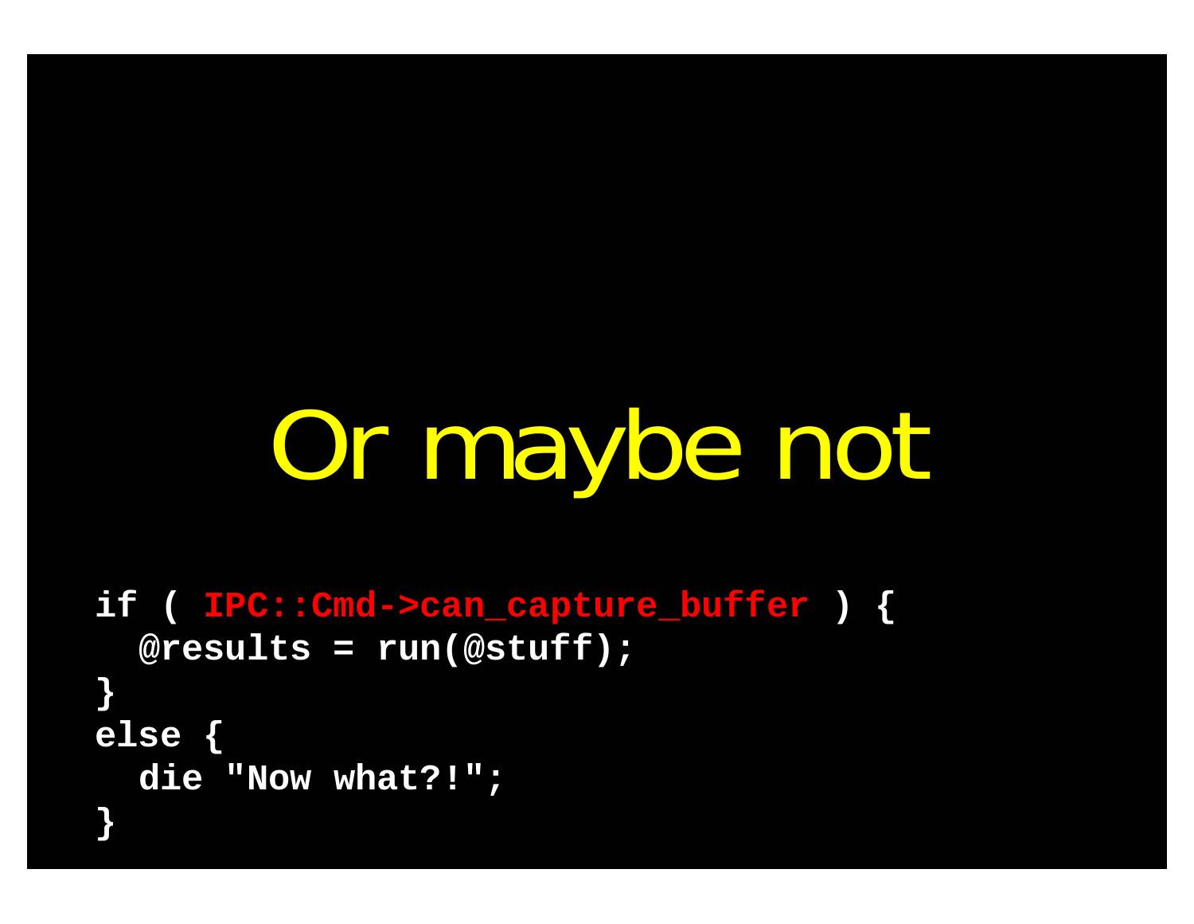# Or maybe not

```
if ( IPC::Cmd->can_capture_buffer ) {
  @results = run(@stuff);
}
else {
  die "Now what?!";
}
```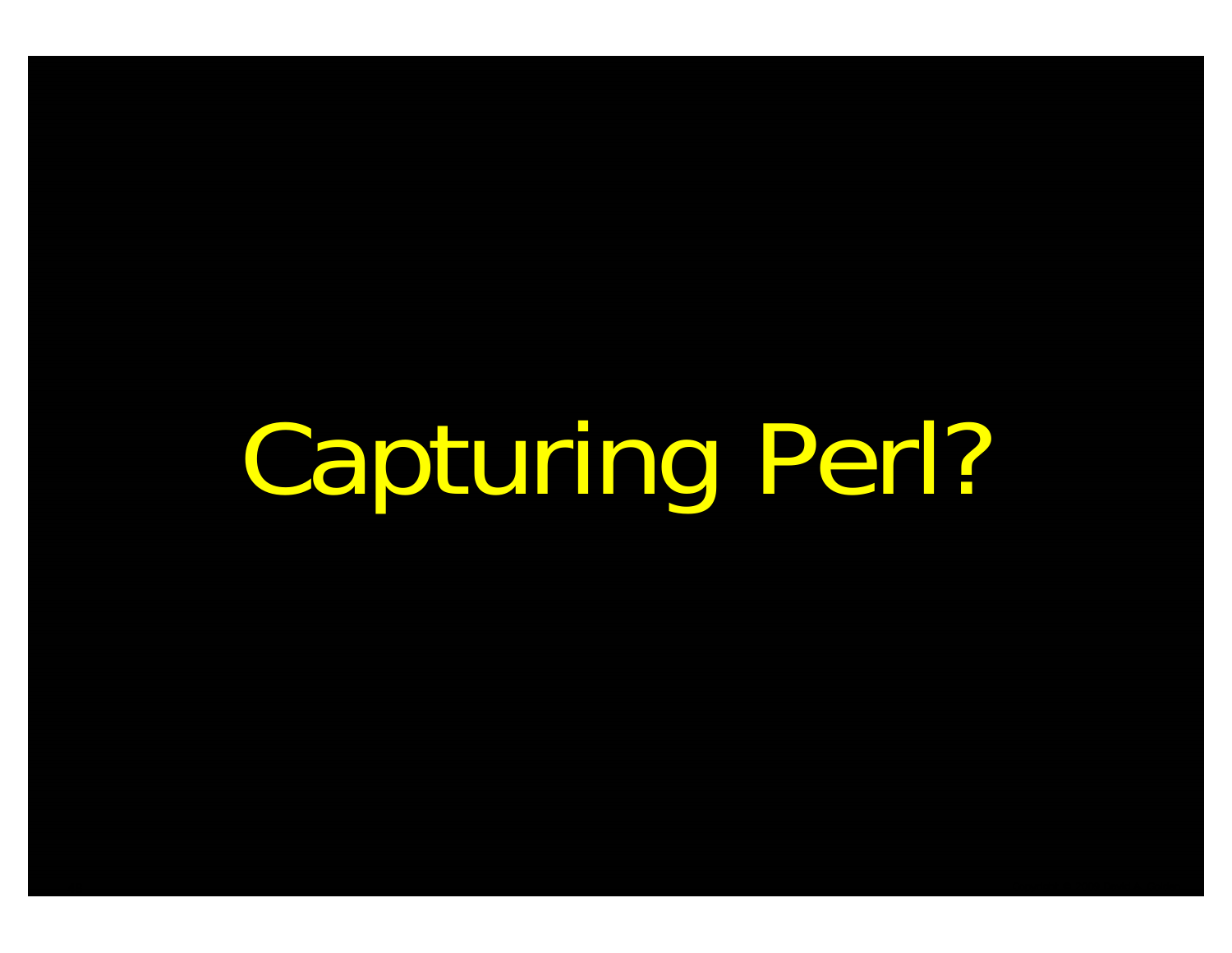# Capturing Perl?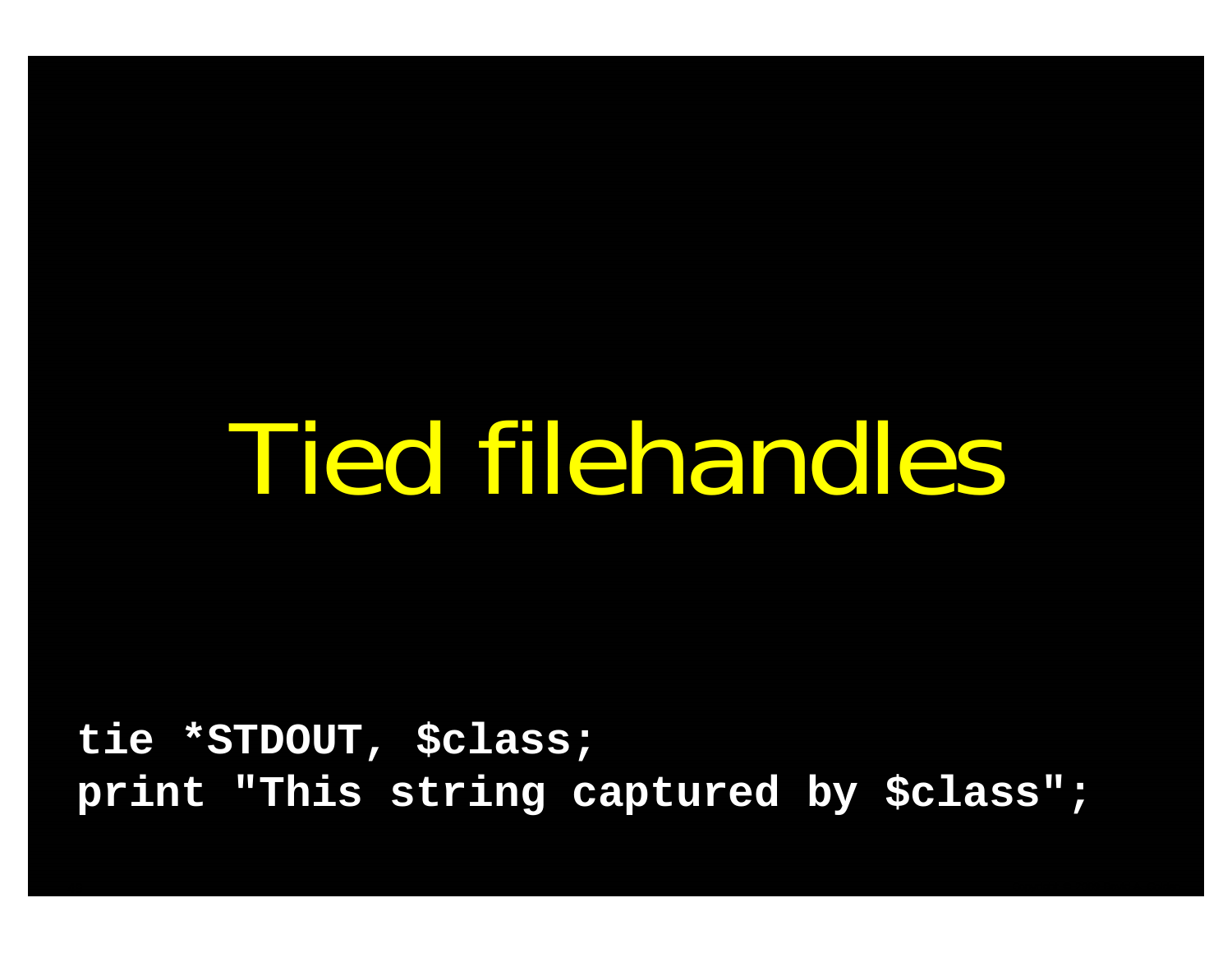# Tied filehandles

```
tie *STDOUT, $class;
print "This string captured by $class";
```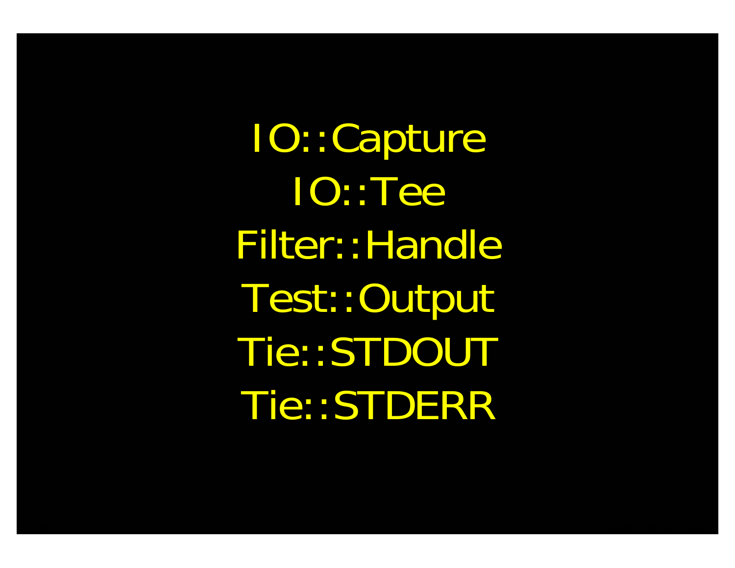IO::Capture

IO::Tee

Filter::Handle

Test::Output

Tie::STDOUT

Tie::STDERR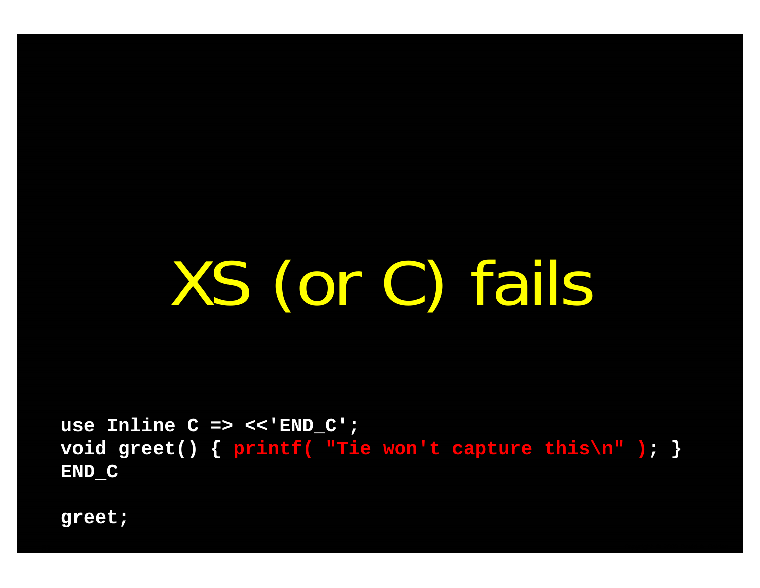# XS (or C) fails

```
use Inline C => <<'END_C';
void greet() { printf( "Tie won't capture this\n" ); }
END_C

greet;
```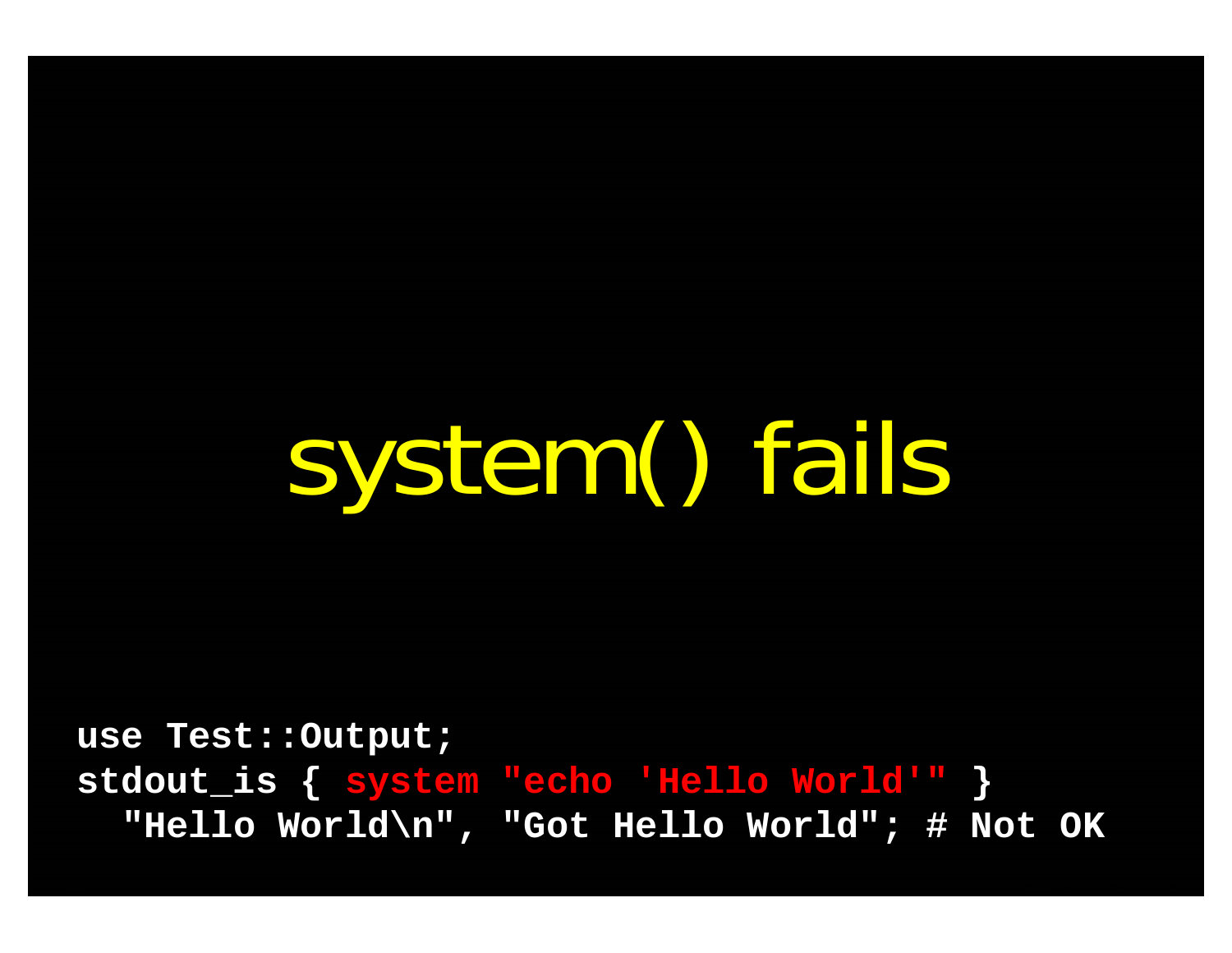# system() fails

```
use Test::Output;
stdout_is { system "echo 'Hello World'" }
  "Hello World\n", "Got Hello World"; # Not OK
```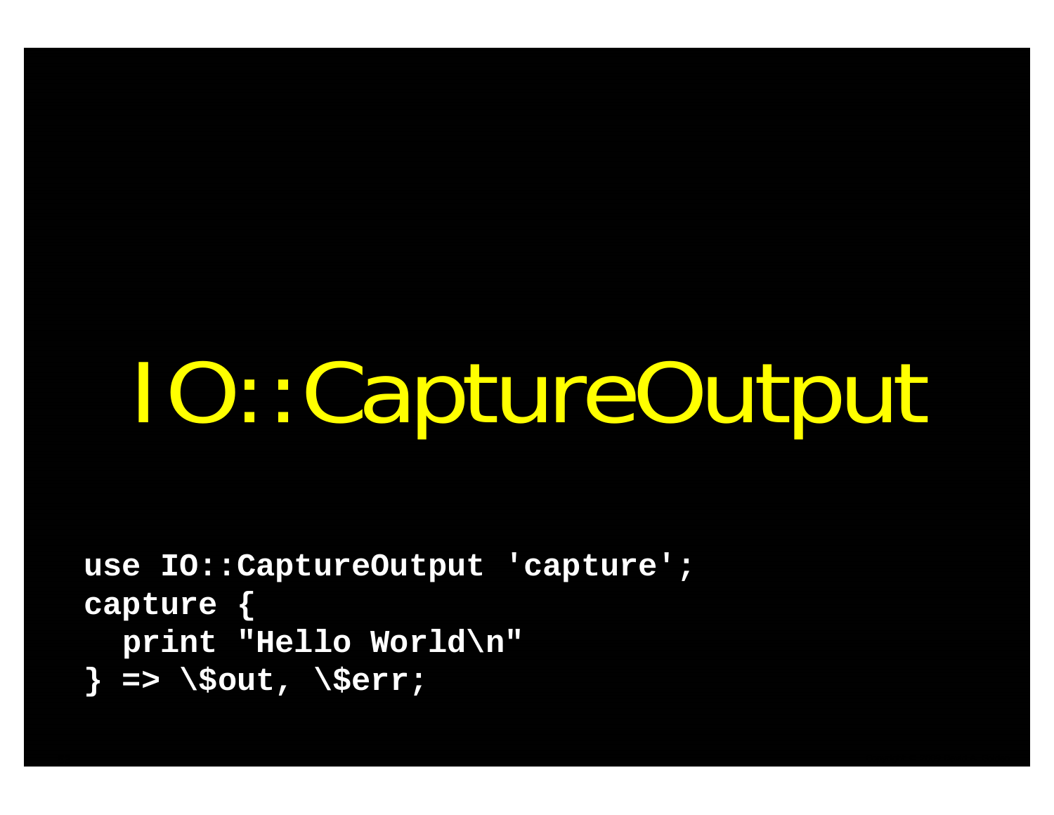# IO::CaptureOutput

```
use IO::CaptureOutput 'capture';
capture {
  print "Hello World\n"
} => \$out, \$err;
```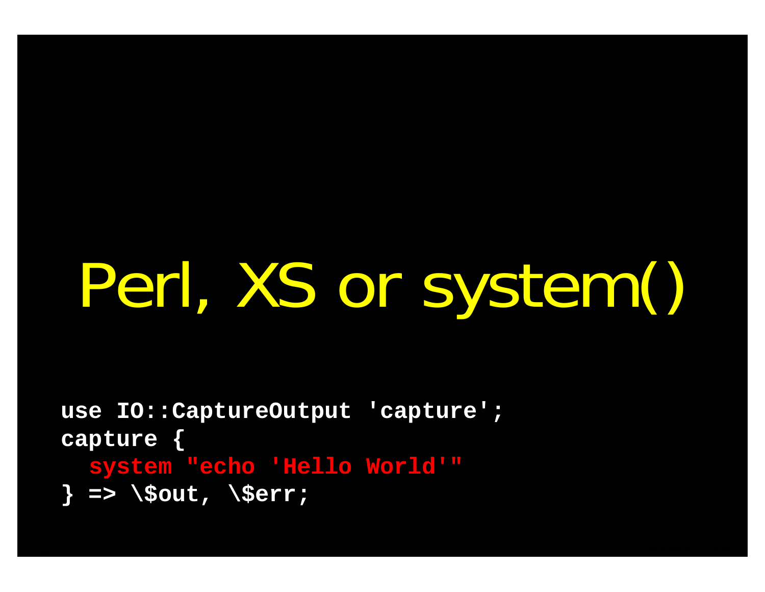# Perl, XS or system()

```
use IO::CaptureOutput 'capture';
capture {
  system "echo 'Hello World'"
} => \$out, \$err;
```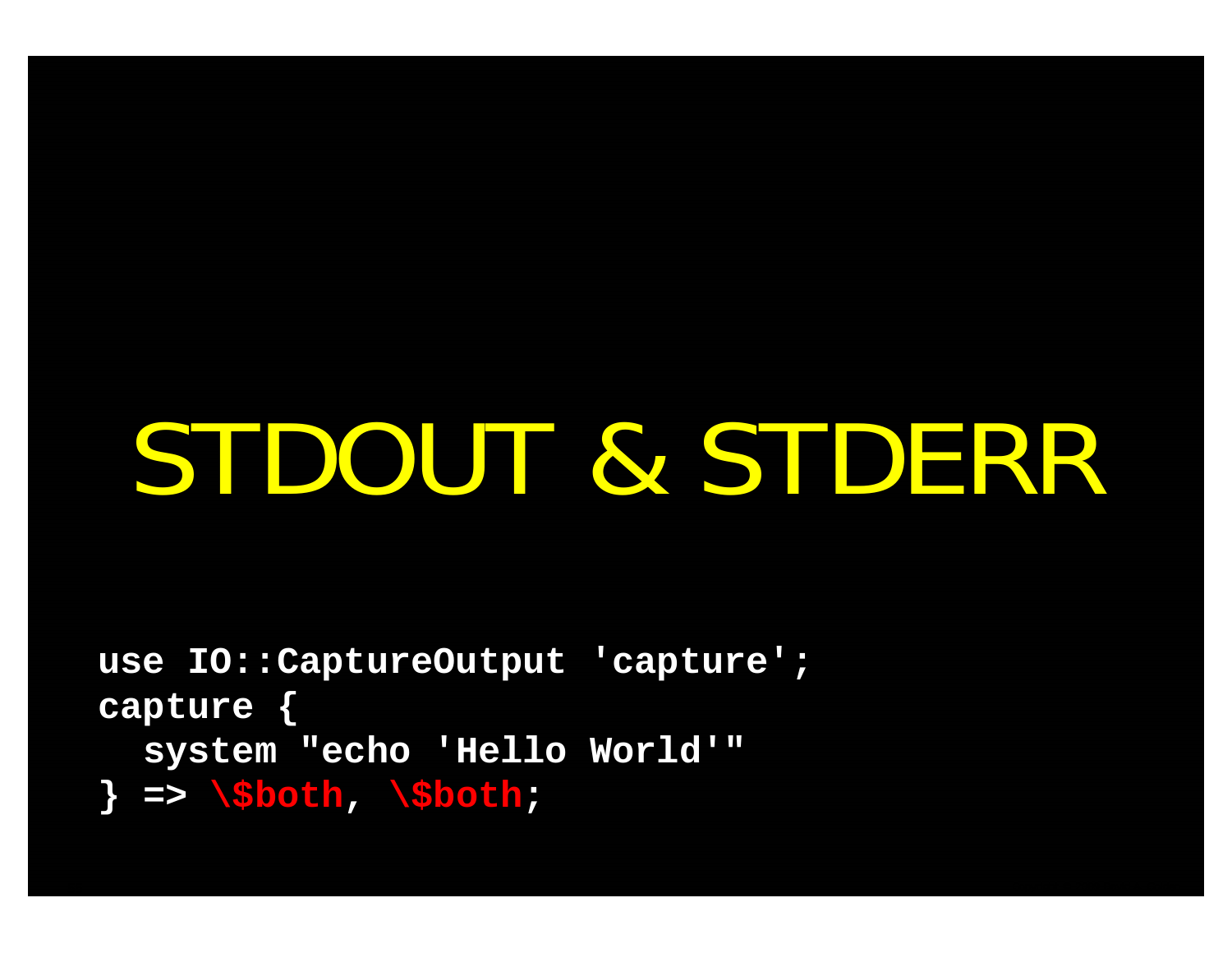# STDOUT & STDERR

```
use IO::CaptureOutput 'capture';
capture {
  system "echo 'Hello World'"
} => \$both, \$both;
```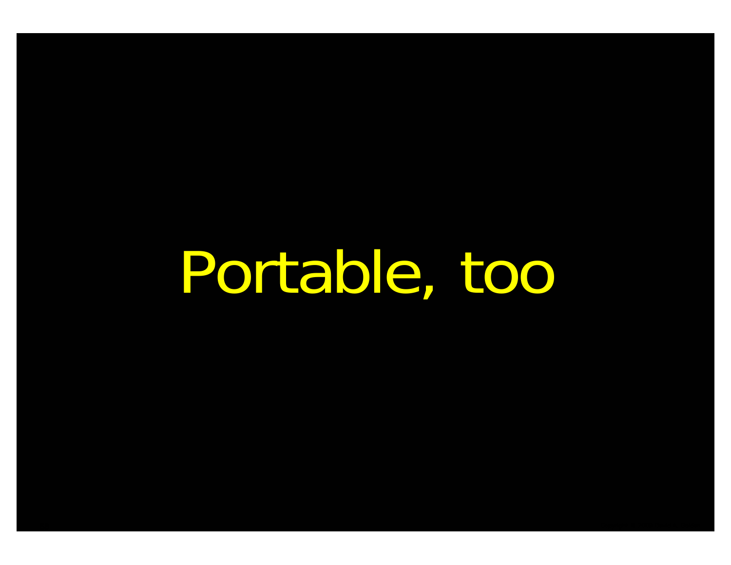# Portable, too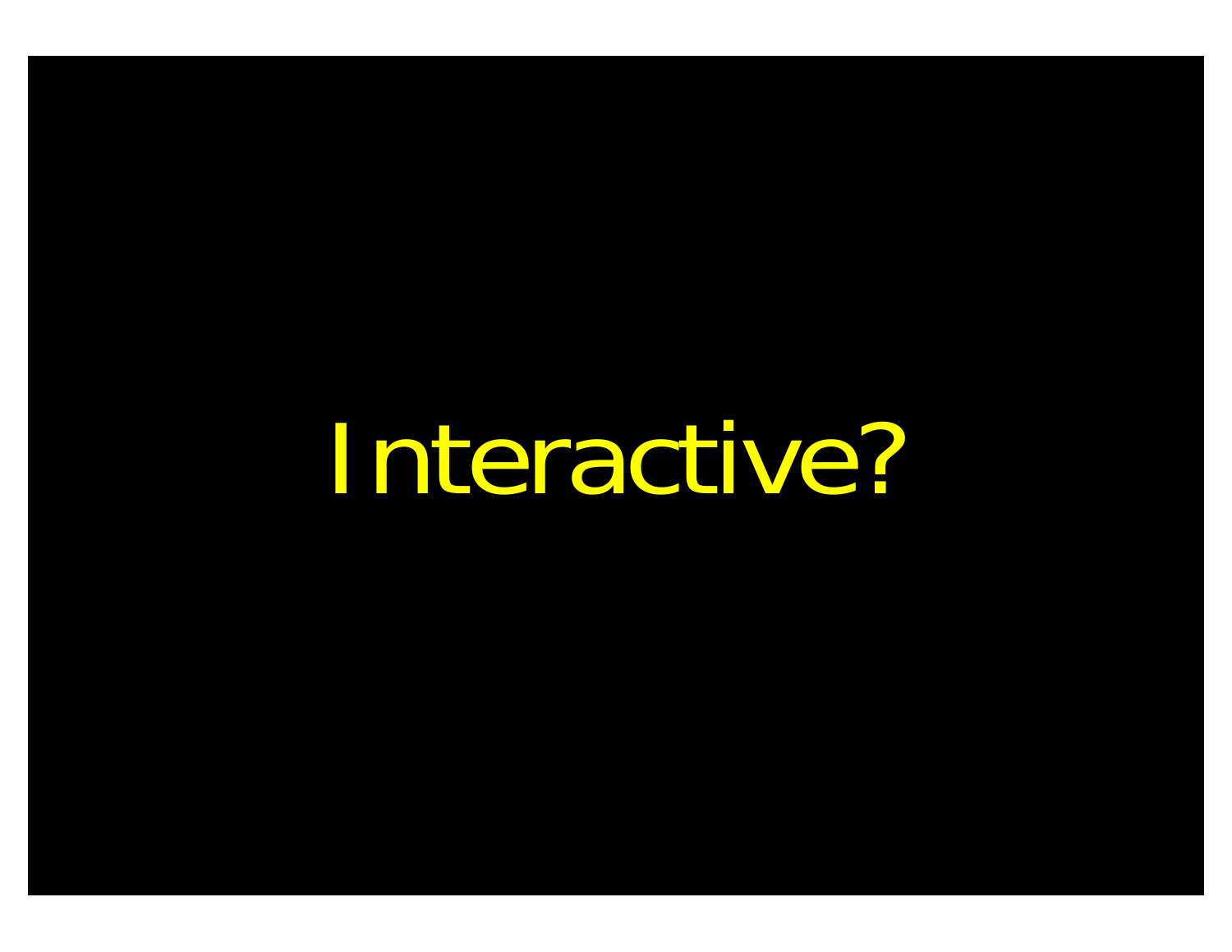# Interactive?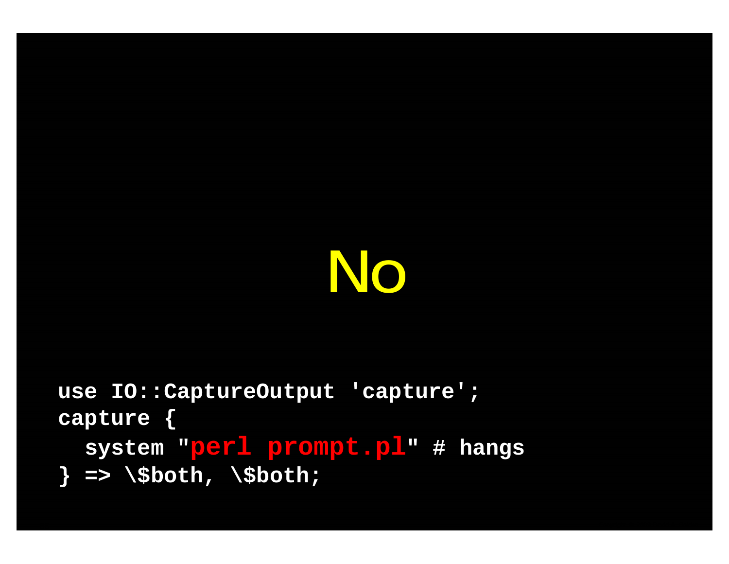# No

```
use IO::CaptureOutput 'capture';
capture {
  system "perl prompt.pl" # hangs
} => \$both, \$both;
```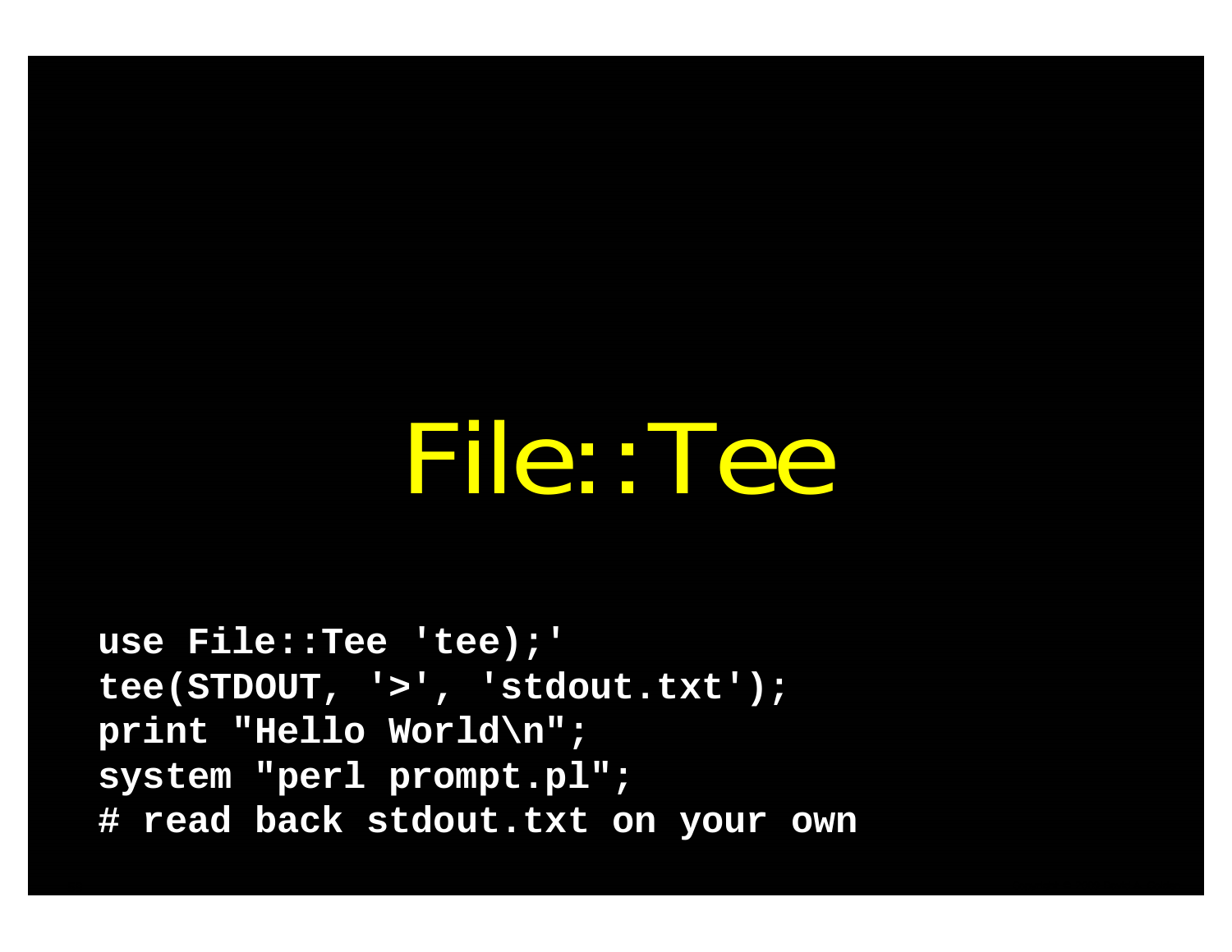# File::Tee

```
use File::Tee 'tee);'
tee(STDOUT, '>', 'stdout.txt');
print "Hello World\n";
system "perl prompt.pl";
# read back stdout.txt on your own
```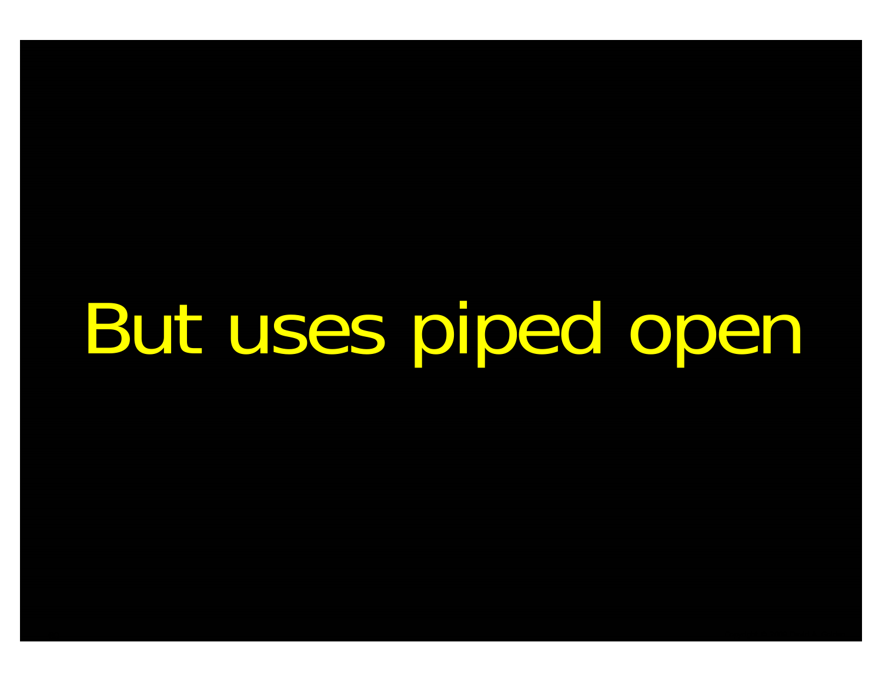# But uses piped open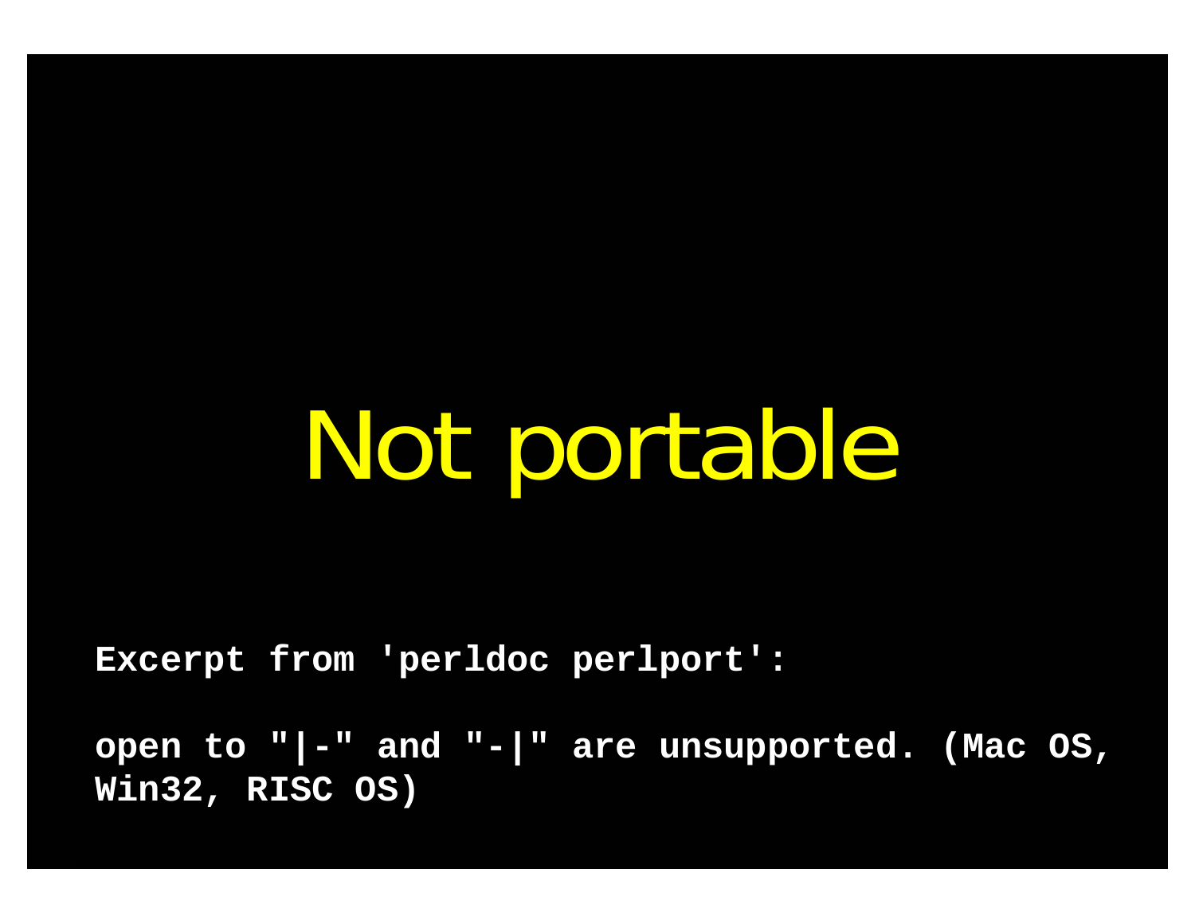# Not portable

```
Excerpt from 'perldoc perlport':

open to "|-" and "-|" are unsupported. (Mac OS,
Win32, RISC OS)
```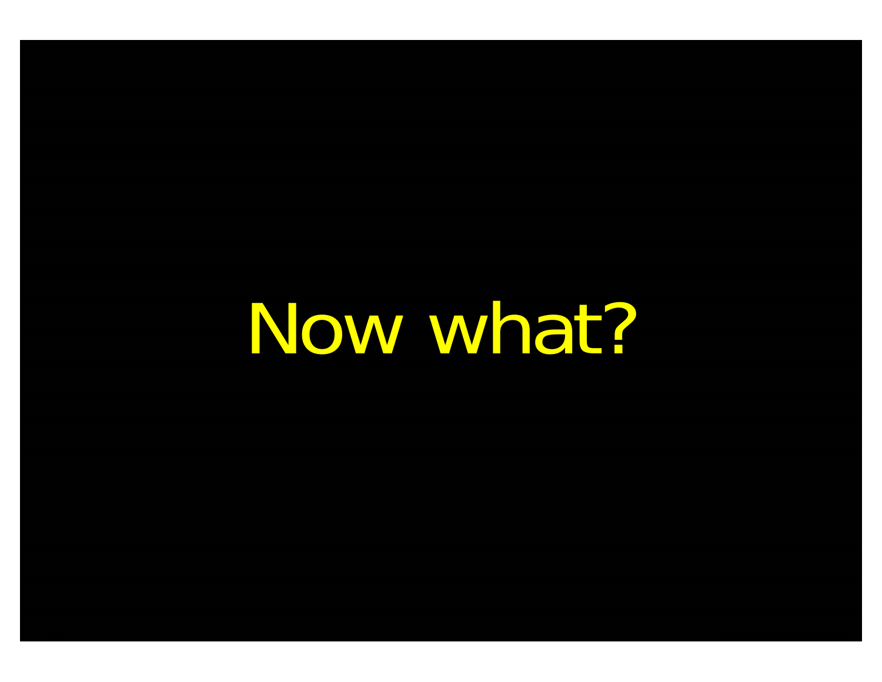Now what?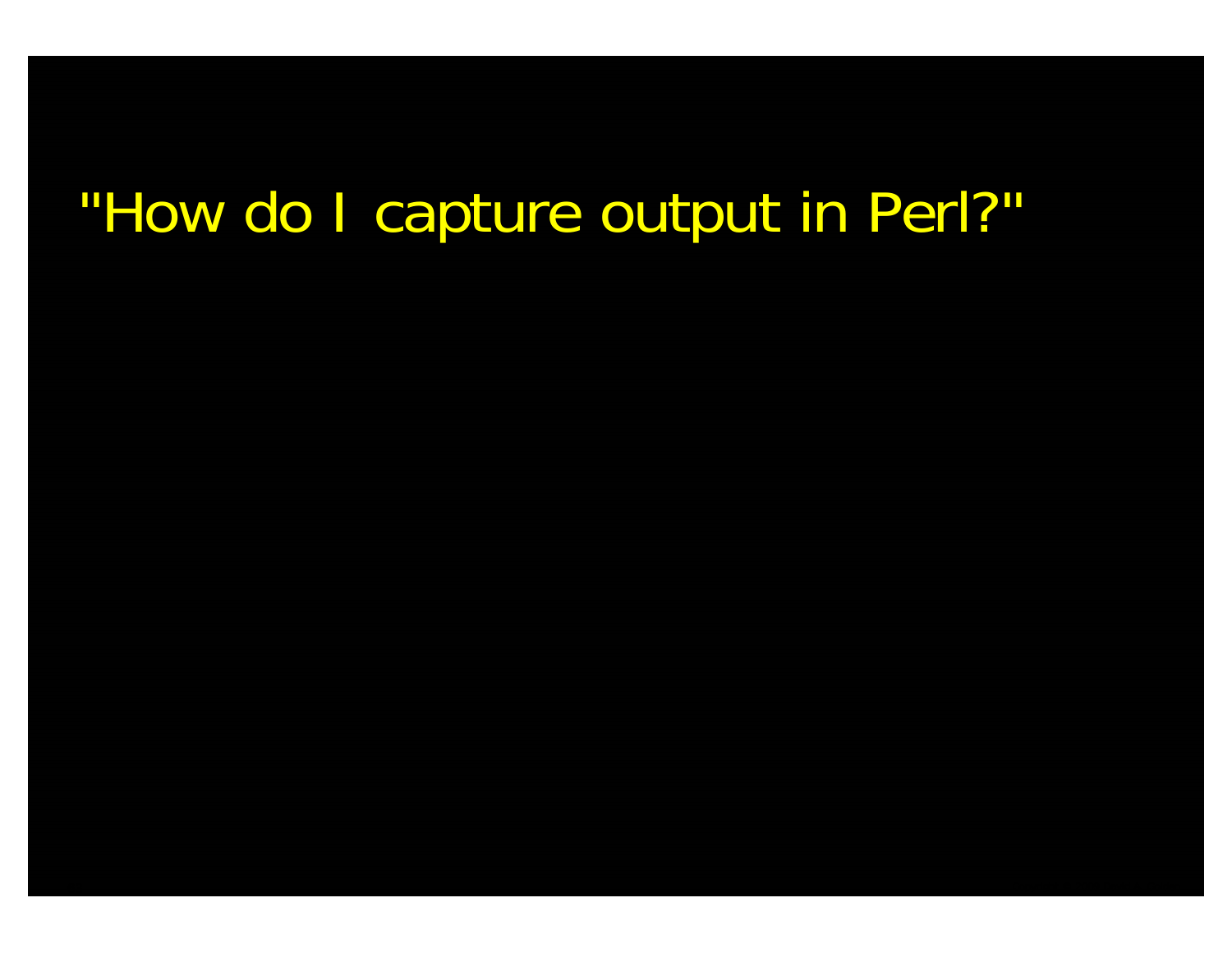"How do I capture output in Perl?"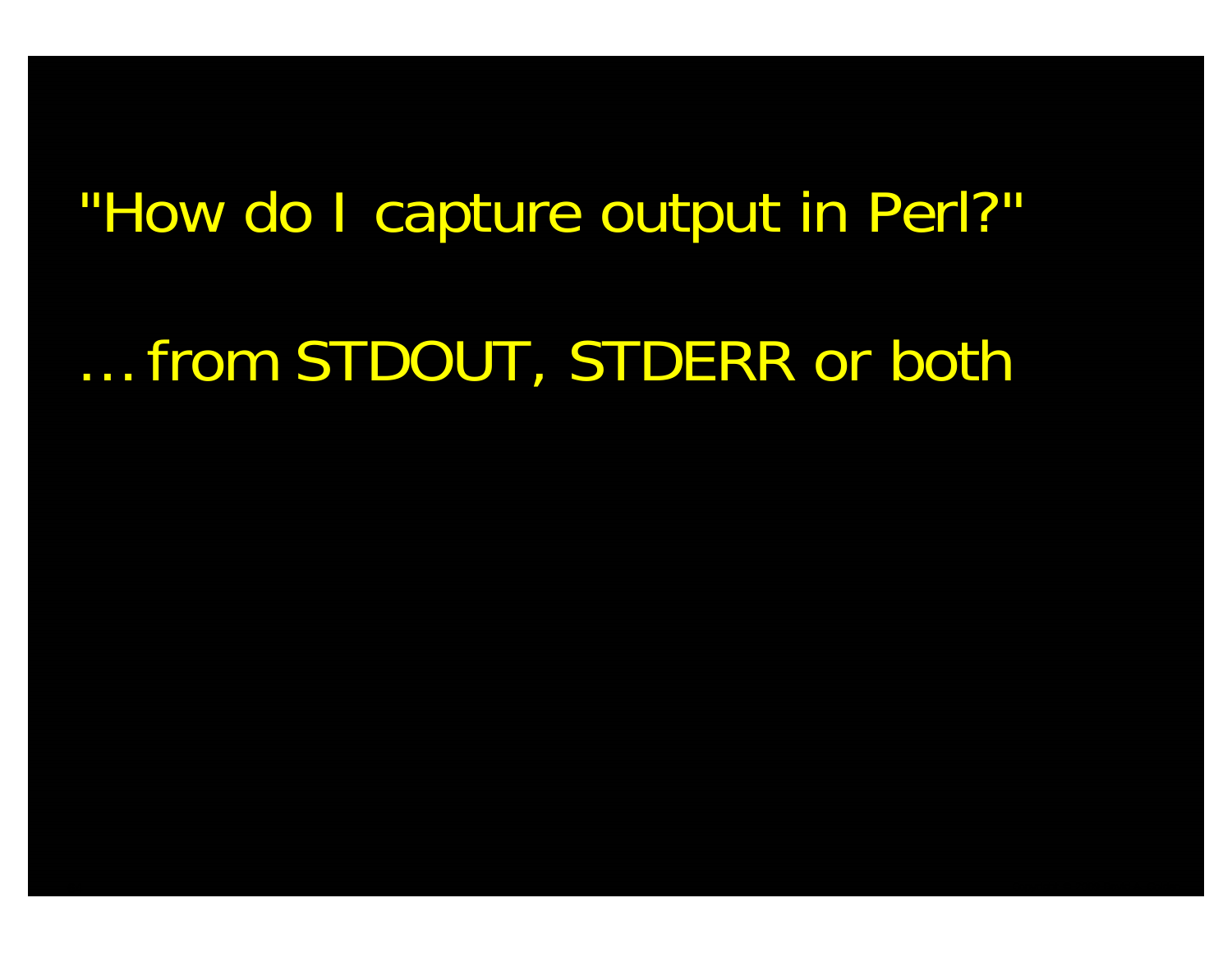"How do I capture output in Perl?"

… from STDOUT, STDERR or both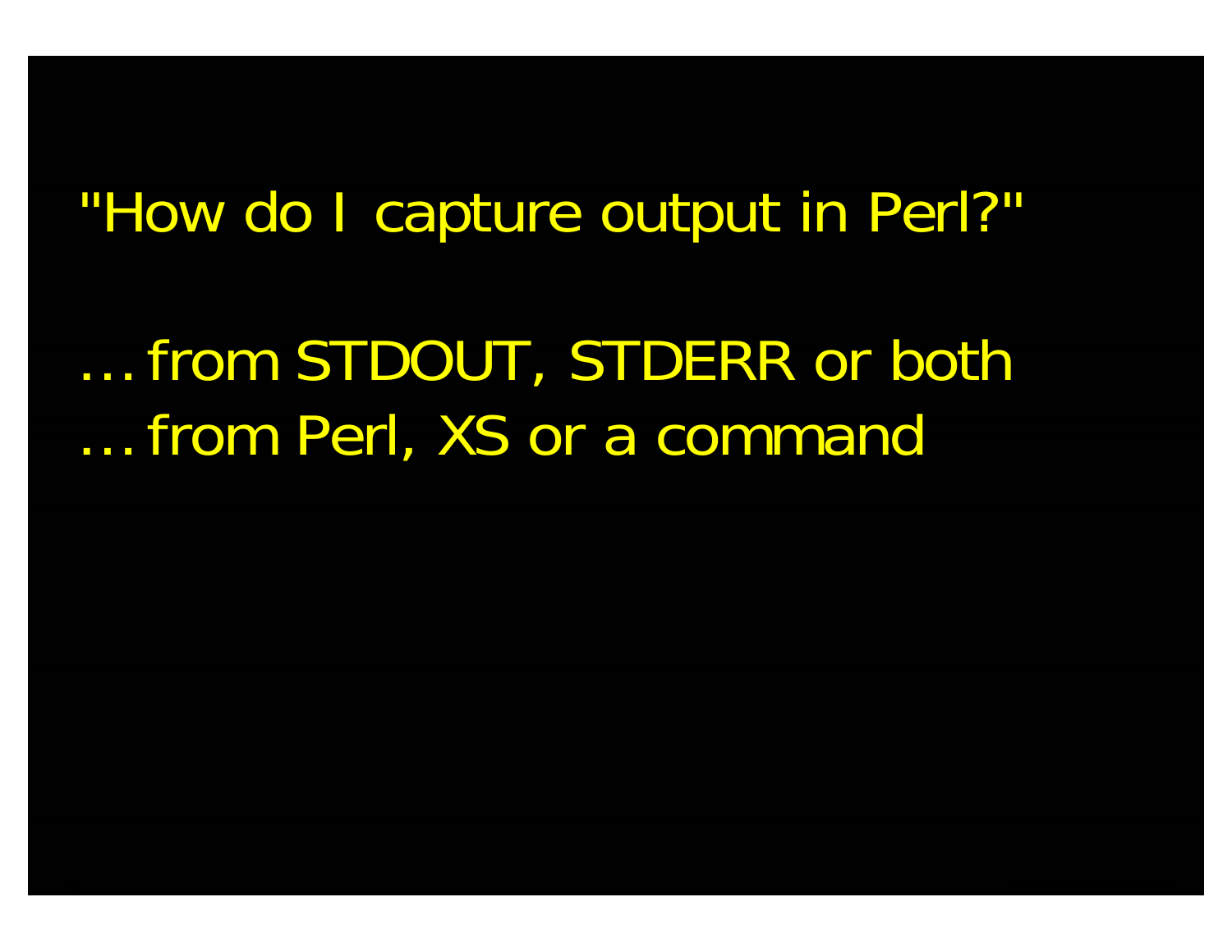"How do I capture output in Perl?"

… from STDOUT, STDERR or both

… from Perl, XS or a command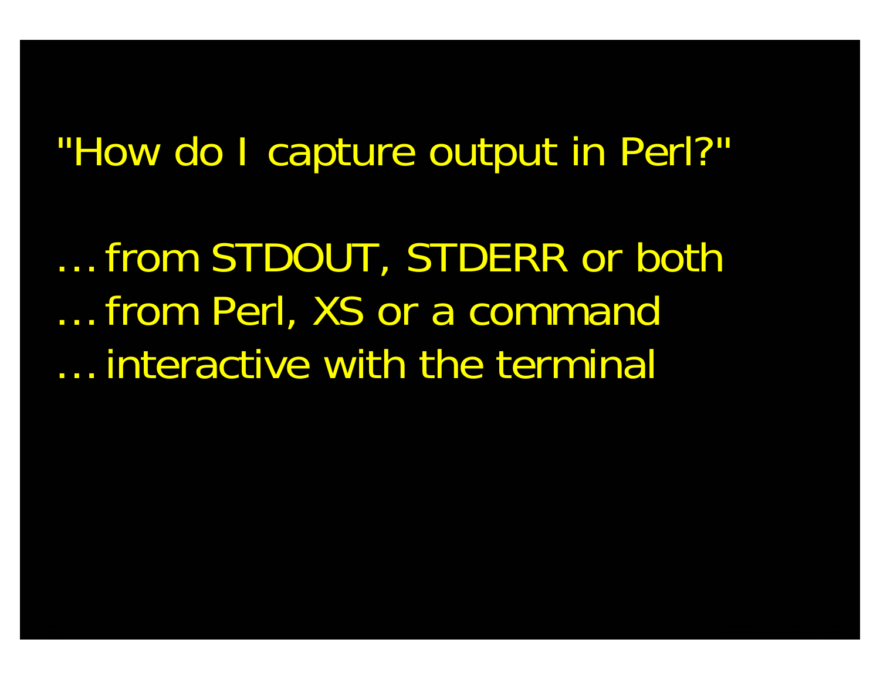"How do I capture output in Perl?"

… from STDOUT, STDERR or both
… from Perl, XS or a command
… interactive with the terminal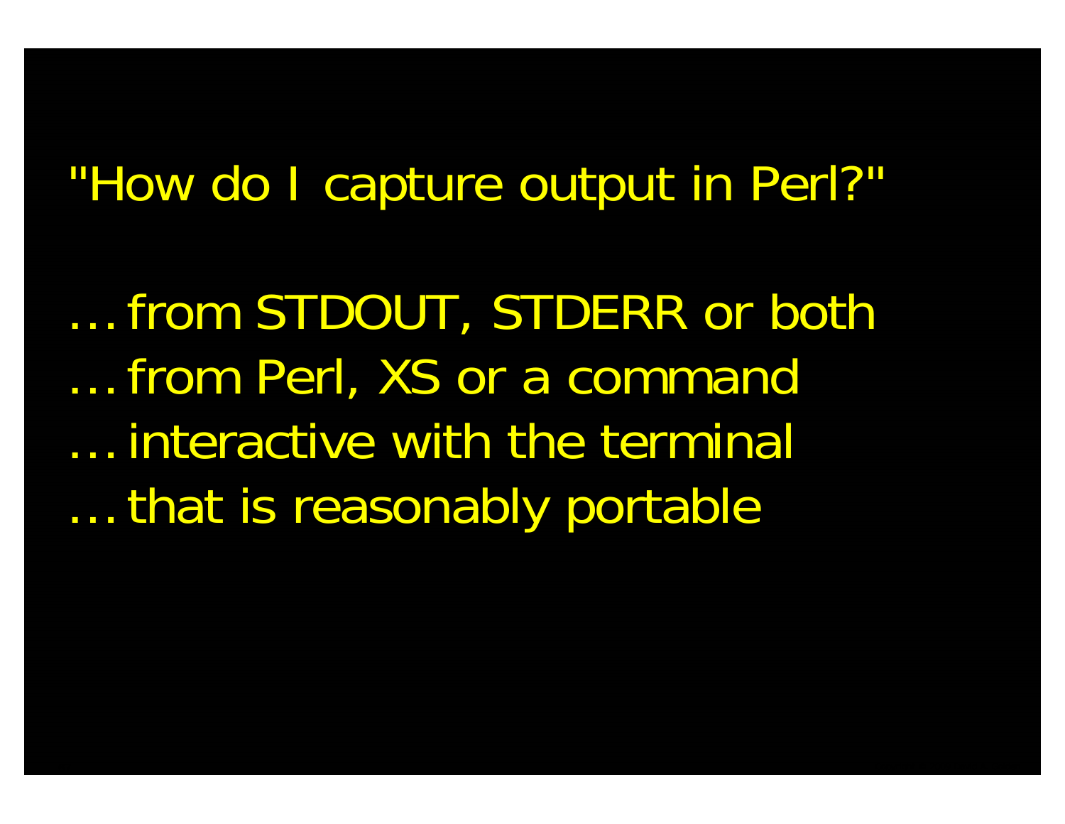"How do I capture output in Perl?"

… from STDOUT, STDERR or both
… from Perl, XS or a command
… interactive with the terminal
… that is reasonably portable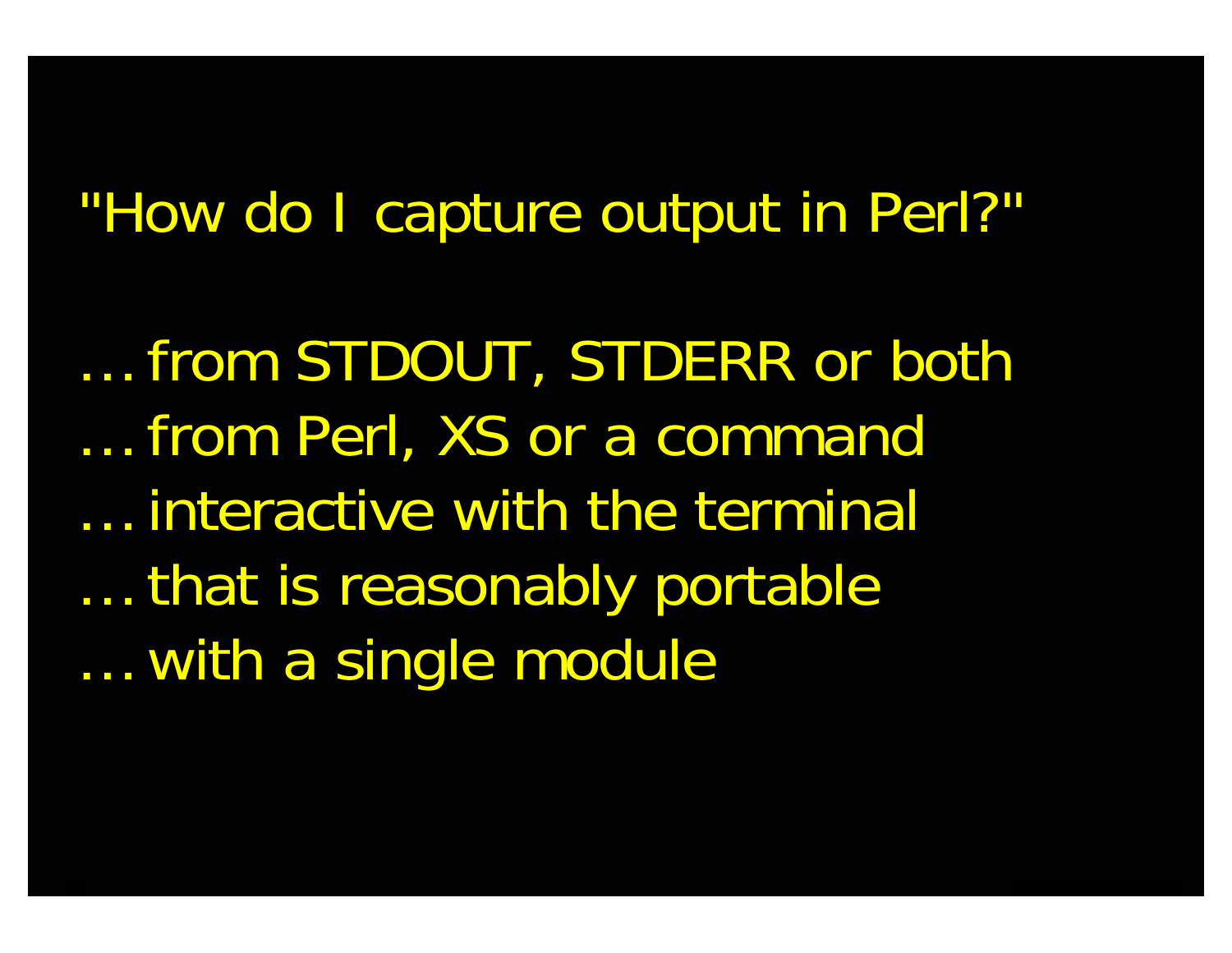"How do I capture output in Perl?"

… from STDOUT, STDERR or both

… from Perl, XS or a command

… interactive with the terminal

… that is reasonably portable

… with a single module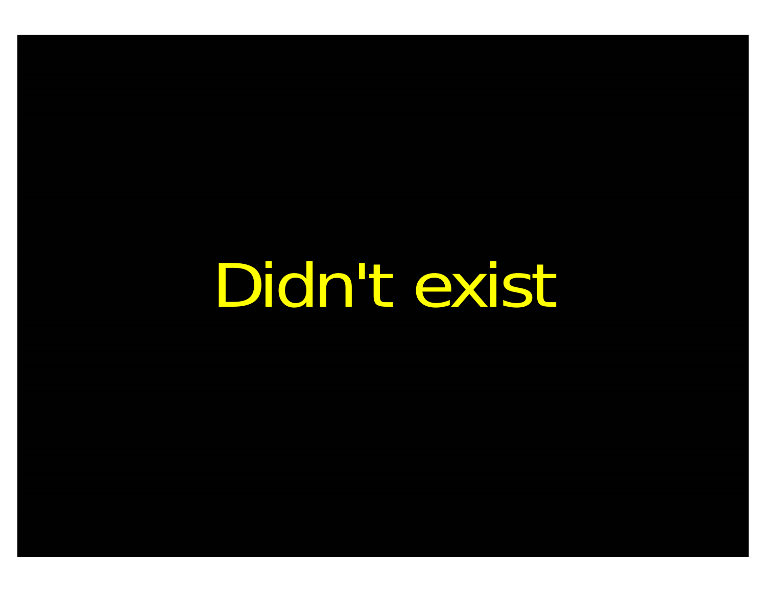Didn't exist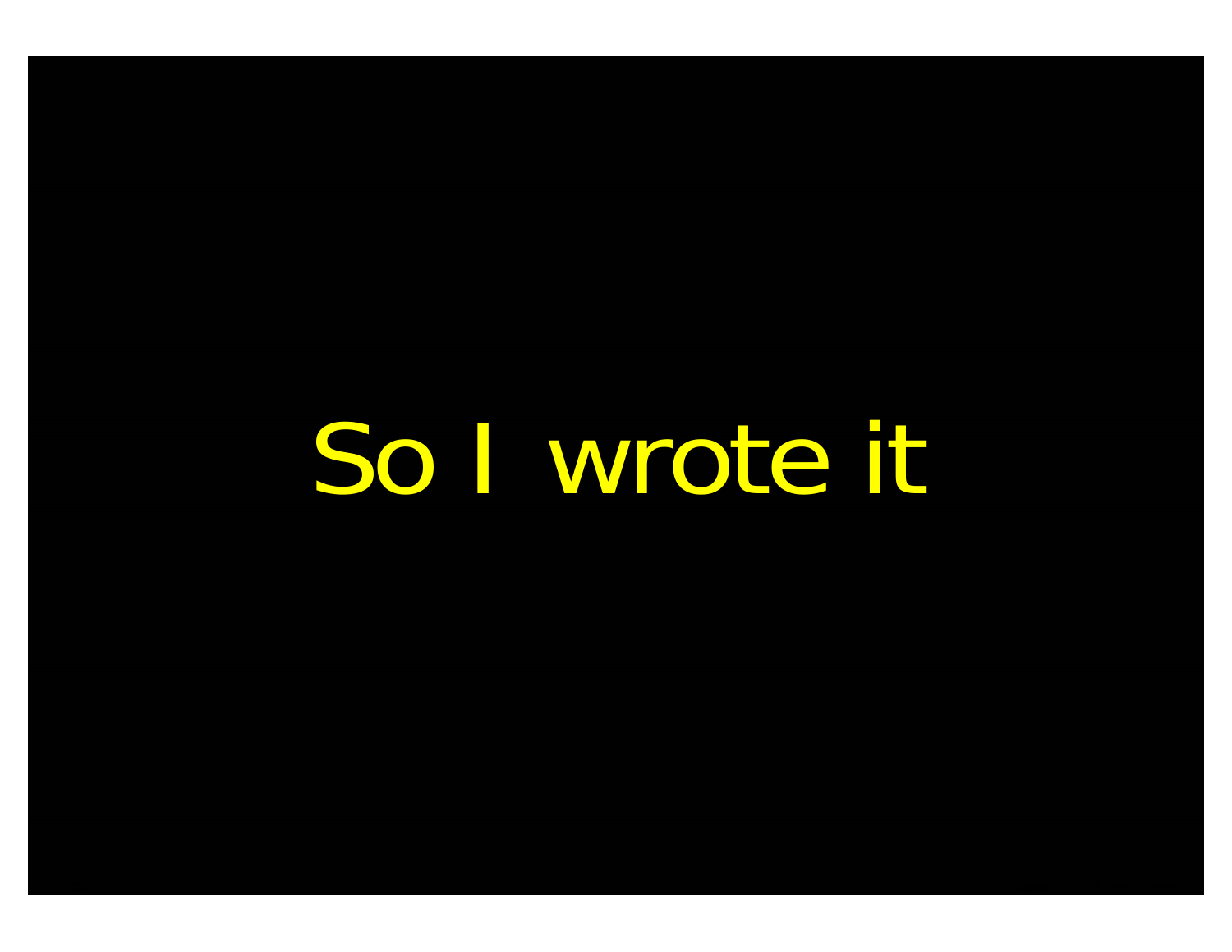So I wrote it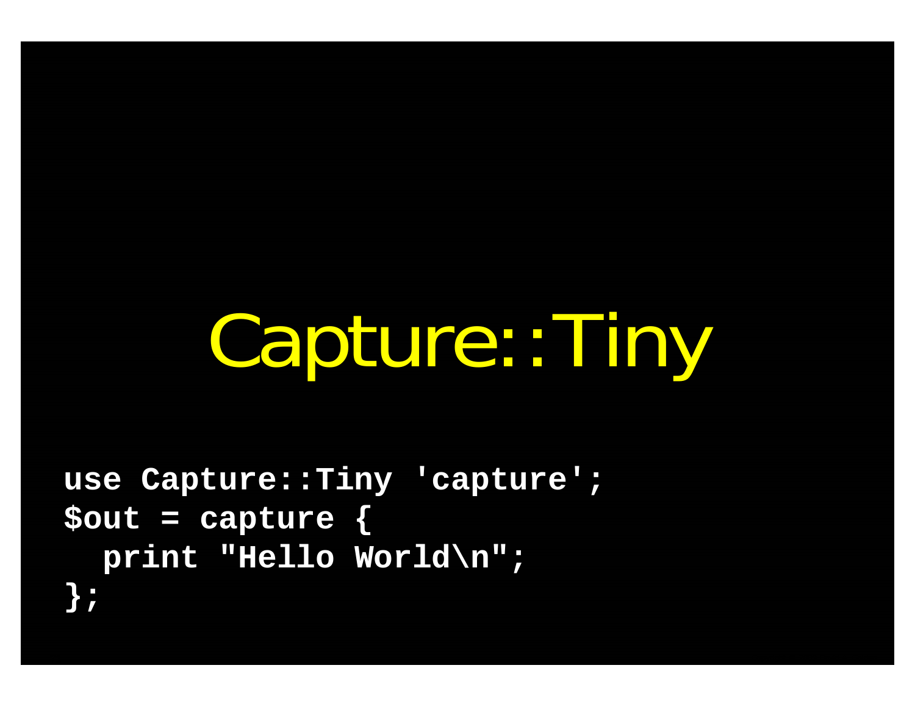# Capture::Tiny

```
use Capture::Tiny 'capture';
$out = capture {
  print "Hello World\n";
};
```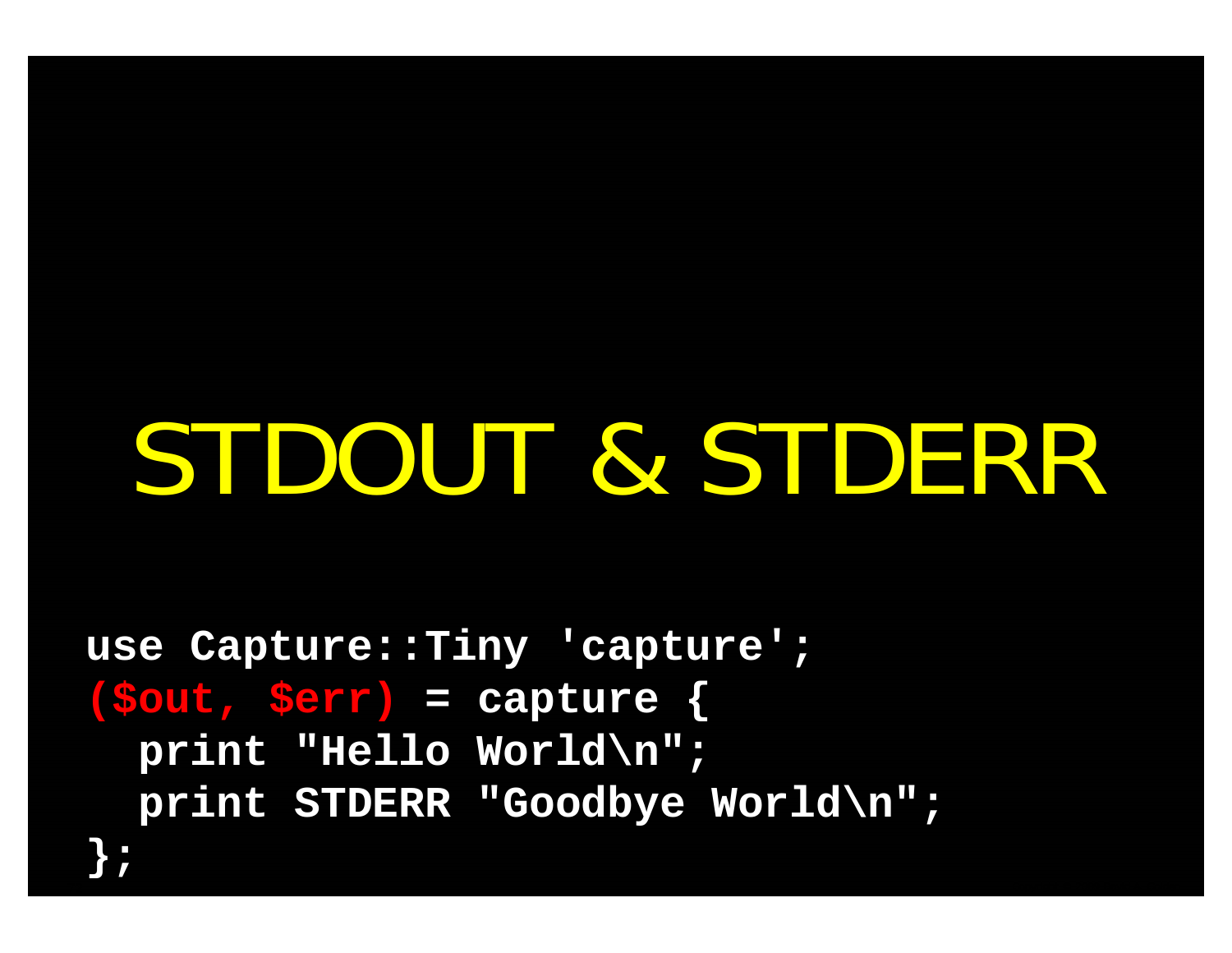# STDOUT & STDERR

```
use Capture::Tiny 'capture';
($out, $err) = capture {
  print "Hello World\n";
  print STDERR "Goodbye World\n";
};
```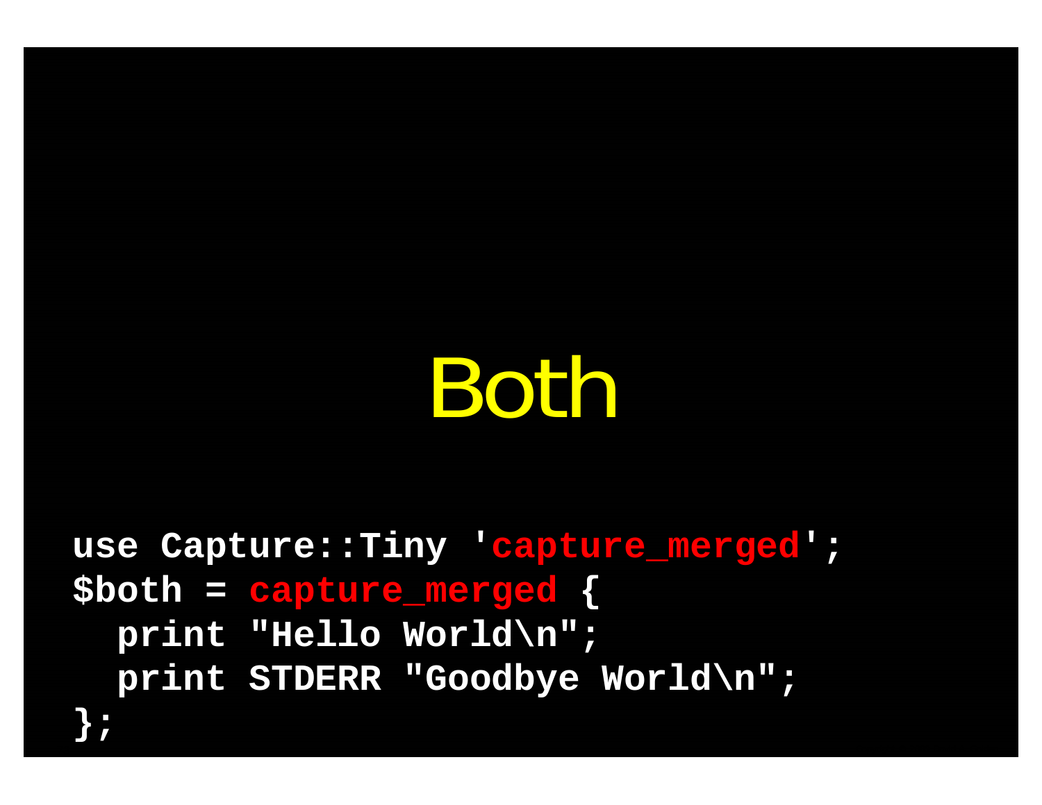# Both

```
use Capture::Tiny 'capture_merged';
$both = capture_merged {
  print "Hello World\n";
  print STDERR "Goodbye World\n";
};
```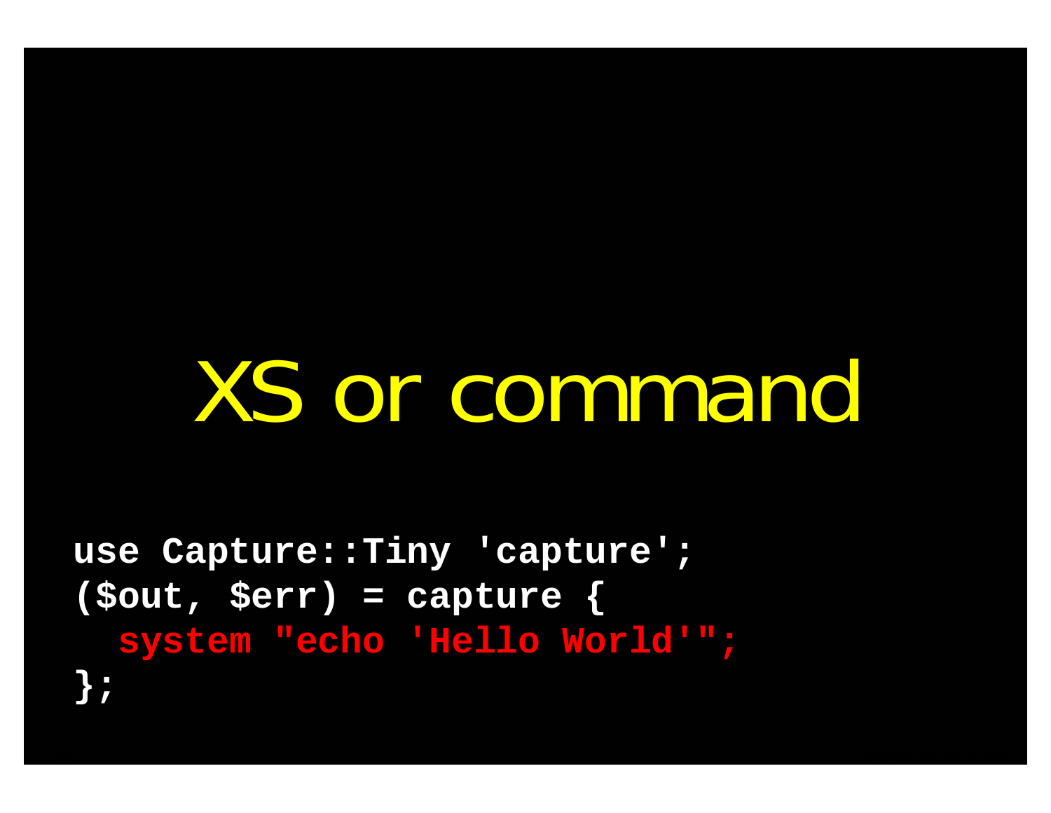# XS or command

```
use Capture::Tiny 'capture';
($out, $err) = capture {
  system "echo 'Hello World'";
};
```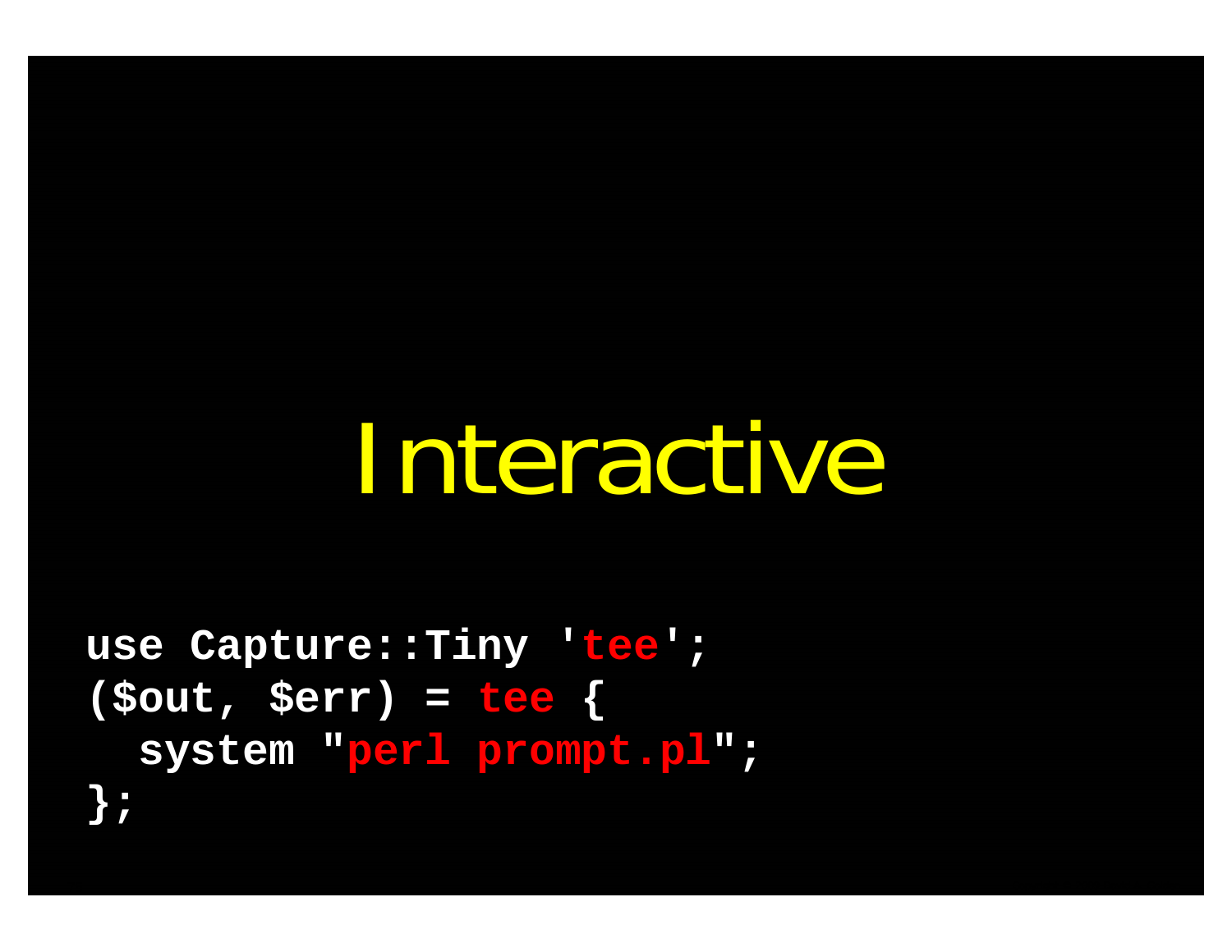# Interactive

```
use Capture::Tiny 'tee';
($out, $err) = tee {
  system "perl prompt.pl";
};
```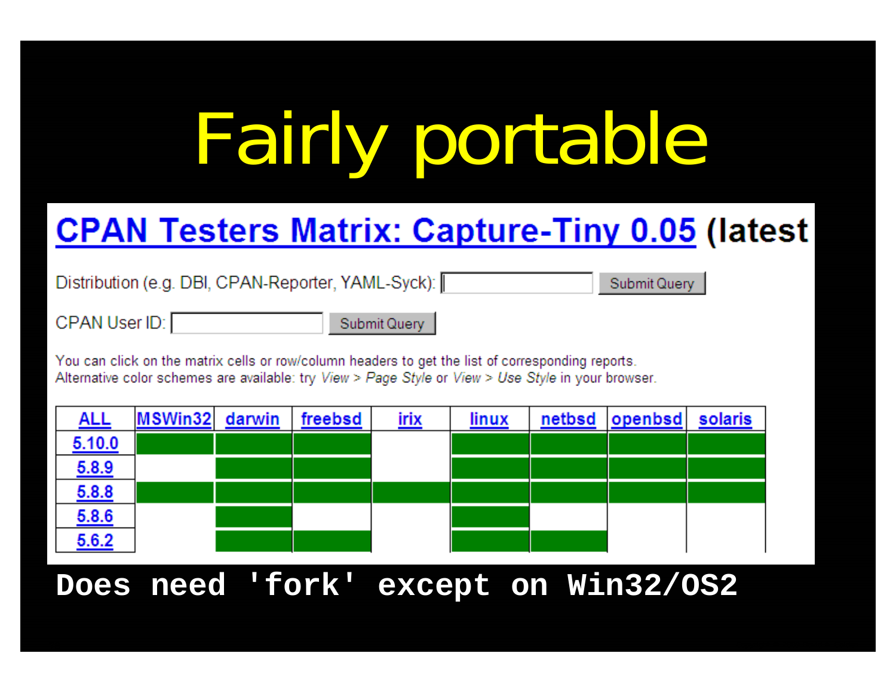# Fairly portable

## CPAN Testers Matrix: Capture-Tiny 0.05 (latest

Distribution (e.g. DBI, CPAN-Reporter, YAML-Syck): [ ] Submit Query

CPAN User ID: [ ] Submit Query

You can click on the matrix cells or row/column headers to get the list of corresponding reports.
Alternative color schemes are available: try *View > Page Style* or *View > Use Style* in your browser.

| ALL | MSWin32 | darwin | freebsd | irix | linux | netbsd | openbsd | solaris |
|---|---|---|---|---|---|---|---|---|
| 5.10.0 | ■ | ■ | ■ | | ■ | ■ | ■ | ■ |
| 5.8.9 | | ■ | ■ | | ■ | ■ | ■ | ■ |
| 5.8.8 | ■ | ■ | ■ | ■ | ■ | ■ | ■ | ■ |
| 5.8.6 | | ■ | | | ■ | | | |
| 5.6.2 | | ■ | ■ | | ■ | ■ | | |

**Does need 'fork' except on Win32/OS2**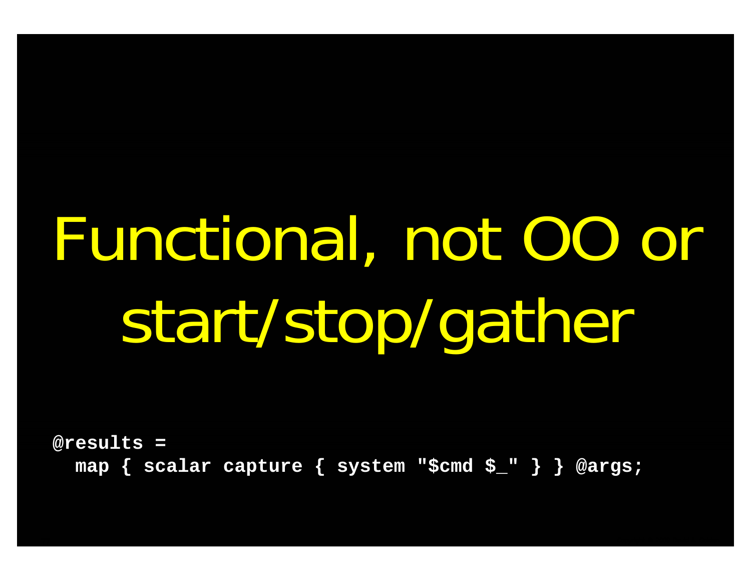# Functional, not OO or start/stop/gather

```
@results =
  map { scalar capture { system "$cmd $_" } } @args;
```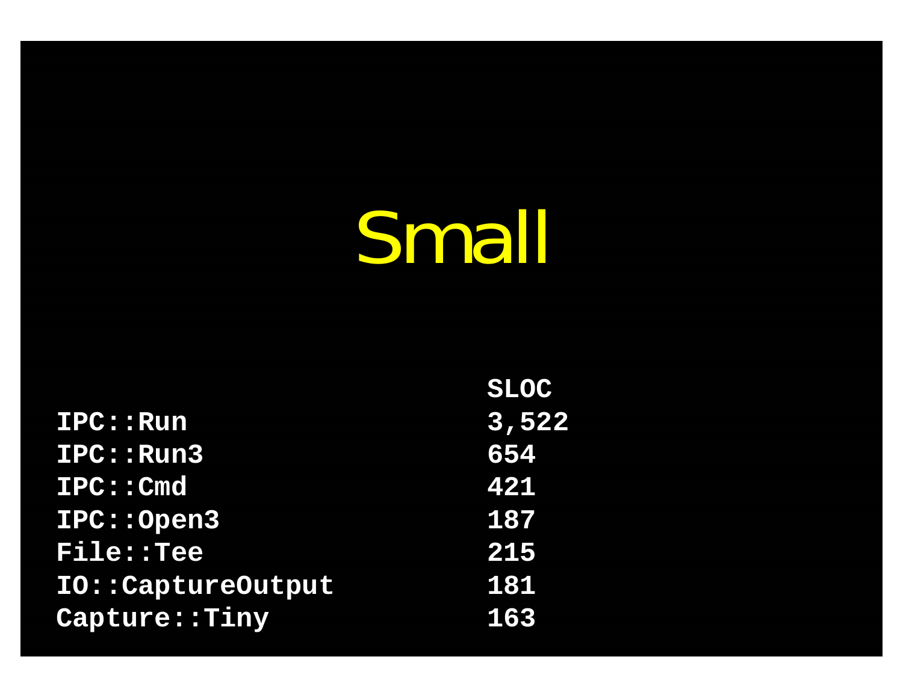# Small

| | SLOC |
|---|---|
| IPC::Run | 3,522 |
| IPC::Run3 | 654 |
| IPC::Cmd | 421 |
| IPC::Open3 | 187 |
| File::Tee | 215 |
| IO::CaptureOutput | 181 |
| Capture::Tiny | 163 |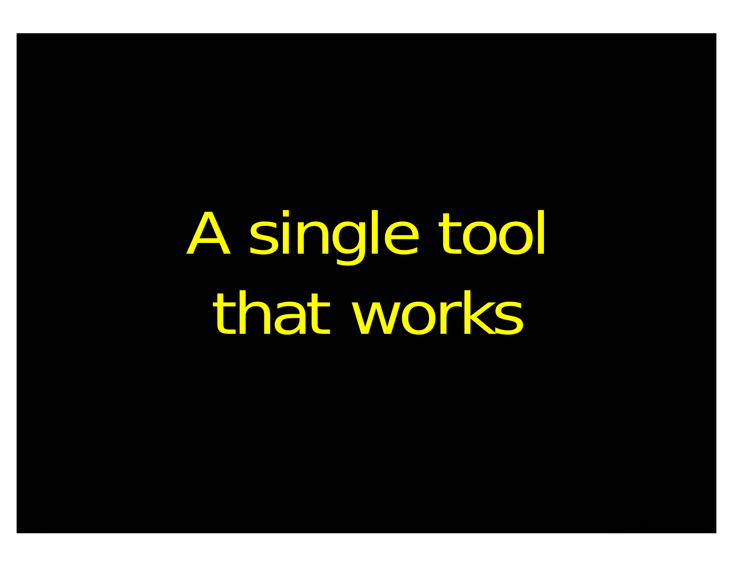A single tool
that works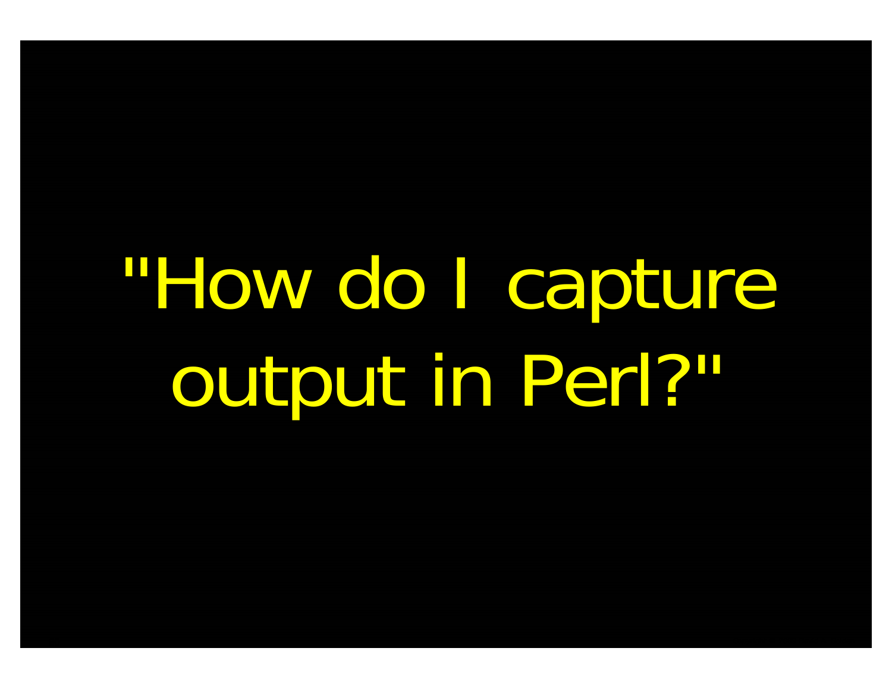"How do I capture output in Perl?"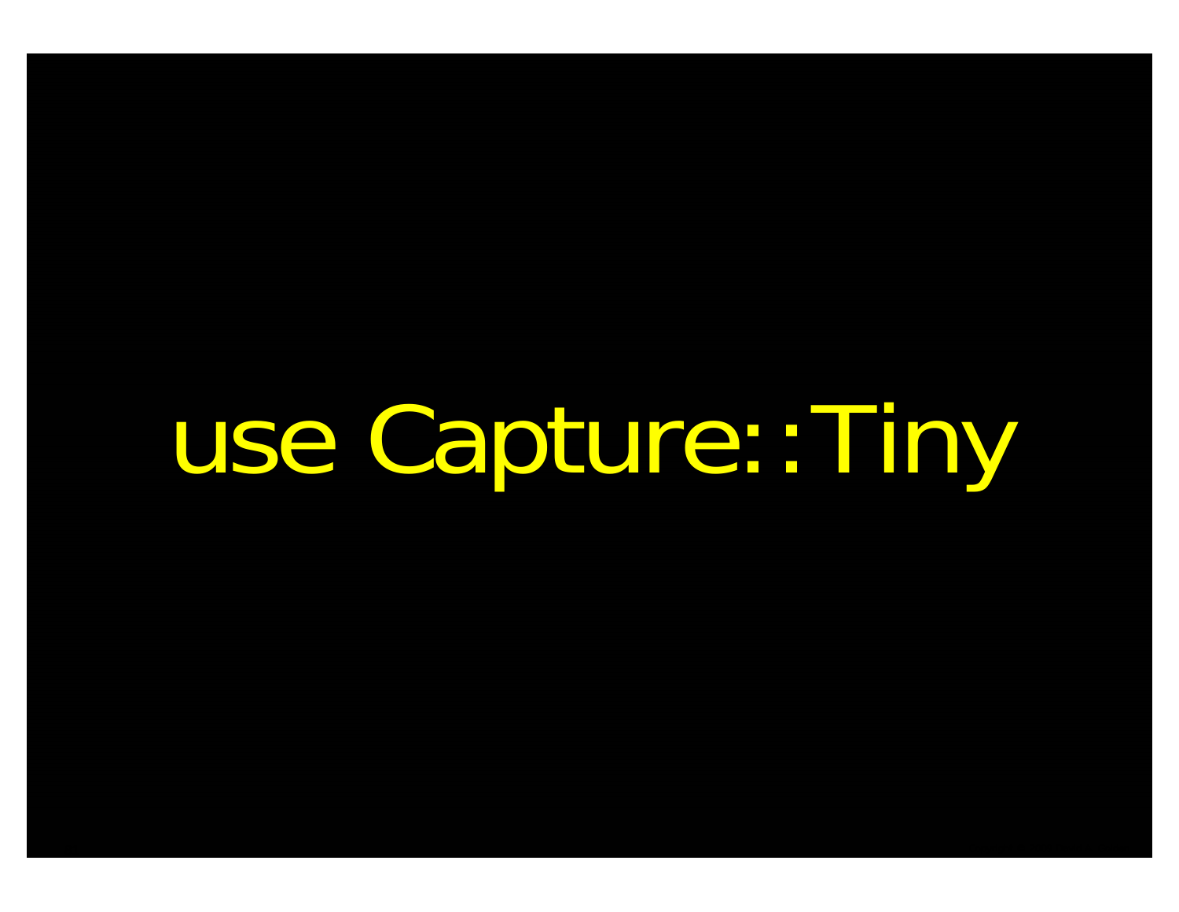use Capture::Tiny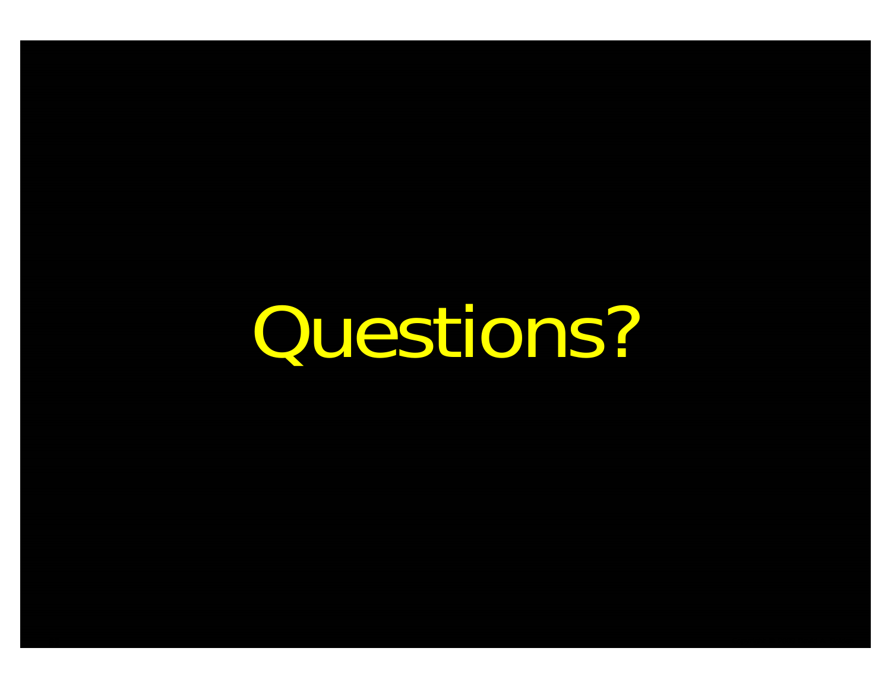# Questions?